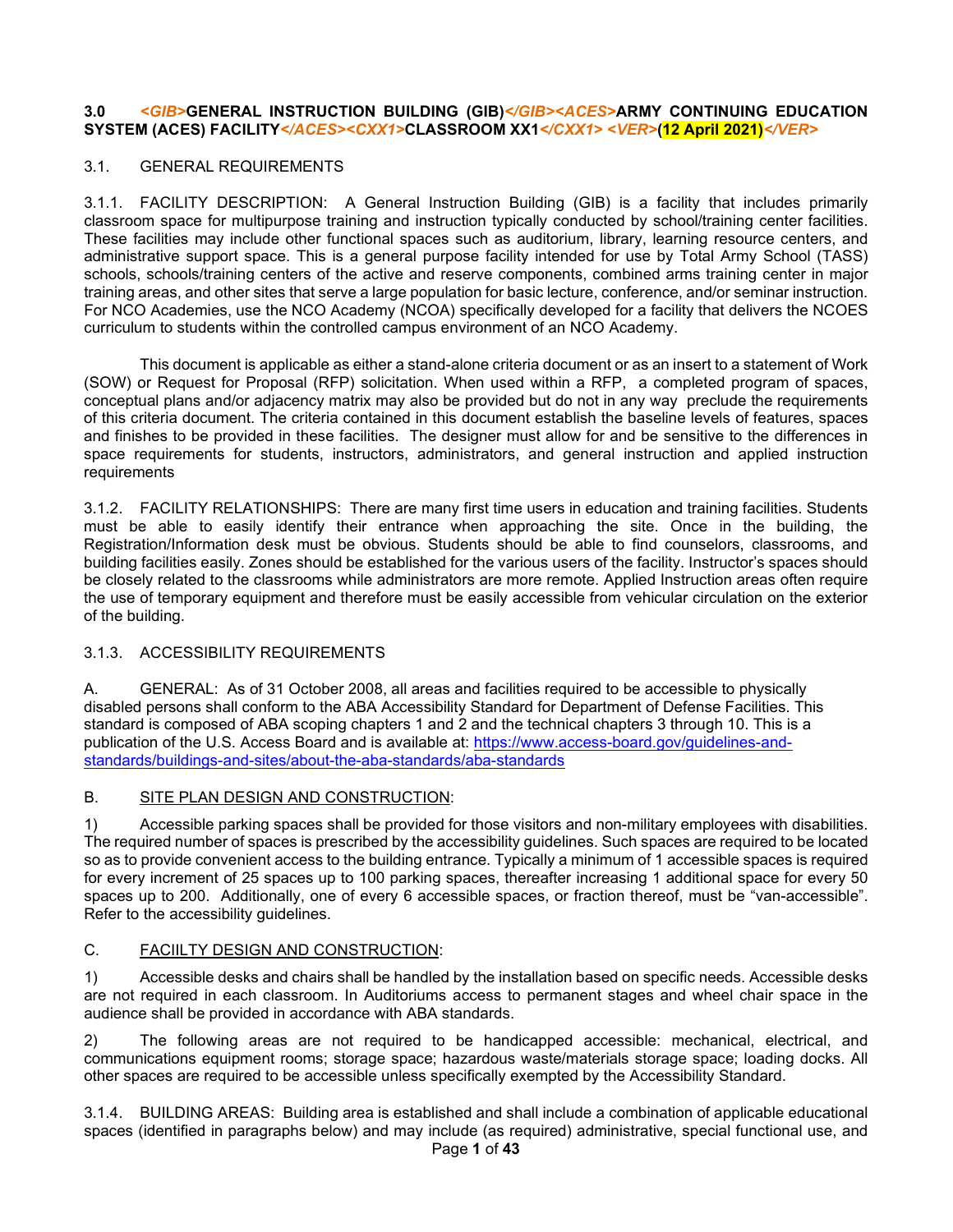# 3.0 <GIB>GENERAL INSTRUCTION BUILDING (GIB)</GIB><ACES>ARMY CONTINUING EDUCATION SYSTEM (ACES) FACILITY</ACES><CXX1>CLASSROOM XX1</CXX1> <VER>(12 April 2021)</VER>

## 3.1. GENERAL REQUIREMENTS

3.1.1. FACILITY DESCRIPTION: A General Instruction Building (GIB) is a facility that includes primarily classroom space for multipurpose training and instruction typically conducted by school/training center facilities. These facilities may include other functional spaces such as auditorium, library, learning resource centers, and administrative support space. This is a general purpose facility intended for use by Total Army School (TASS) schools, schools/training centers of the active and reserve components, combined arms training center in major training areas, and other sites that serve a large population for basic lecture, conference, and/or seminar instruction. For NCO Academies, use the NCO Academy (NCOA) specifically developed for a facility that delivers the NCOES curriculum to students within the controlled campus environment of an NCO Academy.

This document is applicable as either a stand-alone criteria document or as an insert to a statement of Work (SOW) or Request for Proposal (RFP) solicitation. When used within a RFP, a completed program of spaces, conceptual plans and/or adjacency matrix may also be provided but do not in any way preclude the requirements of this criteria document. The criteria contained in this document establish the baseline levels of features, spaces and finishes to be provided in these facilities. The designer must allow for and be sensitive to the differences in space requirements for students, instructors, administrators, and general instruction and applied instruction requirements

3.1.2. FACILITY RELATIONSHIPS: There are many first time users in education and training facilities. Students must be able to easily identify their entrance when approaching the site. Once in the building, the Registration/Information desk must be obvious. Students should be able to find counselors, classrooms, and building facilities easily. Zones should be established for the various users of the facility. Instructor's spaces should be closely related to the classrooms while administrators are more remote. Applied Instruction areas often require the use of temporary equipment and therefore must be easily accessible from vehicular circulation on the exterior of the building.

3.1.3. ACCESSIBILITY REQUIREMENTS

A. GENERAL: As of 31 October 2008, all areas and facilities required to be accessible to physically disabled persons shall conform to the ABA Accessibility Standard for Department of Defense Facilities. This standard is composed of ABA scoping chapters 1 and 2 and the technical chapters 3 through 10. This is a publication of the U.S. Access Board and is available at: https://www.access-board.gov/guidelines-and-standards/buildings-and-sites/about-the-aba-standards/aba-standards

B. SITE PLAN DESIGN AND CONSTRUCTION:

1) Accessible parking spaces shall be provided for those visitors and non-military employees with disabilities. The required number of spaces is prescribed by the accessibility guidelines. Such spaces are required to be located so as to provide convenient access to the building entrance. Typically a minimum of 1 accessible spaces is required for every increment of 25 spaces up to 100 parking spaces, thereafter increasing 1 additional space for every 50 spaces up to 200. Additionally, one of every 6 accessible spaces, or fraction thereof, must be "van-accessible". Refer to the accessibility guidelines.

C. FACIILTY DESIGN AND CONSTRUCTION:

1) Accessible desks and chairs shall be handled by the installation based on specific needs. Accessible desks are not required in each classroom. In Auditoriums access to permanent stages and wheel chair space in the audience shall be provided in accordance with ABA standards.

2) The following areas are not required to be handicapped accessible: mechanical, electrical, and communications equipment rooms; storage space; hazardous waste/materials storage space; loading docks. All other spaces are required to be accessible unless specifically exempted by the Accessibility Standard.

3.1.4. BUILDING AREAS: Building area is established and shall include a combination of applicable educational spaces (identified in paragraphs below) and may include (as required) administrative, special functional use, and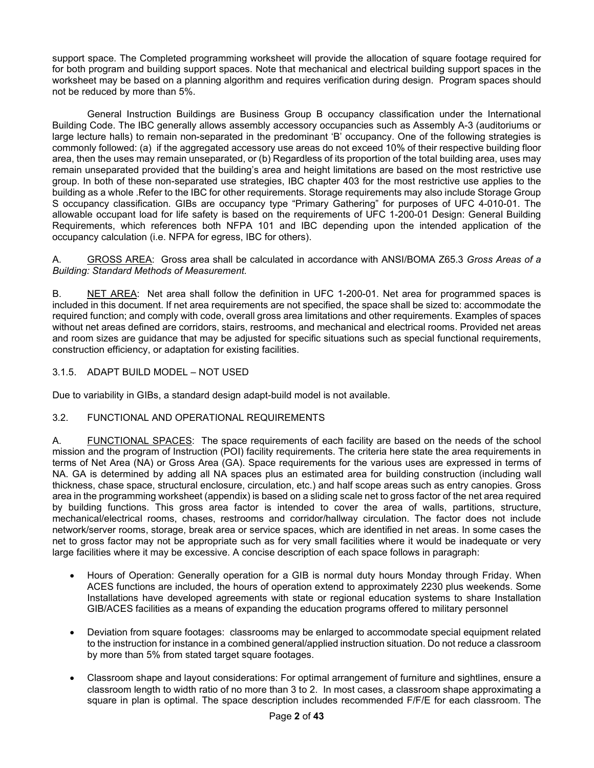support space. The Completed programming worksheet will provide the allocation of square footage required for for both program and building support spaces. Note that mechanical and electrical building support spaces in the worksheet may be based on a planning algorithm and requires verification during design. Program spaces should not be reduced by more than 5%.

General Instruction Buildings are Business Group B occupancy classification under the International Building Code. The IBC generally allows assembly accessory occupancies such as Assembly A-3 (auditoriums or large lecture halls) to remain non-separated in the predominant 'B' occupancy. One of the following strategies is commonly followed: (a) if the aggregated accessory use areas do not exceed 10% of their respective building floor area, then the uses may remain unseparated, or (b) Regardless of its proportion of the total building area, uses may remain unseparated provided that the building's area and height limitations are based on the most restrictive use group. In both of these non-separated use strategies, IBC chapter 403 for the most restrictive use applies to the building as a whole .Refer to the IBC for other requirements. Storage requirements may also include Storage Group S occupancy classification. GIBs are occupancy type "Primary Gathering" for purposes of UFC 4-010-01. The allowable occupant load for life safety is based on the requirements of UFC 1-200-01 Design: General Building Requirements, which references both NFPA 101 and IBC depending upon the intended application of the occupancy calculation (i.e. NFPA for egress, IBC for others).

A. GROSS AREA: Gross area shall be calculated in accordance with ANSI/BOMA Z65.3 *Gross Areas of a Building: Standard Methods of Measurement.*

B. NET AREA: Net area shall follow the definition in UFC 1-200-01. Net area for programmed spaces is included in this document. If net area requirements are not specified, the space shall be sized to: accommodate the required function; and comply with code, overall gross area limitations and other requirements. Examples of spaces without net areas defined are corridors, stairs, restrooms, and mechanical and electrical rooms. Provided net areas and room sizes are guidance that may be adjusted for specific situations such as special functional requirements, construction efficiency, or adaptation for existing facilities.

### 3.1.5. ADAPT BUILD MODEL – NOT USED

Due to variability in GIBs, a standard design adapt-build model is not available.

## 3.2. FUNCTIONAL AND OPERATIONAL REQUIREMENTS

A. FUNCTIONAL SPACES: The space requirements of each facility are based on the needs of the school mission and the program of Instruction (POI) facility requirements. The criteria here state the area requirements in terms of Net Area (NA) or Gross Area (GA). Space requirements for the various uses are expressed in terms of NA. GA is determined by adding all NA spaces plus an estimated area for building construction (including wall thickness, chase space, structural enclosure, circulation, etc.) and half scope areas such as entry canopies. Gross area in the programming worksheet (appendix) is based on a sliding scale net to gross factor of the net area required by building functions. This gross area factor is intended to cover the area of walls, partitions, structure, mechanical/electrical rooms, chases, restrooms and corridor/hallway circulation. The factor does not include network/server rooms, storage, break area or service spaces, which are identified in net areas. In some cases the net to gross factor may not be appropriate such as for very small facilities where it would be inadequate or very large facilities where it may be excessive. A concise description of each space follows in paragraph:

- Hours of Operation: Generally operation for a GIB is normal duty hours Monday through Friday. When ACES functions are included, the hours of operation extend to approximately 2230 plus weekends. Some Installations have developed agreements with state or regional education systems to share Installation GIB/ACES facilities as a means of expanding the education programs offered to military personnel
- Deviation from square footages: classrooms may be enlarged to accommodate special equipment related to the instruction for instance in a combined general/applied instruction situation. Do not reduce a classroom by more than 5% from stated target square footages.
- Classroom shape and layout considerations: For optimal arrangement of furniture and sightlines, ensure a classroom length to width ratio of no more than 3 to 2. In most cases, a classroom shape approximating a square in plan is optimal. The space description includes recommended F/F/E for each classroom. The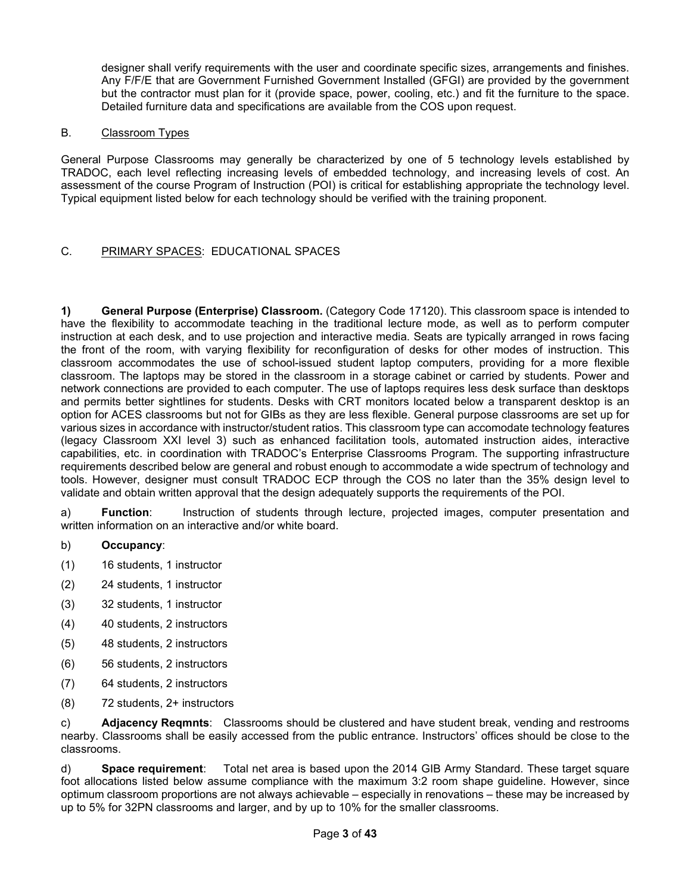designer shall verify requirements with the user and coordinate specific sizes, arrangements and finishes. Any F/F/E that are Government Furnished Government Installed (GFGI) are provided by the government but the contractor must plan for it (provide space, power, cooling, etc.) and fit the furniture to the space. Detailed furniture data and specifications are available from the COS upon request.

B. Classroom Types

General Purpose Classrooms may generally be characterized by one of 5 technology levels established by TRADOC, each level reflecting increasing levels of embedded technology, and increasing levels of cost. An assessment of the course Program of Instruction (POI) is critical for establishing appropriate the technology level. Typical equipment listed below for each technology should be verified with the training proponent.

C. PRIMARY SPACES: EDUCATIONAL SPACES

**1) General Purpose (Enterprise) Classroom.** (Category Code 17120). This classroom space is intended to have the flexibility to accommodate teaching in the traditional lecture mode, as well as to perform computer instruction at each desk, and to use projection and interactive media. Seats are typically arranged in rows facing the front of the room, with varying flexibility for reconfiguration of desks for other modes of instruction. This classroom accommodates the use of school-issued student laptop computers, providing for a more flexible classroom. The laptops may be stored in the classroom in a storage cabinet or carried by students. Power and network connections are provided to each computer. The use of laptops requires less desk surface than desktops and permits better sightlines for students. Desks with CRT monitors located below a transparent desktop is an option for ACES classrooms but not for GIBs as they are less flexible. General purpose classrooms are set up for various sizes in accordance with instructor/student ratios. This classroom type can accomodate technology features (legacy Classroom XXI level 3) such as enhanced facilitation tools, automated instruction aides, interactive capabilities, etc. in coordination with TRADOC's Enterprise Classrooms Program. The supporting infrastructure requirements described below are general and robust enough to accommodate a wide spectrum of technology and tools. However, designer must consult TRADOC ECP through the COS no later than the 35% design level to validate and obtain written approval that the design adequately supports the requirements of the POI.

a) **Function**: Instruction of students through lecture, projected images, computer presentation and written information on an interactive and/or white board.

b) **Occupancy**:

(1) 16 students, 1 instructor

(2) 24 students, 1 instructor

(3) 32 students, 1 instructor

(4) 40 students, 2 instructors

(5) 48 students, 2 instructors

(6) 56 students, 2 instructors

(7) 64 students, 2 instructors

(8) 72 students, 2+ instructors

c) **Adjacency Reqmnts**: Classrooms should be clustered and have student break, vending and restrooms nearby. Classrooms shall be easily accessed from the public entrance. Instructors' offices should be close to the classrooms.

d) **Space requirement**: Total net area is based upon the 2014 GIB Army Standard. These target square foot allocations listed below assume compliance with the maximum 3:2 room shape guideline. However, since optimum classroom proportions are not always achievable – especially in renovations – these may be increased by up to 5% for 32PN classrooms and larger, and by up to 10% for the smaller classrooms.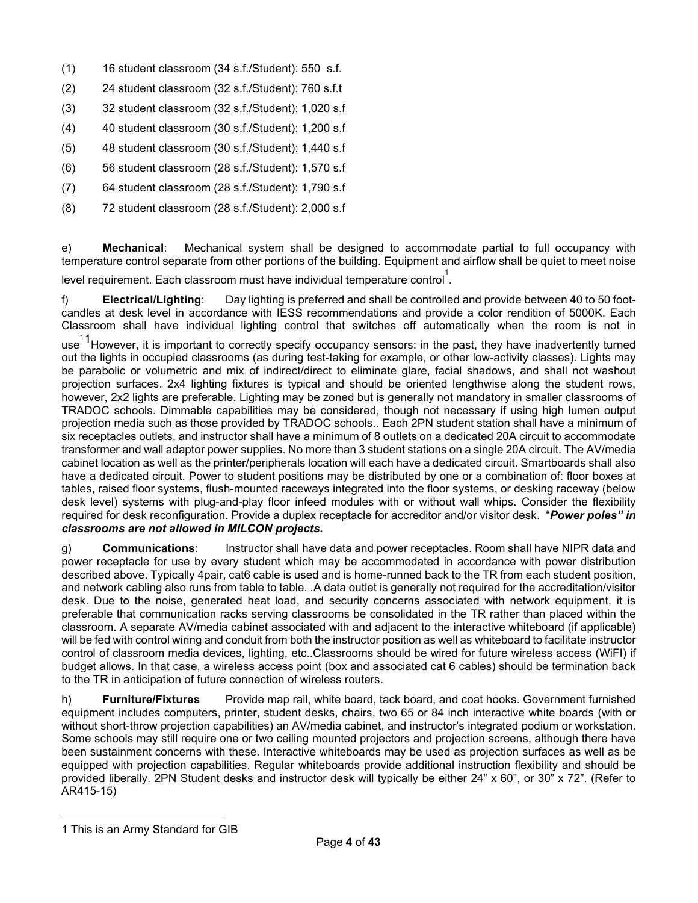(1) 16 student classroom (34 s.f./Student): 550 s.f.

(2) 24 student classroom (32 s.f./Student): 760 s.f.t

(3) 32 student classroom (32 s.f./Student): 1,020 s.f

(4) 40 student classroom (30 s.f./Student): 1,200 s.f

(5) 48 student classroom (30 s.f./Student): 1,440 s.f

(6) 56 student classroom (28 s.f./Student): 1,570 s.f

(7) 64 student classroom (28 s.f./Student): 1,790 s.f

(8) 72 student classroom (28 s.f./Student): 2,000 s.f

e) **Mechanical**: Mechanical system shall be designed to accommodate partial to full occupancy with temperature control separate from other portions of the building. Equipment and airflow shall be quiet to meet noise level requirement. Each classroom must have individual temperature control[1].

f) **Electrical/Lighting**: Day lighting is preferred and shall be controlled and provide between 40 to 50 foot-candles at desk level in accordance with IESS recommendations and provide a color rendition of 5000K. Each Classroom shall have individual lighting control that switches off automatically when the room is not in use[1][1]However, it is important to correctly specify occupancy sensors: in the past, they have inadvertently turned out the lights in occupied classrooms (as during test-taking for example, or other low-activity classes). Lights may be parabolic or volumetric and mix of indirect/direct to eliminate glare, facial shadows, and shall not washout projection surfaces. 2x4 lighting fixtures is typical and should be oriented lengthwise along the student rows, however, 2x2 lights are preferable. Lighting may be zoned but is generally not mandatory in smaller classrooms of TRADOC schools. Dimmable capabilities may be considered, though not necessary if using high lumen output projection media such as those provided by TRADOC schools.. Each 2PN student station shall have a minimum of six receptacles outlets, and instructor shall have a minimum of 8 outlets on a dedicated 20A circuit to accommodate transformer and wall adaptor power supplies. No more than 3 student stations on a single 20A circuit. The AV/media cabinet location as well as the printer/peripherals location will each have a dedicated circuit. Smartboards shall also have a dedicated circuit. Power to student positions may be distributed by one or a combination of: floor boxes at tables, raised floor systems, flush-mounted raceways integrated into the floor systems, or desking raceway (below desk level) systems with plug-and-play floor infeed modules with or without wall whips. Consider the flexibility required for desk reconfiguration. Provide a duplex receptacle for accreditor and/or visitor desk. "***Power poles" in classrooms are not allowed in MILCON projects.***

g) **Communications**: Instructor shall have data and power receptacles. Room shall have NIPR data and power receptacle for use by every student which may be accommodated in accordance with power distribution described above. Typically 4pair, cat6 cable is used and is home-runned back to the TR from each student position, and network cabling also runs from table to table. .A data outlet is generally not required for the accreditation/visitor desk. Due to the noise, generated heat load, and security concerns associated with network equipment, it is preferable that communication racks serving classrooms be consolidated in the TR rather than placed within the classroom. A separate AV/media cabinet associated with and adjacent to the interactive whiteboard (if applicable) will be fed with control wiring and conduit from both the instructor position as well as whiteboard to facilitate instructor control of classroom media devices, lighting, etc..Classrooms should be wired for future wireless access (WiFI) if budget allows. In that case, a wireless access point (box and associated cat 6 cables) should be termination back to the TR in anticipation of future connection of wireless routers.

h) **Furniture/Fixtures** Provide map rail, white board, tack board, and coat hooks. Government furnished equipment includes computers, printer, student desks, chairs, two 65 or 84 inch interactive white boards (with or without short-throw projection capabilities) an AV/media cabinet, and instructor's integrated podium or workstation. Some schools may still require one or two ceiling mounted projectors and projection screens, although there have been sustainment concerns with these. Interactive whiteboards may be used as projection surfaces as well as be equipped with projection capabilities. Regular whiteboards provide additional instruction flexibility and should be provided liberally. 2PN Student desks and instructor desk will typically be either 24" x 60", or 30" x 72". (Refer to AR415-15)

---

1 This is an Army Standard for GIB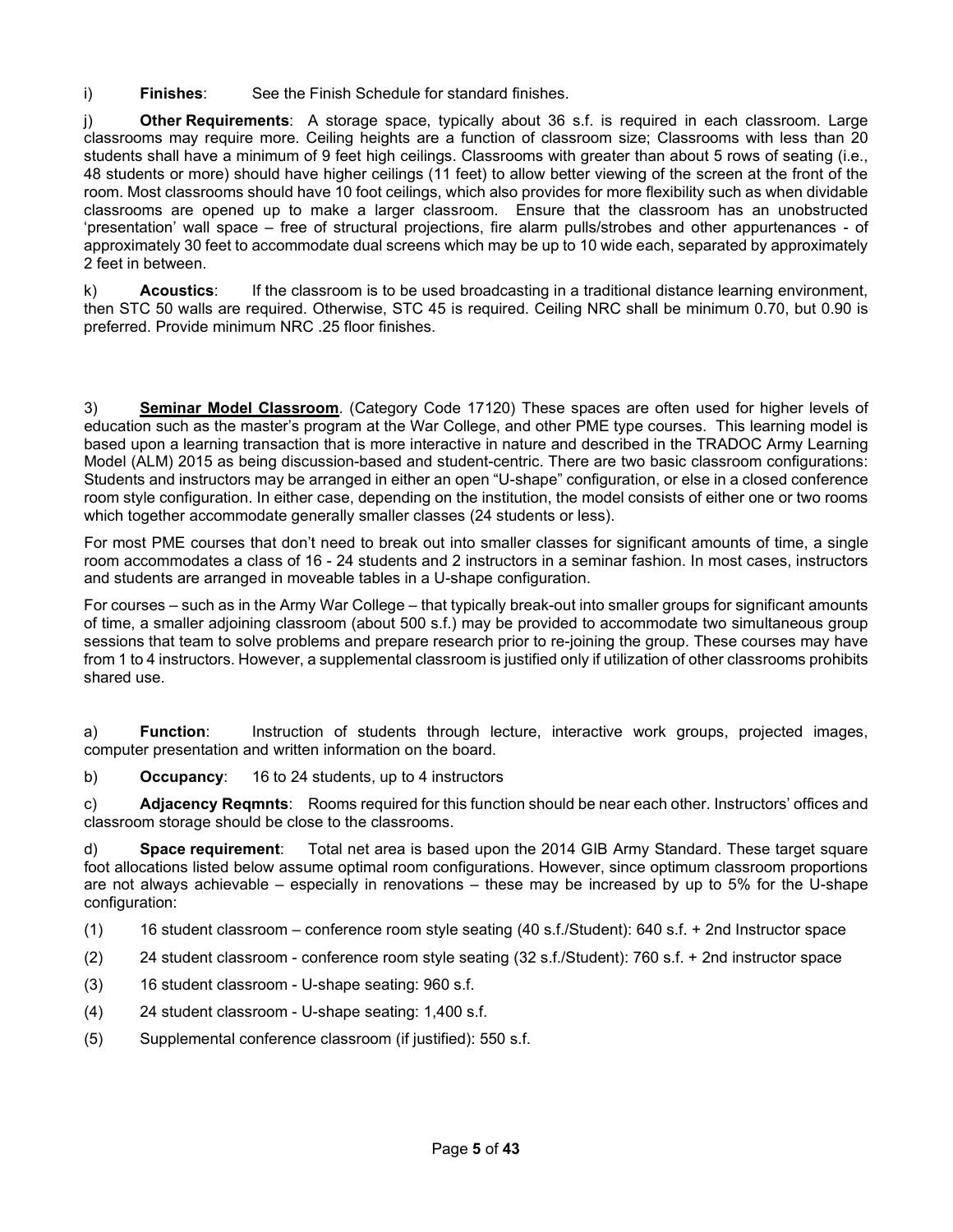i) **Finishes**: See the Finish Schedule for standard finishes.

j) **Other Requirements**: A storage space, typically about 36 s.f. is required in each classroom. Large classrooms may require more. Ceiling heights are a function of classroom size; Classrooms with less than 20 students shall have a minimum of 9 feet high ceilings. Classrooms with greater than about 5 rows of seating (i.e., 48 students or more) should have higher ceilings (11 feet) to allow better viewing of the screen at the front of the room. Most classrooms should have 10 foot ceilings, which also provides for more flexibility such as when dividable classrooms are opened up to make a larger classroom. Ensure that the classroom has an unobstructed 'presentation' wall space – free of structural projections, fire alarm pulls/strobes and other appurtenances - of approximately 30 feet to accommodate dual screens which may be up to 10 wide each, separated by approximately 2 feet in between.

k) **Acoustics**: If the classroom is to be used broadcasting in a traditional distance learning environment, then STC 50 walls are required. Otherwise, STC 45 is required. Ceiling NRC shall be minimum 0.70, but 0.90 is preferred. Provide minimum NRC .25 floor finishes.

3) **<u>Seminar Model Classroom</u>**. (Category Code 17120) These spaces are often used for higher levels of education such as the master's program at the War College, and other PME type courses. This learning model is based upon a learning transaction that is more interactive in nature and described in the TRADOC Army Learning Model (ALM) 2015 as being discussion-based and student-centric. There are two basic classroom configurations: Students and instructors may be arranged in either an open "U-shape" configuration, or else in a closed conference room style configuration. In either case, depending on the institution, the model consists of either one or two rooms which together accommodate generally smaller classes (24 students or less).

For most PME courses that don't need to break out into smaller classes for significant amounts of time, a single room accommodates a class of 16 - 24 students and 2 instructors in a seminar fashion. In most cases, instructors and students are arranged in moveable tables in a U-shape configuration.

For courses – such as in the Army War College – that typically break-out into smaller groups for significant amounts of time, a smaller adjoining classroom (about 500 s.f.) may be provided to accommodate two simultaneous group sessions that team to solve problems and prepare research prior to re-joining the group. These courses may have from 1 to 4 instructors. However, a supplemental classroom is justified only if utilization of other classrooms prohibits shared use.

a) **Function**: Instruction of students through lecture, interactive work groups, projected images, computer presentation and written information on the board.

b) **Occupancy**: 16 to 24 students, up to 4 instructors

c) **Adjacency Reqmnts**: Rooms required for this function should be near each other. Instructors' offices and classroom storage should be close to the classrooms.

d) **Space requirement**: Total net area is based upon the 2014 GIB Army Standard. These target square foot allocations listed below assume optimal room configurations. However, since optimum classroom proportions are not always achievable – especially in renovations – these may be increased by up to 5% for the U-shape configuration:

(1) 16 student classroom – conference room style seating (40 s.f./Student): 640 s.f. + 2nd Instructor space

(2) 24 student classroom - conference room style seating (32 s.f./Student): 760 s.f. + 2nd instructor space

(3) 16 student classroom - U-shape seating: 960 s.f.

(4) 24 student classroom - U-shape seating: 1,400 s.f.

(5) Supplemental conference classroom (if justified): 550 s.f.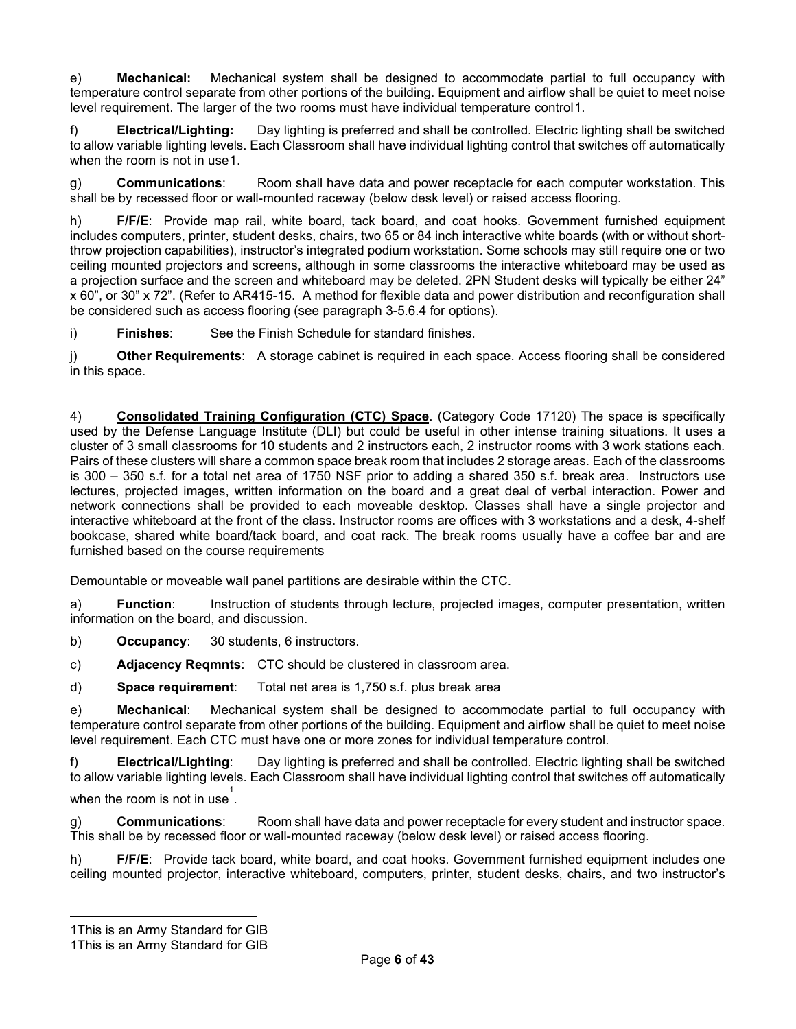e) **Mechanical:** Mechanical system shall be designed to accommodate partial to full occupancy with temperature control separate from other portions of the building. Equipment and airflow shall be quiet to meet noise level requirement. The larger of the two rooms must have individual temperature control[1].

f) **Electrical/Lighting:** Day lighting is preferred and shall be controlled. Electric lighting shall be switched to allow variable lighting levels. Each Classroom shall have individual lighting control that switches off automatically when the room is not in use[1].

g) **Communications**: Room shall have data and power receptacle for each computer workstation. This shall be by recessed floor or wall-mounted raceway (below desk level) or raised access flooring.

h) **F/F/E**: Provide map rail, white board, tack board, and coat hooks. Government furnished equipment includes computers, printer, student desks, chairs, two 65 or 84 inch interactive white boards (with or without short-throw projection capabilities), instructor's integrated podium workstation. Some schools may still require one or two ceiling mounted projectors and screens, although in some classrooms the interactive whiteboard may be used as a projection surface and the screen and whiteboard may be deleted. 2PN Student desks will typically be either 24" x 60", or 30" x 72". (Refer to AR415-15. A method for flexible data and power distribution and reconfiguration shall be considered such as access flooring (see paragraph 3-5.6.4 for options).

i) **Finishes**: See the Finish Schedule for standard finishes.

j) **Other Requirements**: A storage cabinet is required in each space. Access flooring shall be considered in this space.

4) **Consolidated Training Configuration (CTC) Space**. (Category Code 17120) The space is specifically used by the Defense Language Institute (DLI) but could be useful in other intense training situations. It uses a cluster of 3 small classrooms for 10 students and 2 instructors each, 2 instructor rooms with 3 work stations each. Pairs of these clusters will share a common space break room that includes 2 storage areas. Each of the classrooms is 300 – 350 s.f. for a total net area of 1750 NSF prior to adding a shared 350 s.f. break area. Instructors use lectures, projected images, written information on the board and a great deal of verbal interaction. Power and network connections shall be provided to each moveable desktop. Classes shall have a single projector and interactive whiteboard at the front of the class. Instructor rooms are offices with 3 workstations and a desk, 4-shelf bookcase, shared white board/tack board, and coat rack. The break rooms usually have a coffee bar and are furnished based on the course requirements

Demountable or moveable wall panel partitions are desirable within the CTC.

a) **Function**: Instruction of students through lecture, projected images, computer presentation, written information on the board, and discussion.

b) **Occupancy**: 30 students, 6 instructors.

c) **Adjacency Reqmnts**: CTC should be clustered in classroom area.

d) **Space requirement**: Total net area is 1,750 s.f. plus break area

e) **Mechanical**: Mechanical system shall be designed to accommodate partial to full occupancy with temperature control separate from other portions of the building. Equipment and airflow shall be quiet to meet noise level requirement. Each CTC must have one or more zones for individual temperature control.

f) **Electrical/Lighting**: Day lighting is preferred and shall be controlled. Electric lighting shall be switched to allow variable lighting levels. Each Classroom shall have individual lighting control that switches off automatically when the room is not in use[1].

g) **Communications**: Room shall have data and power receptacle for every student and instructor space. This shall be by recessed floor or wall-mounted raceway (below desk level) or raised access flooring.

h) **F/F/E**: Provide tack board, white board, and coat hooks. Government furnished equipment includes one ceiling mounted projector, interactive whiteboard, computers, printer, student desks, chairs, and two instructor's

---

1This is an Army Standard for GIB
1This is an Army Standard for GIB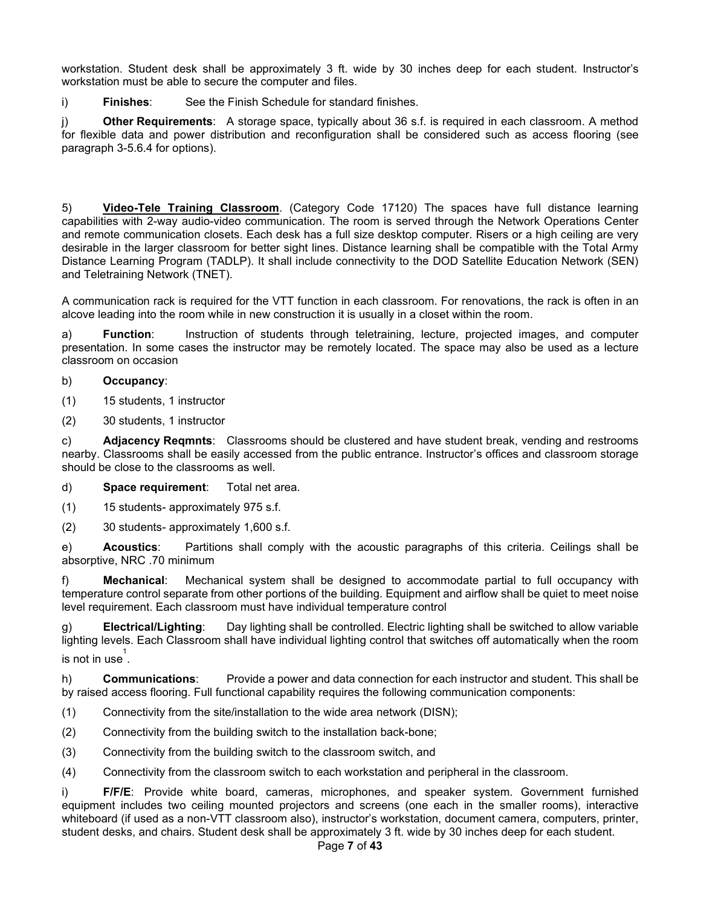workstation. Student desk shall be approximately 3 ft. wide by 30 inches deep for each student. Instructor's workstation must be able to secure the computer and files.

i) **Finishes**: See the Finish Schedule for standard finishes.

j) **Other Requirements**: A storage space, typically about 36 s.f. is required in each classroom. A method for flexible data and power distribution and reconfiguration shall be considered such as access flooring (see paragraph 3-5.6.4 for options).

5) **Video-Tele Training Classroom**. (Category Code 17120) The spaces have full distance learning capabilities with 2-way audio-video communication. The room is served through the Network Operations Center and remote communication closets. Each desk has a full size desktop computer. Risers or a high ceiling are very desirable in the larger classroom for better sight lines. Distance learning shall be compatible with the Total Army Distance Learning Program (TADLP). It shall include connectivity to the DOD Satellite Education Network (SEN) and Teletraining Network (TNET).

A communication rack is required for the VTT function in each classroom. For renovations, the rack is often in an alcove leading into the room while in new construction it is usually in a closet within the room.

a) **Function**: Instruction of students through teletraining, lecture, projected images, and computer presentation. In some cases the instructor may be remotely located. The space may also be used as a lecture classroom on occasion

b) **Occupancy**:

(1) 15 students, 1 instructor

(2) 30 students, 1 instructor

c) **Adjacency Reqmnts**: Classrooms should be clustered and have student break, vending and restrooms nearby. Classrooms shall be easily accessed from the public entrance. Instructor's offices and classroom storage should be close to the classrooms as well.

d) **Space requirement**: Total net area.

(1) 15 students- approximately 975 s.f.

(2) 30 students- approximately 1,600 s.f.

e) **Acoustics**: Partitions shall comply with the acoustic paragraphs of this criteria. Ceilings shall be absorptive, NRC .70 minimum

f) **Mechanical**: Mechanical system shall be designed to accommodate partial to full occupancy with temperature control separate from other portions of the building. Equipment and airflow shall be quiet to meet noise level requirement. Each classroom must have individual temperature control

g) **Electrical/Lighting**: Day lighting shall be controlled. Electric lighting shall be switched to allow variable lighting levels. Each Classroom shall have individual lighting control that switches off automatically when the room is not in use[1].

h) **Communications**: Provide a power and data connection for each instructor and student. This shall be by raised access flooring. Full functional capability requires the following communication components:

(1) Connectivity from the site/installation to the wide area network (DISN);

(2) Connectivity from the building switch to the installation back-bone;

(3) Connectivity from the building switch to the classroom switch, and

(4) Connectivity from the classroom switch to each workstation and peripheral in the classroom.

i) **F/F/E**: Provide white board, cameras, microphones, and speaker system. Government furnished equipment includes two ceiling mounted projectors and screens (one each in the smaller rooms), interactive whiteboard (if used as a non-VTT classroom also), instructor's workstation, document camera, computers, printer, student desks, and chairs. Student desk shall be approximately 3 ft. wide by 30 inches deep for each student.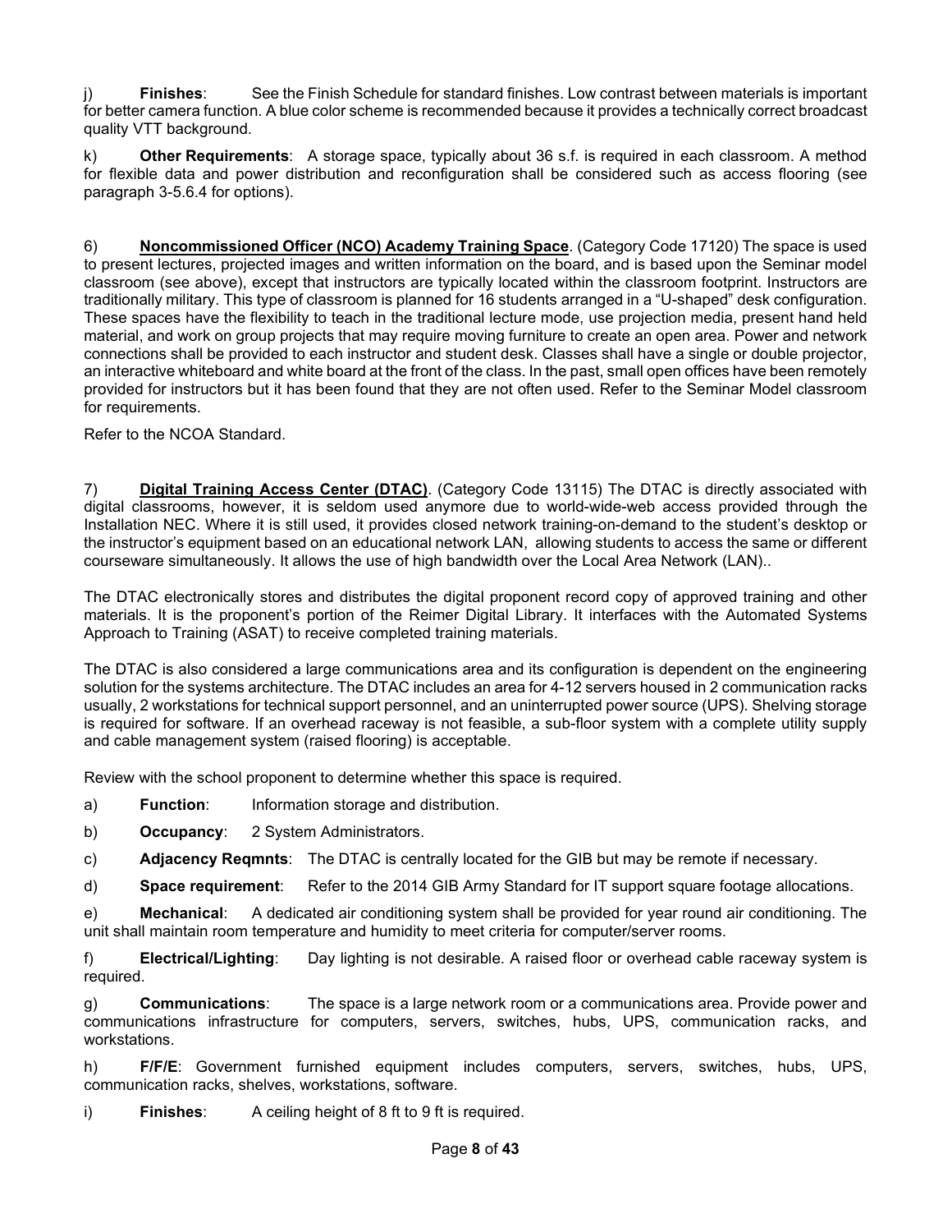j) **Finishes**: See the Finish Schedule for standard finishes. Low contrast between materials is important for better camera function. A blue color scheme is recommended because it provides a technically correct broadcast quality VTT background.

k) **Other Requirements**: A storage space, typically about 36 s.f. is required in each classroom. A method for flexible data and power distribution and reconfiguration shall be considered such as access flooring (see paragraph 3-5.6.4 for options).

6) **<u>Noncommissioned Officer (NCO) Academy Training Space</u>**. (Category Code 17120) The space is used to present lectures, projected images and written information on the board, and is based upon the Seminar model classroom (see above), except that instructors are typically located within the classroom footprint. Instructors are traditionally military. This type of classroom is planned for 16 students arranged in a "U-shaped" desk configuration. These spaces have the flexibility to teach in the traditional lecture mode, use projection media, present hand held material, and work on group projects that may require moving furniture to create an open area. Power and network connections shall be provided to each instructor and student desk. Classes shall have a single or double projector, an interactive whiteboard and white board at the front of the class. In the past, small open offices have been remotely provided for instructors but it has been found that they are not often used. Refer to the Seminar Model classroom for requirements.

Refer to the NCOA Standard.

7) **<u>Digital Training Access Center (DTAC)</u>**. (Category Code 13115) The DTAC is directly associated with digital classrooms, however, it is seldom used anymore due to world-wide-web access provided through the Installation NEC. Where it is still used, it provides closed network training-on-demand to the student's desktop or the instructor's equipment based on an educational network LAN, allowing students to access the same or different courseware simultaneously. It allows the use of high bandwidth over the Local Area Network (LAN)..

The DTAC electronically stores and distributes the digital proponent record copy of approved training and other materials. It is the proponent's portion of the Reimer Digital Library. It interfaces with the Automated Systems Approach to Training (ASAT) to receive completed training materials.

The DTAC is also considered a large communications area and its configuration is dependent on the engineering solution for the systems architecture. The DTAC includes an area for 4-12 servers housed in 2 communication racks usually, 2 workstations for technical support personnel, and an uninterrupted power source (UPS). Shelving storage is required for software. If an overhead raceway is not feasible, a sub-floor system with a complete utility supply and cable management system (raised flooring) is acceptable.

Review with the school proponent to determine whether this space is required.

a) **Function**: Information storage and distribution.

b) **Occupancy**: 2 System Administrators.

c) **Adjacency Reqmnts**: The DTAC is centrally located for the GIB but may be remote if necessary.

d) **Space requirement**: Refer to the 2014 GIB Army Standard for IT support square footage allocations.

e) **Mechanical**: A dedicated air conditioning system shall be provided for year round air conditioning. The unit shall maintain room temperature and humidity to meet criteria for computer/server rooms.

f) **Electrical/Lighting**: Day lighting is not desirable. A raised floor or overhead cable raceway system is required.

g) **Communications**: The space is a large network room or a communications area. Provide power and communications infrastructure for computers, servers, switches, hubs, UPS, communication racks, and workstations.

h) **F/F/E**: Government furnished equipment includes computers, servers, switches, hubs, UPS, communication racks, shelves, workstations, software.

i) **Finishes**: A ceiling height of 8 ft to 9 ft is required.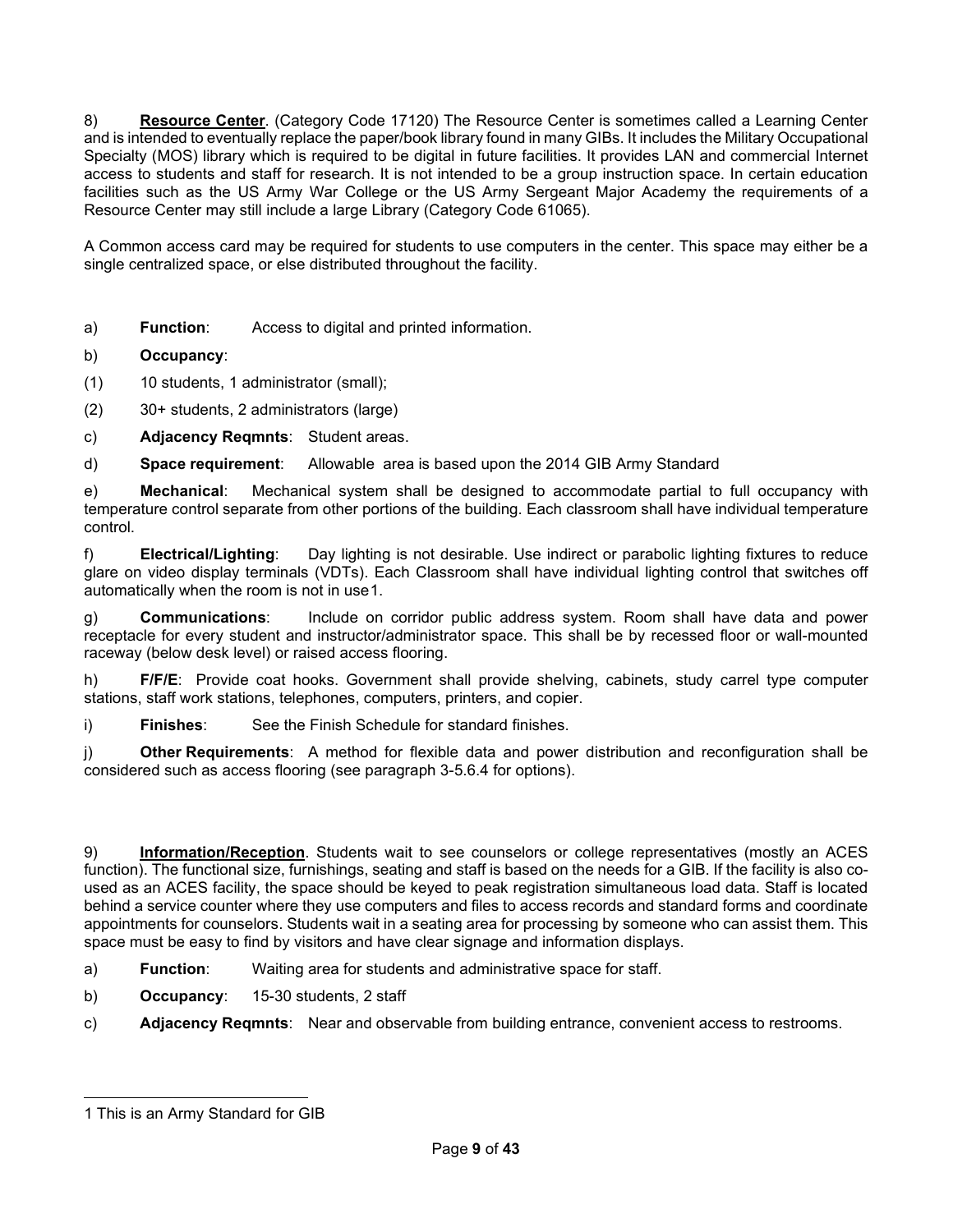8) **Resource Center**. (Category Code 17120) The Resource Center is sometimes called a Learning Center and is intended to eventually replace the paper/book library found in many GIBs. It includes the Military Occupational Specialty (MOS) library which is required to be digital in future facilities. It provides LAN and commercial Internet access to students and staff for research. It is not intended to be a group instruction space. In certain education facilities such as the US Army War College or the US Army Sergeant Major Academy the requirements of a Resource Center may still include a large Library (Category Code 61065).

A Common access card may be required for students to use computers in the center. This space may either be a single centralized space, or else distributed throughout the facility.

a) **Function**: Access to digital and printed information.

b) **Occupancy**:

(1) 10 students, 1 administrator (small);

(2) 30+ students, 2 administrators (large)

c) **Adjacency Reqmnts**: Student areas.

d) **Space requirement**: Allowable area is based upon the 2014 GIB Army Standard

e) **Mechanical**: Mechanical system shall be designed to accommodate partial to full occupancy with temperature control separate from other portions of the building. Each classroom shall have individual temperature control.

f) **Electrical/Lighting**: Day lighting is not desirable. Use indirect or parabolic lighting fixtures to reduce glare on video display terminals (VDTs). Each Classroom shall have individual lighting control that switches off automatically when the room is not in use[1].

g) **Communications**: Include on corridor public address system. Room shall have data and power receptacle for every student and instructor/administrator space. This shall be by recessed floor or wall-mounted raceway (below desk level) or raised access flooring.

h) **F/F/E**: Provide coat hooks. Government shall provide shelving, cabinets, study carrel type computer stations, staff work stations, telephones, computers, printers, and copier.

i) **Finishes**: See the Finish Schedule for standard finishes.

j) **Other Requirements**: A method for flexible data and power distribution and reconfiguration shall be considered such as access flooring (see paragraph 3-5.6.4 for options).

9) **Information/Reception**. Students wait to see counselors or college representatives (mostly an ACES function). The functional size, furnishings, seating and staff is based on the needs for a GIB. If the facility is also co-used as an ACES facility, the space should be keyed to peak registration simultaneous load data. Staff is located behind a service counter where they use computers and files to access records and standard forms and coordinate appointments for counselors. Students wait in a seating area for processing by someone who can assist them. This space must be easy to find by visitors and have clear signage and information displays.

a) **Function**: Waiting area for students and administrative space for staff.

b) **Occupancy**: 15-30 students, 2 staff

c) **Adjacency Reqmnts**: Near and observable from building entrance, convenient access to restrooms.

---

[1] This is an Army Standard for GIB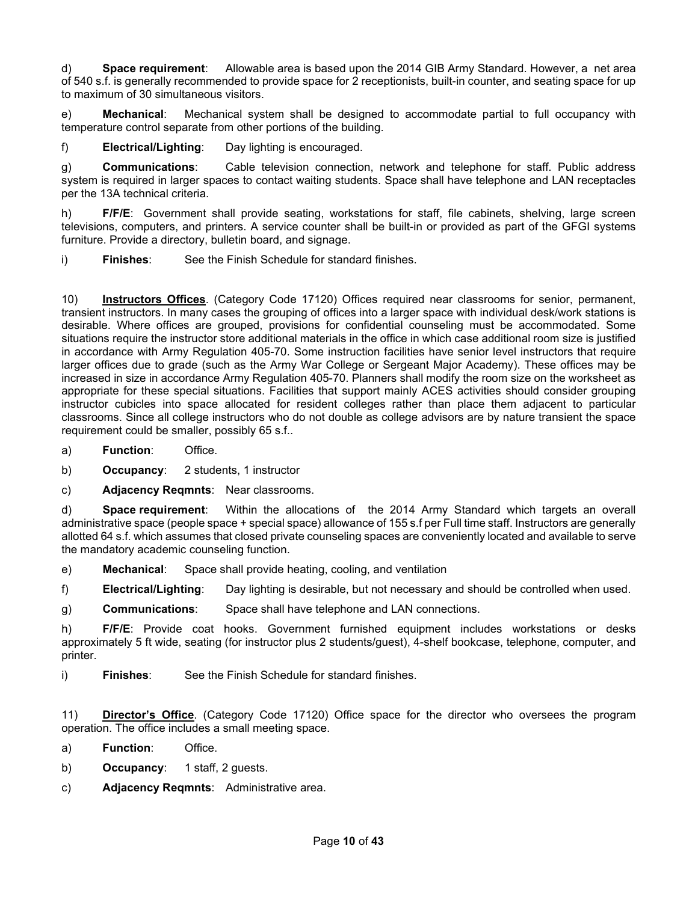d) **Space requirement**: Allowable area is based upon the 2014 GIB Army Standard. However, a net area of 540 s.f. is generally recommended to provide space for 2 receptionists, built-in counter, and seating space for up to maximum of 30 simultaneous visitors.

e) **Mechanical**: Mechanical system shall be designed to accommodate partial to full occupancy with temperature control separate from other portions of the building.

f) **Electrical/Lighting**: Day lighting is encouraged.

g) **Communications**: Cable television connection, network and telephone for staff. Public address system is required in larger spaces to contact waiting students. Space shall have telephone and LAN receptacles per the 13A technical criteria.

h) **F/F/E**: Government shall provide seating, workstations for staff, file cabinets, shelving, large screen televisions, computers, and printers. A service counter shall be built-in or provided as part of the GFGI systems furniture. Provide a directory, bulletin board, and signage.

i) **Finishes**: See the Finish Schedule for standard finishes.

10) **<u>Instructors Offices</u>**. (Category Code 17120) Offices required near classrooms for senior, permanent, transient instructors. In many cases the grouping of offices into a larger space with individual desk/work stations is desirable. Where offices are grouped, provisions for confidential counseling must be accommodated. Some situations require the instructor store additional materials in the office in which case additional room size is justified in accordance with Army Regulation 405-70. Some instruction facilities have senior level instructors that require larger offices due to grade (such as the Army War College or Sergeant Major Academy). These offices may be increased in size in accordance Army Regulation 405-70. Planners shall modify the room size on the worksheet as appropriate for these special situations. Facilities that support mainly ACES activities should consider grouping instructor cubicles into space allocated for resident colleges rather than place them adjacent to particular classrooms. Since all college instructors who do not double as college advisors are by nature transient the space requirement could be smaller, possibly 65 s.f..

a) **Function**: Office.

b) **Occupancy**: 2 students, 1 instructor

c) **Adjacency Reqmnts**: Near classrooms.

d) **Space requirement**: Within the allocations of the 2014 Army Standard which targets an overall administrative space (people space + special space) allowance of 155 s.f per Full time staff. Instructors are generally allotted 64 s.f. which assumes that closed private counseling spaces are conveniently located and available to serve the mandatory academic counseling function.

e) **Mechanical**: Space shall provide heating, cooling, and ventilation

f) **Electrical/Lighting**: Day lighting is desirable, but not necessary and should be controlled when used.

g) **Communications**: Space shall have telephone and LAN connections.

h) **F/F/E**: Provide coat hooks. Government furnished equipment includes workstations or desks approximately 5 ft wide, seating (for instructor plus 2 students/guest), 4-shelf bookcase, telephone, computer, and printer.

i) **Finishes**: See the Finish Schedule for standard finishes.

11) **<u>Director's Office</u>**. (Category Code 17120) Office space for the director who oversees the program operation. The office includes a small meeting space.

a) **Function**: Office.

b) **Occupancy**: 1 staff, 2 guests.

c) **Adjacency Reqmnts**: Administrative area.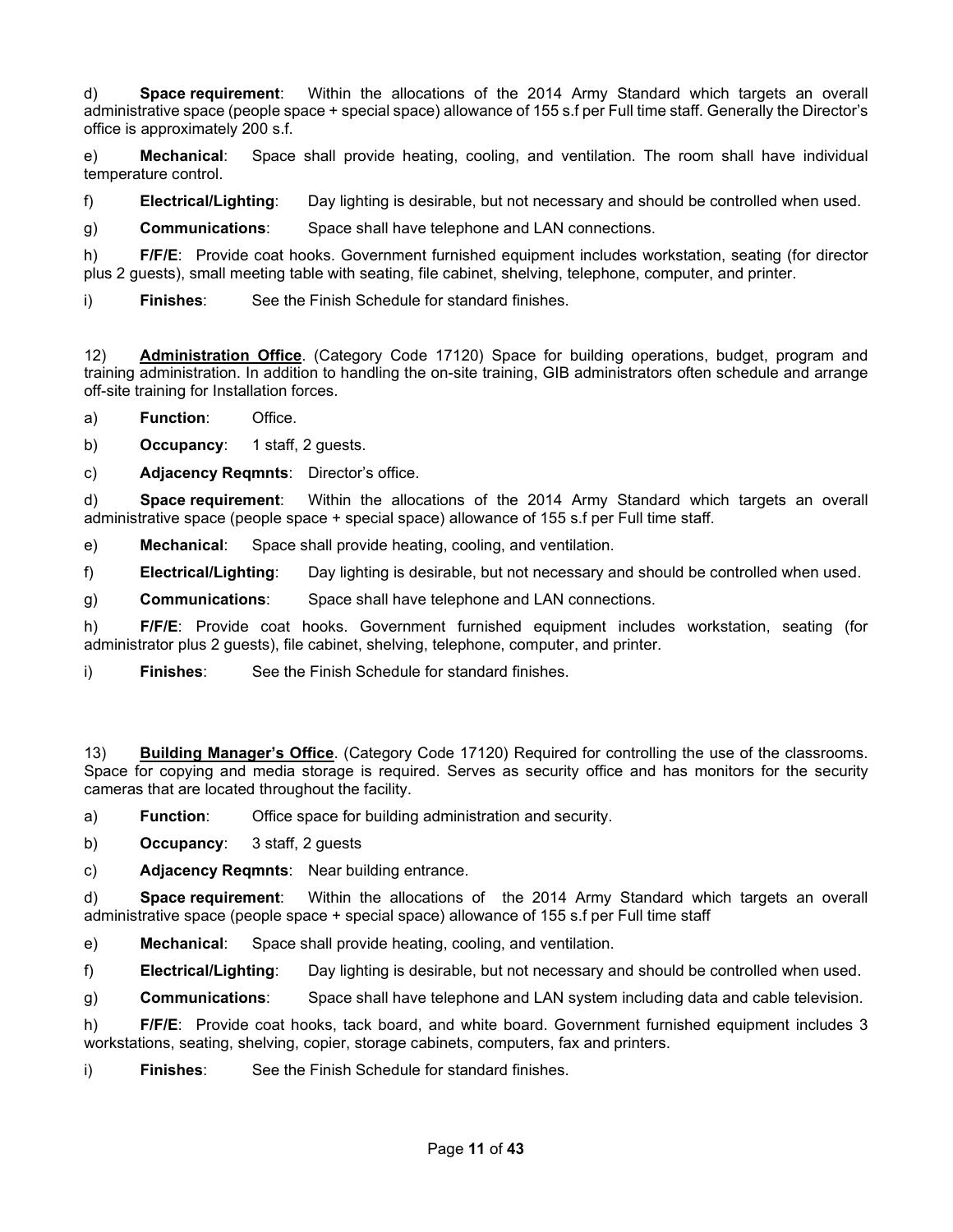d) **Space requirement**: Within the allocations of the 2014 Army Standard which targets an overall administrative space (people space + special space) allowance of 155 s.f per Full time staff. Generally the Director's office is approximately 200 s.f.

e) **Mechanical**: Space shall provide heating, cooling, and ventilation. The room shall have individual temperature control.

f) **Electrical/Lighting**: Day lighting is desirable, but not necessary and should be controlled when used.

g) **Communications**: Space shall have telephone and LAN connections.

h) **F/F/E**: Provide coat hooks. Government furnished equipment includes workstation, seating (for director plus 2 guests), small meeting table with seating, file cabinet, shelving, telephone, computer, and printer.

i) **Finishes**: See the Finish Schedule for standard finishes.

12) **<u>Administration Office</u>**. (Category Code 17120) Space for building operations, budget, program and training administration. In addition to handling the on-site training, GIB administrators often schedule and arrange off-site training for Installation forces.

a) **Function**: Office.

b) **Occupancy**: 1 staff, 2 guests.

c) **Adjacency Reqmnts**: Director's office.

d) **Space requirement**: Within the allocations of the 2014 Army Standard which targets an overall administrative space (people space + special space) allowance of 155 s.f per Full time staff.

e) **Mechanical**: Space shall provide heating, cooling, and ventilation.

f) **Electrical/Lighting**: Day lighting is desirable, but not necessary and should be controlled when used.

g) **Communications**: Space shall have telephone and LAN connections.

h) **F/F/E**: Provide coat hooks. Government furnished equipment includes workstation, seating (for administrator plus 2 guests), file cabinet, shelving, telephone, computer, and printer.

i) **Finishes**: See the Finish Schedule for standard finishes.

13) **<u>Building Manager's Office</u>**. (Category Code 17120) Required for controlling the use of the classrooms. Space for copying and media storage is required. Serves as security office and has monitors for the security cameras that are located throughout the facility.

a) **Function**: Office space for building administration and security.

b) **Occupancy**: 3 staff, 2 guests

c) **Adjacency Reqmnts**: Near building entrance.

d) **Space requirement**: Within the allocations of the 2014 Army Standard which targets an overall administrative space (people space + special space) allowance of 155 s.f per Full time staff

e) **Mechanical**: Space shall provide heating, cooling, and ventilation.

f) **Electrical/Lighting**: Day lighting is desirable, but not necessary and should be controlled when used.

g) **Communications**: Space shall have telephone and LAN system including data and cable television.

h) **F/F/E**: Provide coat hooks, tack board, and white board. Government furnished equipment includes 3 workstations, seating, shelving, copier, storage cabinets, computers, fax and printers.

i) **Finishes**: See the Finish Schedule for standard finishes.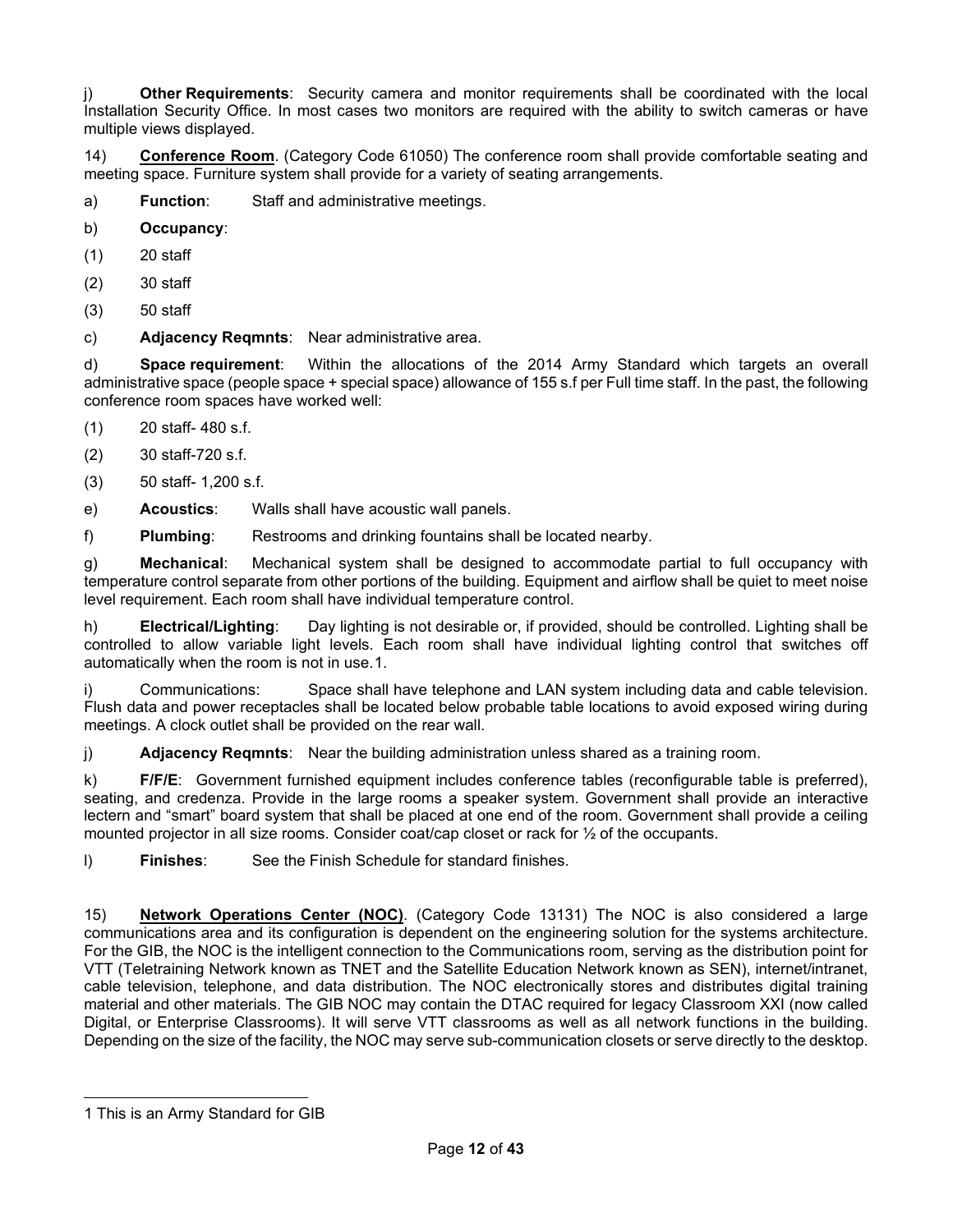j) **Other Requirements**: Security camera and monitor requirements shall be coordinated with the local Installation Security Office. In most cases two monitors are required with the ability to switch cameras or have multiple views displayed.

14) **Conference Room**. (Category Code 61050) The conference room shall provide comfortable seating and meeting space. Furniture system shall provide for a variety of seating arrangements.

a) **Function**: Staff and administrative meetings.

b) **Occupancy**:

(1) 20 staff

(2) 30 staff

(3) 50 staff

c) **Adjacency Reqmnts**: Near administrative area.

d) **Space requirement**: Within the allocations of the 2014 Army Standard which targets an overall administrative space (people space + special space) allowance of 155 s.f per Full time staff. In the past, the following conference room spaces have worked well:

(1) 20 staff- 480 s.f.

(2) 30 staff-720 s.f.

(3) 50 staff- 1,200 s.f.

e) **Acoustics**: Walls shall have acoustic wall panels.

f) **Plumbing**: Restrooms and drinking fountains shall be located nearby.

g) **Mechanical**: Mechanical system shall be designed to accommodate partial to full occupancy with temperature control separate from other portions of the building. Equipment and airflow shall be quiet to meet noise level requirement. Each room shall have individual temperature control.

h) **Electrical/Lighting**: Day lighting is not desirable or, if provided, should be controlled. Lighting shall be controlled to allow variable light levels. Each room shall have individual lighting control that switches off automatically when the room is not in use.[1]

i) Communications: Space shall have telephone and LAN system including data and cable television. Flush data and power receptacles shall be located below probable table locations to avoid exposed wiring during meetings. A clock outlet shall be provided on the rear wall.

j) **Adjacency Reqmnts**: Near the building administration unless shared as a training room.

k) **F/F/E**: Government furnished equipment includes conference tables (reconfigurable table is preferred), seating, and credenza. Provide in the large rooms a speaker system. Government shall provide an interactive lectern and "smart" board system that shall be placed at one end of the room. Government shall provide a ceiling mounted projector in all size rooms. Consider coat/cap closet or rack for ½ of the occupants.

l) **Finishes**: See the Finish Schedule for standard finishes.

15) **Network Operations Center (NOC)**. (Category Code 13131) The NOC is also considered a large communications area and its configuration is dependent on the engineering solution for the systems architecture. For the GIB, the NOC is the intelligent connection to the Communications room, serving as the distribution point for VTT (Teletraining Network known as TNET and the Satellite Education Network known as SEN), internet/intranet, cable television, telephone, and data distribution. The NOC electronically stores and distributes digital training material and other materials. The GIB NOC may contain the DTAC required for legacy Classroom XXI (now called Digital, or Enterprise Classrooms). It will serve VTT classrooms as well as all network functions in the building. Depending on the size of the facility, the NOC may serve sub-communication closets or serve directly to the desktop.

---

[1] This is an Army Standard for GIB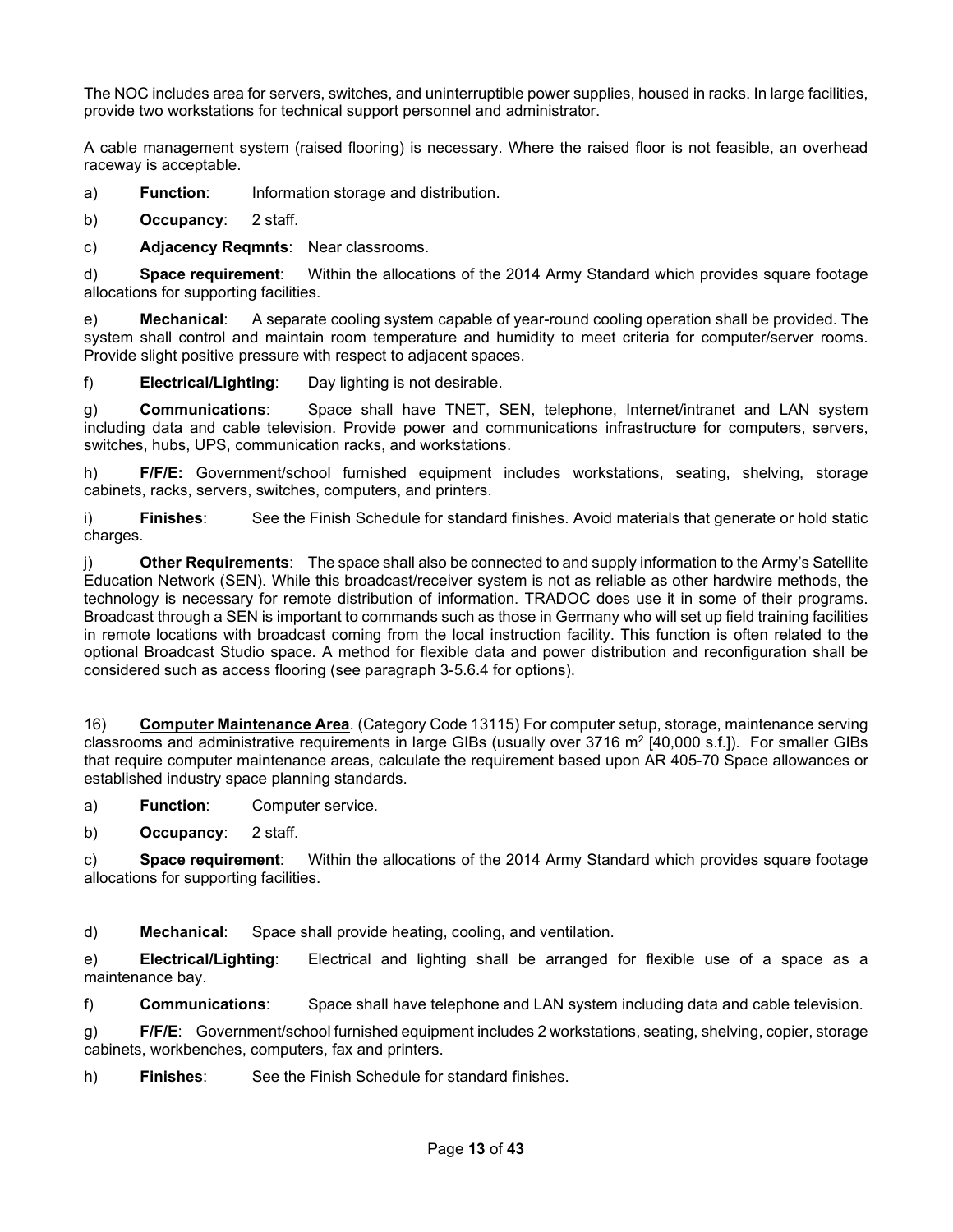The NOC includes area for servers, switches, and uninterruptible power supplies, housed in racks. In large facilities, provide two workstations for technical support personnel and administrator.

A cable management system (raised flooring) is necessary. Where the raised floor is not feasible, an overhead raceway is acceptable.

a) **Function**: Information storage and distribution.

b) **Occupancy**: 2 staff.

c) **Adjacency Reqmnts**: Near classrooms.

d) **Space requirement**: Within the allocations of the 2014 Army Standard which provides square footage allocations for supporting facilities.

e) **Mechanical**: A separate cooling system capable of year-round cooling operation shall be provided. The system shall control and maintain room temperature and humidity to meet criteria for computer/server rooms. Provide slight positive pressure with respect to adjacent spaces.

f) **Electrical/Lighting**: Day lighting is not desirable.

g) **Communications**: Space shall have TNET, SEN, telephone, Internet/intranet and LAN system including data and cable television. Provide power and communications infrastructure for computers, servers, switches, hubs, UPS, communication racks, and workstations.

h) **F/F/E:** Government/school furnished equipment includes workstations, seating, shelving, storage cabinets, racks, servers, switches, computers, and printers.

i) **Finishes**: See the Finish Schedule for standard finishes. Avoid materials that generate or hold static charges.

j) **Other Requirements**: The space shall also be connected to and supply information to the Army's Satellite Education Network (SEN). While this broadcast/receiver system is not as reliable as other hardwire methods, the technology is necessary for remote distribution of information. TRADOC does use it in some of their programs. Broadcast through a SEN is important to commands such as those in Germany who will set up field training facilities in remote locations with broadcast coming from the local instruction facility. This function is often related to the optional Broadcast Studio space. A method for flexible data and power distribution and reconfiguration shall be considered such as access flooring (see paragraph 3-5.6.4 for options).

16) **Computer Maintenance Area**. (Category Code 13115) For computer setup, storage, maintenance serving classrooms and administrative requirements in large GIBs (usually over 3716 $m^2$ [40,000 s.f.]). For smaller GIBs that require computer maintenance areas, calculate the requirement based upon AR 405-70 Space allowances or established industry space planning standards.

a) **Function**: Computer service.

b) **Occupancy**: 2 staff.

c) **Space requirement**: Within the allocations of the 2014 Army Standard which provides square footage allocations for supporting facilities.

d) **Mechanical**: Space shall provide heating, cooling, and ventilation.

e) **Electrical/Lighting**: Electrical and lighting shall be arranged for flexible use of a space as a maintenance bay.

f) **Communications**: Space shall have telephone and LAN system including data and cable television.

g) **F/F/E**: Government/school furnished equipment includes 2 workstations, seating, shelving, copier, storage cabinets, workbenches, computers, fax and printers.

h) **Finishes**: See the Finish Schedule for standard finishes.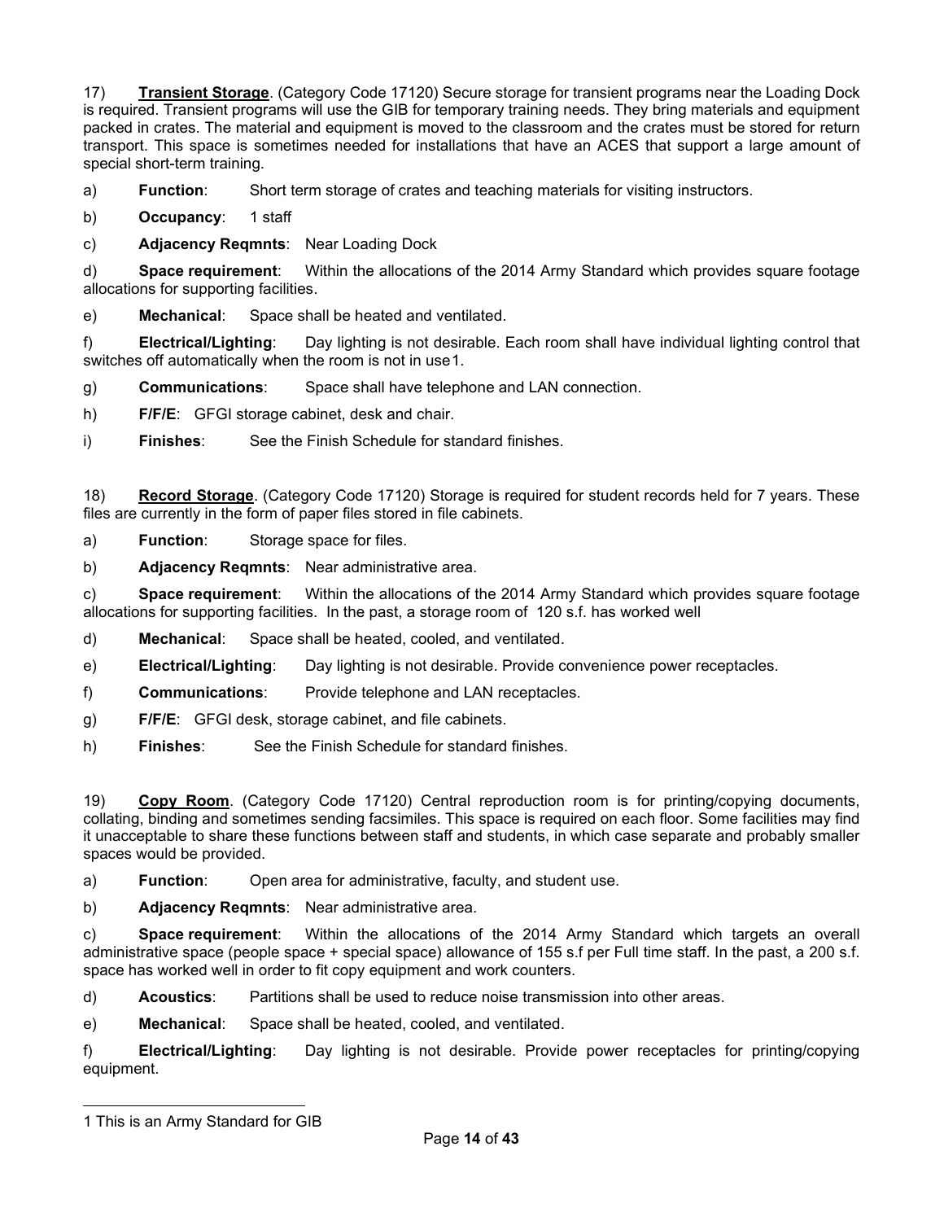17) **Transient Storage**. (Category Code 17120) Secure storage for transient programs near the Loading Dock is required. Transient programs will use the GIB for temporary training needs. They bring materials and equipment packed in crates. The material and equipment is moved to the classroom and the crates must be stored for return transport. This space is sometimes needed for installations that have an ACES that support a large amount of special short-term training.

a) **Function**: Short term storage of crates and teaching materials for visiting instructors.

b) **Occupancy**: 1 staff

c) **Adjacency Reqmnts**: Near Loading Dock

d) **Space requirement**: Within the allocations of the 2014 Army Standard which provides square footage allocations for supporting facilities.

e) **Mechanical**: Space shall be heated and ventilated.

f) **Electrical/Lighting**: Day lighting is not desirable. Each room shall have individual lighting control that switches off automatically when the room is not in use[1].

g) **Communications**: Space shall have telephone and LAN connection.

h) **F/F/E**: GFGI storage cabinet, desk and chair.

i) **Finishes**: See the Finish Schedule for standard finishes.

18) **Record Storage**. (Category Code 17120) Storage is required for student records held for 7 years. These files are currently in the form of paper files stored in file cabinets.

a) **Function**: Storage space for files.

b) **Adjacency Reqmnts**: Near administrative area.

c) **Space requirement**: Within the allocations of the 2014 Army Standard which provides square footage allocations for supporting facilities. In the past, a storage room of 120 s.f. has worked well

d) **Mechanical**: Space shall be heated, cooled, and ventilated.

e) **Electrical/Lighting**: Day lighting is not desirable. Provide convenience power receptacles.

f) **Communications**: Provide telephone and LAN receptacles.

g) **F/F/E**: GFGI desk, storage cabinet, and file cabinets.

h) **Finishes**: See the Finish Schedule for standard finishes.

19) **Copy Room**. (Category Code 17120) Central reproduction room is for printing/copying documents, collating, binding and sometimes sending facsimiles. This space is required on each floor. Some facilities may find it unacceptable to share these functions between staff and students, in which case separate and probably smaller spaces would be provided.

a) **Function**: Open area for administrative, faculty, and student use.

b) **Adjacency Reqmnts**: Near administrative area.

c) **Space requirement**: Within the allocations of the 2014 Army Standard which targets an overall administrative space (people space + special space) allowance of 155 s.f per Full time staff. In the past, a 200 s.f. space has worked well in order to fit copy equipment and work counters.

d) **Acoustics**: Partitions shall be used to reduce noise transmission into other areas.

e) **Mechanical**: Space shall be heated, cooled, and ventilated.

f) **Electrical/Lighting**: Day lighting is not desirable. Provide power receptacles for printing/copying equipment.

---

[1] This is an Army Standard for GIB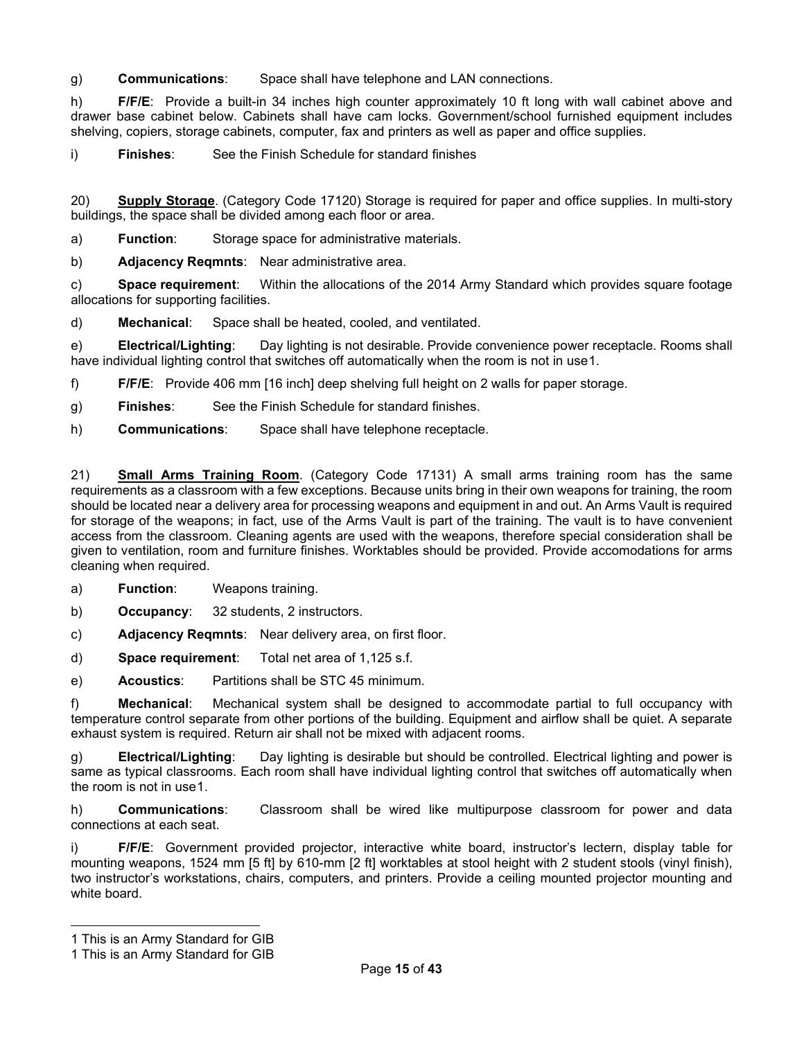g) **Communications**: Space shall have telephone and LAN connections.

h) **F/F/E**: Provide a built-in 34 inches high counter approximately 10 ft long with wall cabinet above and drawer base cabinet below. Cabinets shall have cam locks. Government/school furnished equipment includes shelving, copiers, storage cabinets, computer, fax and printers as well as paper and office supplies.

i) **Finishes**: See the Finish Schedule for standard finishes

20) **Supply Storage**. (Category Code 17120) Storage is required for paper and office supplies. In multi-story buildings, the space shall be divided among each floor or area.

a) **Function**: Storage space for administrative materials.

b) **Adjacency Reqmnts**: Near administrative area.

c) **Space requirement**: Within the allocations of the 2014 Army Standard which provides square footage allocations for supporting facilities.

d) **Mechanical**: Space shall be heated, cooled, and ventilated.

e) **Electrical/Lighting**: Day lighting is not desirable. Provide convenience power receptacle. Rooms shall have individual lighting control that switches off automatically when the room is not in use[1].

f) **F/F/E**: Provide 406 mm [16 inch] deep shelving full height on 2 walls for paper storage.

g) **Finishes**: See the Finish Schedule for standard finishes.

h) **Communications**: Space shall have telephone receptacle.

21) **Small Arms Training Room**. (Category Code 17131) A small arms training room has the same requirements as a classroom with a few exceptions. Because units bring in their own weapons for training, the room should be located near a delivery area for processing weapons and equipment in and out. An Arms Vault is required for storage of the weapons; in fact, use of the Arms Vault is part of the training. The vault is to have convenient access from the classroom. Cleaning agents are used with the weapons, therefore special consideration shall be given to ventilation, room and furniture finishes. Worktables should be provided. Provide accomodations for arms cleaning when required.

a) **Function**: Weapons training.

b) **Occupancy**: 32 students, 2 instructors.

c) **Adjacency Reqmnts**: Near delivery area, on first floor.

d) **Space requirement**: Total net area of 1,125 s.f.

e) **Acoustics**: Partitions shall be STC 45 minimum.

f) **Mechanical**: Mechanical system shall be designed to accommodate partial to full occupancy with temperature control separate from other portions of the building. Equipment and airflow shall be quiet. A separate exhaust system is required. Return air shall not be mixed with adjacent rooms.

g) **Electrical/Lighting**: Day lighting is desirable but should be controlled. Electrical lighting and power is same as typical classrooms. Each room shall have individual lighting control that switches off automatically when the room is not in use[1].

h) **Communications**: Classroom shall be wired like multipurpose classroom for power and data connections at each seat.

i) **F/F/E**: Government provided projector, interactive white board, instructor's lectern, display table for mounting weapons, 1524 mm [5 ft] by 610-mm [2 ft] worktables at stool height with 2 student stools (vinyl finish), two instructor's workstations, chairs, computers, and printers. Provide a ceiling mounted projector mounting and white board.

---

1 This is an Army Standard for GIB

1 This is an Army Standard for GIB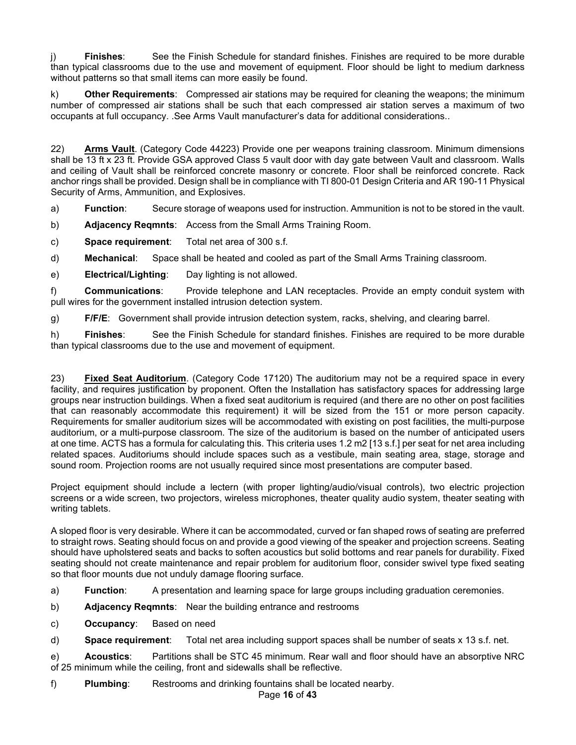j) **Finishes**: See the Finish Schedule for standard finishes. Finishes are required to be more durable than typical classrooms due to the use and movement of equipment. Floor should be light to medium darkness without patterns so that small items can more easily be found.

k) **Other Requirements**: Compressed air stations may be required for cleaning the weapons; the minimum number of compressed air stations shall be such that each compressed air station serves a maximum of two occupants at full occupancy. .See Arms Vault manufacturer's data for additional considerations..

22) **Arms Vault**. (Category Code 44223) Provide one per weapons training classroom. Minimum dimensions shall be 13 ft x 23 ft. Provide GSA approved Class 5 vault door with day gate between Vault and classroom. Walls and ceiling of Vault shall be reinforced concrete masonry or concrete. Floor shall be reinforced concrete. Rack anchor rings shall be provided. Design shall be in compliance with TI 800-01 Design Criteria and AR 190-11 Physical Security of Arms, Ammunition, and Explosives.

a) **Function**: Secure storage of weapons used for instruction. Ammunition is not to be stored in the vault.

b) **Adjacency Reqmnts**: Access from the Small Arms Training Room.

c) **Space requirement**: Total net area of 300 s.f.

d) **Mechanical**: Space shall be heated and cooled as part of the Small Arms Training classroom.

e) **Electrical/Lighting**: Day lighting is not allowed.

f) **Communications**: Provide telephone and LAN receptacles. Provide an empty conduit system with pull wires for the government installed intrusion detection system.

g) **F/F/E**: Government shall provide intrusion detection system, racks, shelving, and clearing barrel.

h) **Finishes**: See the Finish Schedule for standard finishes. Finishes are required to be more durable than typical classrooms due to the use and movement of equipment.

23) **Fixed Seat Auditorium**. (Category Code 17120) The auditorium may not be a required space in every facility, and requires justification by proponent. Often the Installation has satisfactory spaces for addressing large groups near instruction buildings. When a fixed seat auditorium is required (and there are no other on post facilities that can reasonably accommodate this requirement) it will be sized from the 151 or more person capacity. Requirements for smaller auditorium sizes will be accommodated with existing on post facilities, the multi-purpose auditorium, or a multi-purpose classroom. The size of the auditorium is based on the number of anticipated users at one time. ACTS has a formula for calculating this. This criteria uses 1.2 m2 [13 s.f.] per seat for net area including related spaces. Auditoriums should include spaces such as a vestibule, main seating area, stage, storage and sound room. Projection rooms are not usually required since most presentations are computer based.

Project equipment should include a lectern (with proper lighting/audio/visual controls), two electric projection screens or a wide screen, two projectors, wireless microphones, theater quality audio system, theater seating with writing tablets.

A sloped floor is very desirable. Where it can be accommodated, curved or fan shaped rows of seating are preferred to straight rows. Seating should focus on and provide a good viewing of the speaker and projection screens. Seating should have upholstered seats and backs to soften acoustics but solid bottoms and rear panels for durability. Fixed seating should not create maintenance and repair problem for auditorium floor, consider swivel type fixed seating so that floor mounts due not unduly damage flooring surface.

a) **Function**: A presentation and learning space for large groups including graduation ceremonies.

b) **Adjacency Reqmnts**: Near the building entrance and restrooms

c) **Occupancy**: Based on need

d) **Space requirement**: Total net area including support spaces shall be number of seats x 13 s.f. net.

e) **Acoustics**: Partitions shall be STC 45 minimum. Rear wall and floor should have an absorptive NRC of 25 minimum while the ceiling, front and sidewalls shall be reflective.

f) **Plumbing**: Restrooms and drinking fountains shall be located nearby.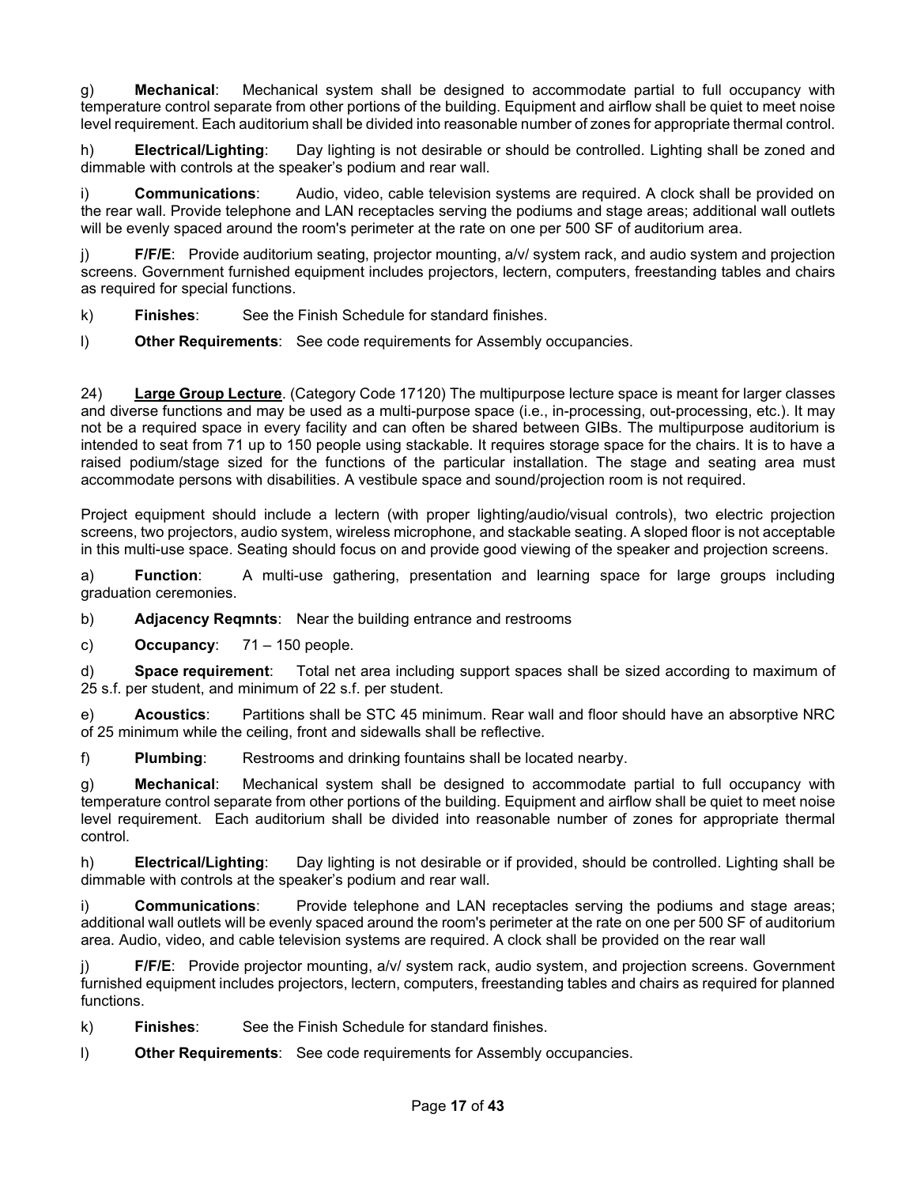g) **Mechanical**: Mechanical system shall be designed to accommodate partial to full occupancy with temperature control separate from other portions of the building. Equipment and airflow shall be quiet to meet noise level requirement. Each auditorium shall be divided into reasonable number of zones for appropriate thermal control.

h) **Electrical/Lighting**: Day lighting is not desirable or should be controlled. Lighting shall be zoned and dimmable with controls at the speaker's podium and rear wall.

i) **Communications**: Audio, video, cable television systems are required. A clock shall be provided on the rear wall. Provide telephone and LAN receptacles serving the podiums and stage areas; additional wall outlets will be evenly spaced around the room's perimeter at the rate on one per 500 SF of auditorium area.

j) **F/F/E**: Provide auditorium seating, projector mounting, a/v/ system rack, and audio system and projection screens. Government furnished equipment includes projectors, lectern, computers, freestanding tables and chairs as required for special functions.

k) **Finishes**: See the Finish Schedule for standard finishes.

l) **Other Requirements**: See code requirements for Assembly occupancies.

24) **Large Group Lecture**. (Category Code 17120) The multipurpose lecture space is meant for larger classes and diverse functions and may be used as a multi-purpose space (i.e., in-processing, out-processing, etc.). It may not be a required space in every facility and can often be shared between GIBs. The multipurpose auditorium is intended to seat from 71 up to 150 people using stackable. It requires storage space for the chairs. It is to have a raised podium/stage sized for the functions of the particular installation. The stage and seating area must accommodate persons with disabilities. A vestibule space and sound/projection room is not required.

Project equipment should include a lectern (with proper lighting/audio/visual controls), two electric projection screens, two projectors, audio system, wireless microphone, and stackable seating. A sloped floor is not acceptable in this multi-use space. Seating should focus on and provide good viewing of the speaker and projection screens.

a) **Function**: A multi-use gathering, presentation and learning space for large groups including graduation ceremonies.

b) **Adjacency Reqmnts**: Near the building entrance and restrooms

c) **Occupancy**: 71 – 150 people.

d) **Space requirement**: Total net area including support spaces shall be sized according to maximum of 25 s.f. per student, and minimum of 22 s.f. per student.

e) **Acoustics**: Partitions shall be STC 45 minimum. Rear wall and floor should have an absorptive NRC of 25 minimum while the ceiling, front and sidewalls shall be reflective.

f) **Plumbing**: Restrooms and drinking fountains shall be located nearby.

g) **Mechanical**: Mechanical system shall be designed to accommodate partial to full occupancy with temperature control separate from other portions of the building. Equipment and airflow shall be quiet to meet noise level requirement. Each auditorium shall be divided into reasonable number of zones for appropriate thermal control.

h) **Electrical/Lighting**: Day lighting is not desirable or if provided, should be controlled. Lighting shall be dimmable with controls at the speaker's podium and rear wall.

i) **Communications**: Provide telephone and LAN receptacles serving the podiums and stage areas; additional wall outlets will be evenly spaced around the room's perimeter at the rate on one per 500 SF of auditorium area. Audio, video, and cable television systems are required. A clock shall be provided on the rear wall

j) **F/F/E**: Provide projector mounting, a/v/ system rack, audio system, and projection screens. Government furnished equipment includes projectors, lectern, computers, freestanding tables and chairs as required for planned functions.

k) **Finishes**: See the Finish Schedule for standard finishes.

l) **Other Requirements**: See code requirements for Assembly occupancies.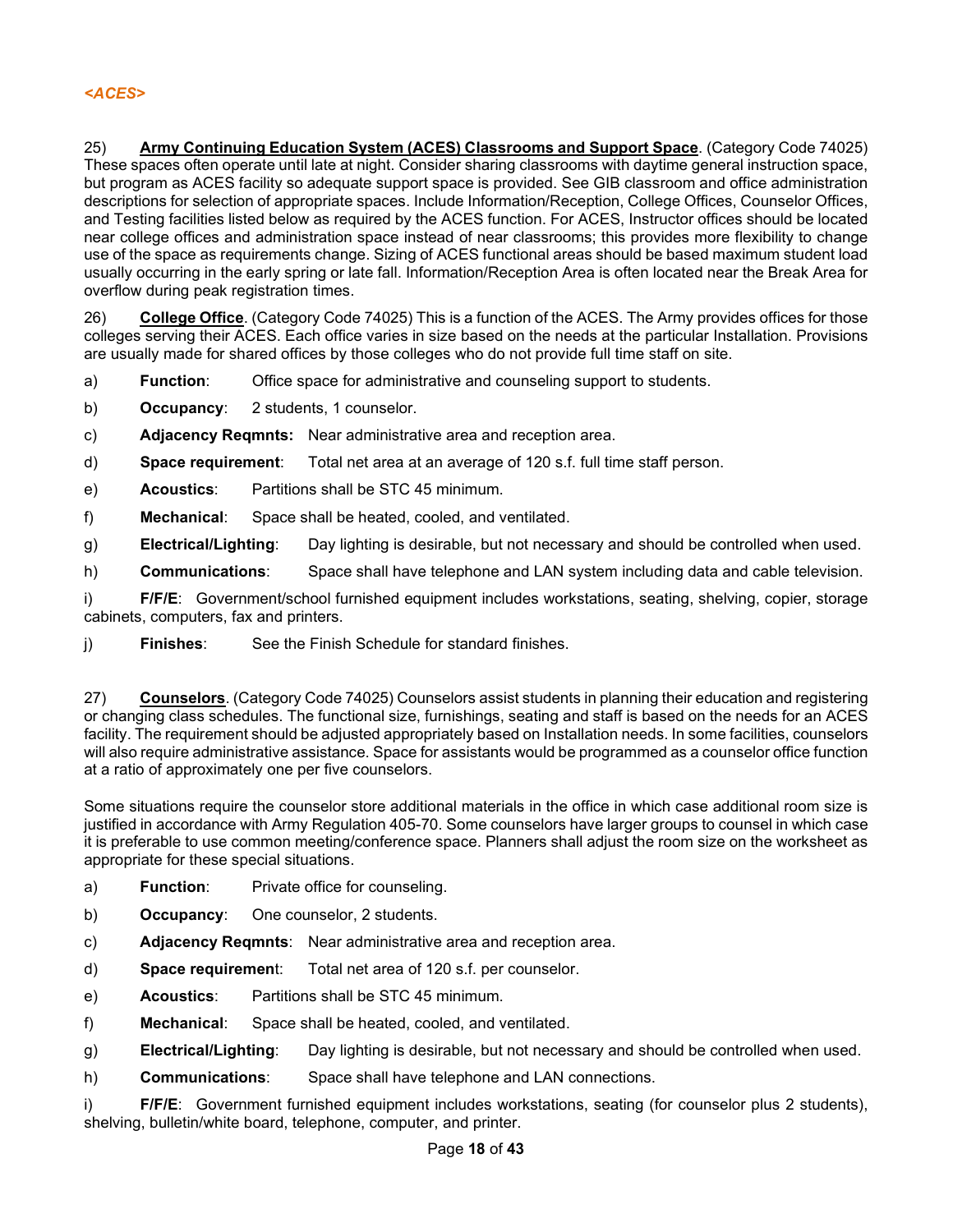*<ACES>*

25) **Army Continuing Education System (ACES) Classrooms and Support Space**. (Category Code 74025) These spaces often operate until late at night. Consider sharing classrooms with daytime general instruction space, but program as ACES facility so adequate support space is provided. See GIB classroom and office administration descriptions for selection of appropriate spaces. Include Information/Reception, College Offices, Counselor Offices, and Testing facilities listed below as required by the ACES function. For ACES, Instructor offices should be located near college offices and administration space instead of near classrooms; this provides more flexibility to change use of the space as requirements change. Sizing of ACES functional areas should be based maximum student load usually occurring in the early spring or late fall. Information/Reception Area is often located near the Break Area for overflow during peak registration times.

26) **College Office**. (Category Code 74025) This is a function of the ACES. The Army provides offices for those colleges serving their ACES. Each office varies in size based on the needs at the particular Installation. Provisions are usually made for shared offices by those colleges who do not provide full time staff on site.

a) **Function**: Office space for administrative and counseling support to students.

b) **Occupancy**: 2 students, 1 counselor.

c) **Adjacency Reqmnts:** Near administrative area and reception area.

d) **Space requirement**: Total net area at an average of 120 s.f. full time staff person.

e) **Acoustics**: Partitions shall be STC 45 minimum.

f) **Mechanical**: Space shall be heated, cooled, and ventilated.

g) **Electrical/Lighting**: Day lighting is desirable, but not necessary and should be controlled when used.

h) **Communications**: Space shall have telephone and LAN system including data and cable television.

i) **F/F/E**: Government/school furnished equipment includes workstations, seating, shelving, copier, storage cabinets, computers, fax and printers.

j) **Finishes**: See the Finish Schedule for standard finishes.

27) **Counselors**. (Category Code 74025) Counselors assist students in planning their education and registering or changing class schedules. The functional size, furnishings, seating and staff is based on the needs for an ACES facility. The requirement should be adjusted appropriately based on Installation needs. In some facilities, counselors will also require administrative assistance. Space for assistants would be programmed as a counselor office function at a ratio of approximately one per five counselors.

Some situations require the counselor store additional materials in the office in which case additional room size is justified in accordance with Army Regulation 405-70. Some counselors have larger groups to counsel in which case it is preferable to use common meeting/conference space. Planners shall adjust the room size on the worksheet as appropriate for these special situations.

a) **Function**: Private office for counseling.

b) **Occupancy**: One counselor, 2 students.

c) **Adjacency Reqmnts**: Near administrative area and reception area.

d) **Space requirement**: Total net area of 120 s.f. per counselor.

e) **Acoustics**: Partitions shall be STC 45 minimum.

f) **Mechanical**: Space shall be heated, cooled, and ventilated.

g) **Electrical/Lighting**: Day lighting is desirable, but not necessary and should be controlled when used.

h) **Communications**: Space shall have telephone and LAN connections.

i) **F/F/E**: Government furnished equipment includes workstations, seating (for counselor plus 2 students), shelving, bulletin/white board, telephone, computer, and printer.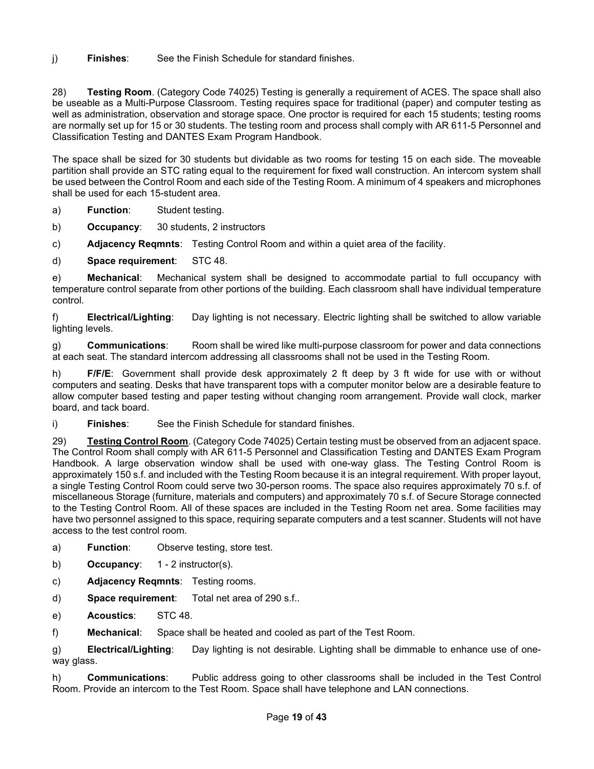j) **Finishes**: See the Finish Schedule for standard finishes.

28) **Testing Room**. (Category Code 74025) Testing is generally a requirement of ACES. The space shall also be useable as a Multi-Purpose Classroom. Testing requires space for traditional (paper) and computer testing as well as administration, observation and storage space. One proctor is required for each 15 students; testing rooms are normally set up for 15 or 30 students. The testing room and process shall comply with AR 611-5 Personnel and Classification Testing and DANTES Exam Program Handbook.

The space shall be sized for 30 students but dividable as two rooms for testing 15 on each side. The moveable partition shall provide an STC rating equal to the requirement for fixed wall construction. An intercom system shall be used between the Control Room and each side of the Testing Room. A minimum of 4 speakers and microphones shall be used for each 15-student area.

a) **Function**: Student testing.

b) **Occupancy**: 30 students, 2 instructors

c) **Adjacency Reqmnts**: Testing Control Room and within a quiet area of the facility.

d) **Space requirement**: STC 48.

e) **Mechanical**: Mechanical system shall be designed to accommodate partial to full occupancy with temperature control separate from other portions of the building. Each classroom shall have individual temperature control.

f) **Electrical/Lighting**: Day lighting is not necessary. Electric lighting shall be switched to allow variable lighting levels.

g) **Communications**: Room shall be wired like multi-purpose classroom for power and data connections at each seat. The standard intercom addressing all classrooms shall not be used in the Testing Room.

h) **F/F/E**: Government shall provide desk approximately 2 ft deep by 3 ft wide for use with or without computers and seating. Desks that have transparent tops with a computer monitor below are a desirable feature to allow computer based testing and paper testing without changing room arrangement. Provide wall clock, marker board, and tack board.

i) **Finishes**: See the Finish Schedule for standard finishes.

29) **<u>Testing Control Room</u>**. (Category Code 74025) Certain testing must be observed from an adjacent space. The Control Room shall comply with AR 611-5 Personnel and Classification Testing and DANTES Exam Program Handbook. A large observation window shall be used with one-way glass. The Testing Control Room is approximately 150 s.f. and included with the Testing Room because it is an integral requirement. With proper layout, a single Testing Control Room could serve two 30-person rooms. The space also requires approximately 70 s.f. of miscellaneous Storage (furniture, materials and computers) and approximately 70 s.f. of Secure Storage connected to the Testing Control Room. All of these spaces are included in the Testing Room net area. Some facilities may have two personnel assigned to this space, requiring separate computers and a test scanner. Students will not have access to the test control room.

a) **Function**: Observe testing, store test.

b) **Occupancy**: 1 - 2 instructor(s).

c) **Adjacency Reqmnts**: Testing rooms.

d) **Space requirement**: Total net area of 290 s.f..

e) **Acoustics**: STC 48.

f) **Mechanical**: Space shall be heated and cooled as part of the Test Room.

g) **Electrical/Lighting**: Day lighting is not desirable. Lighting shall be dimmable to enhance use of one-way glass.

h) **Communications**: Public address going to other classrooms shall be included in the Test Control Room. Provide an intercom to the Test Room. Space shall have telephone and LAN connections.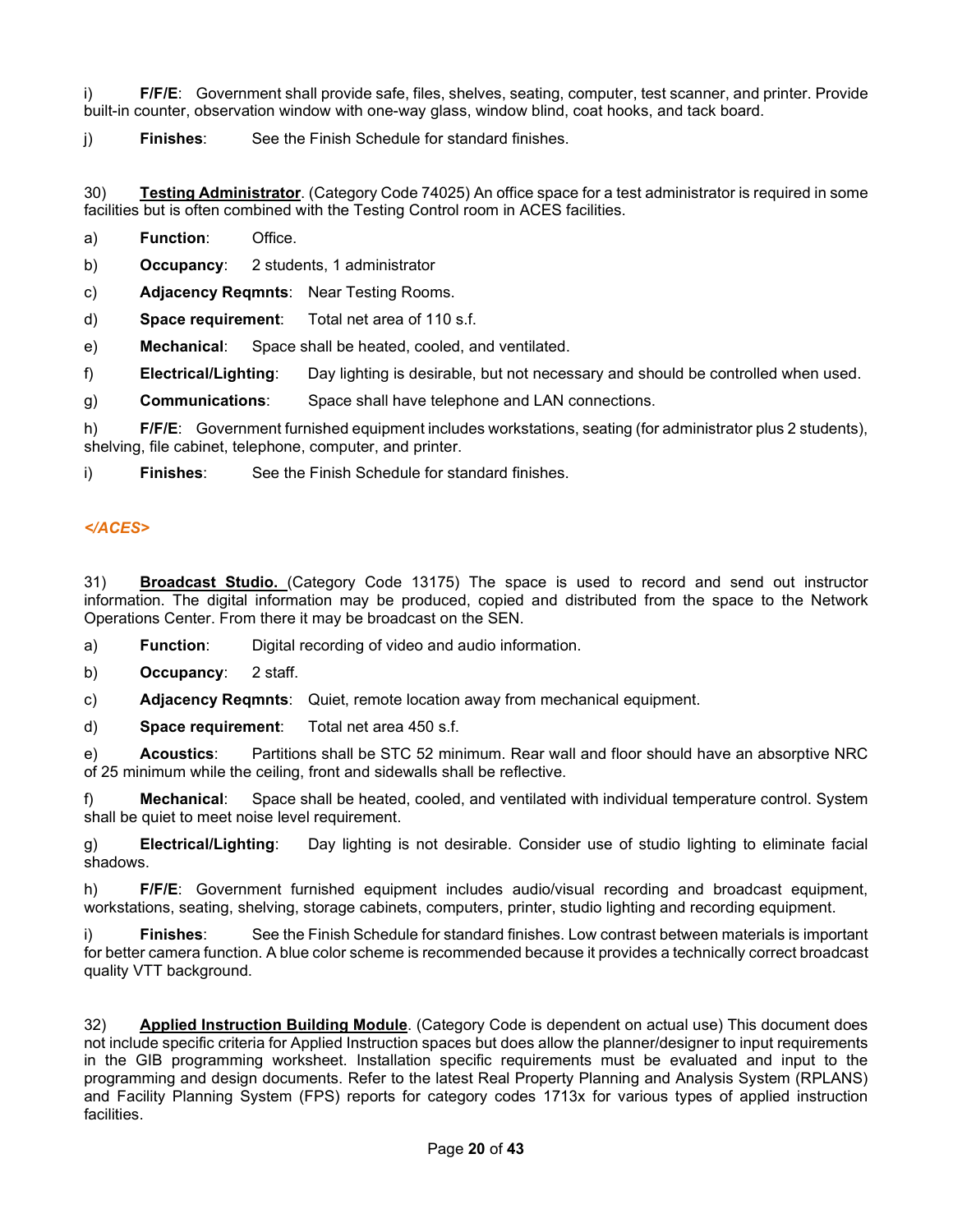i) **F/F/E**: Government shall provide safe, files, shelves, seating, computer, test scanner, and printer. Provide built-in counter, observation window with one-way glass, window blind, coat hooks, and tack board.

j) **Finishes**: See the Finish Schedule for standard finishes.

30) **Testing Administrator**. (Category Code 74025) An office space for a test administrator is required in some facilities but is often combined with the Testing Control room in ACES facilities.

a) **Function**: Office.

b) **Occupancy**: 2 students, 1 administrator

c) **Adjacency Reqmnts**: Near Testing Rooms.

d) **Space requirement**: Total net area of 110 s.f.

e) **Mechanical**: Space shall be heated, cooled, and ventilated.

f) **Electrical/Lighting**: Day lighting is desirable, but not necessary and should be controlled when used.

g) **Communications**: Space shall have telephone and LAN connections.

h) **F/F/E**: Government furnished equipment includes workstations, seating (for administrator plus 2 students), shelving, file cabinet, telephone, computer, and printer.

i) **Finishes**: See the Finish Schedule for standard finishes.

***</ACES>***

31) **Broadcast Studio.** (Category Code 13175) The space is used to record and send out instructor information. The digital information may be produced, copied and distributed from the space to the Network Operations Center. From there it may be broadcast on the SEN.

a) **Function**: Digital recording of video and audio information.

b) **Occupancy**: 2 staff.

c) **Adjacency Reqmnts**: Quiet, remote location away from mechanical equipment.

d) **Space requirement**: Total net area 450 s.f.

e) **Acoustics**: Partitions shall be STC 52 minimum. Rear wall and floor should have an absorptive NRC of 25 minimum while the ceiling, front and sidewalls shall be reflective.

f) **Mechanical**: Space shall be heated, cooled, and ventilated with individual temperature control. System shall be quiet to meet noise level requirement.

g) **Electrical/Lighting**: Day lighting is not desirable. Consider use of studio lighting to eliminate facial shadows.

h) **F/F/E**: Government furnished equipment includes audio/visual recording and broadcast equipment, workstations, seating, shelving, storage cabinets, computers, printer, studio lighting and recording equipment.

i) **Finishes**: See the Finish Schedule for standard finishes. Low contrast between materials is important for better camera function. A blue color scheme is recommended because it provides a technically correct broadcast quality VTT background.

32) **Applied Instruction Building Module**. (Category Code is dependent on actual use) This document does not include specific criteria for Applied Instruction spaces but does allow the planner/designer to input requirements in the GIB programming worksheet. Installation specific requirements must be evaluated and input to the programming and design documents. Refer to the latest Real Property Planning and Analysis System (RPLANS) and Facility Planning System (FPS) reports for category codes 1713x for various types of applied instruction facilities.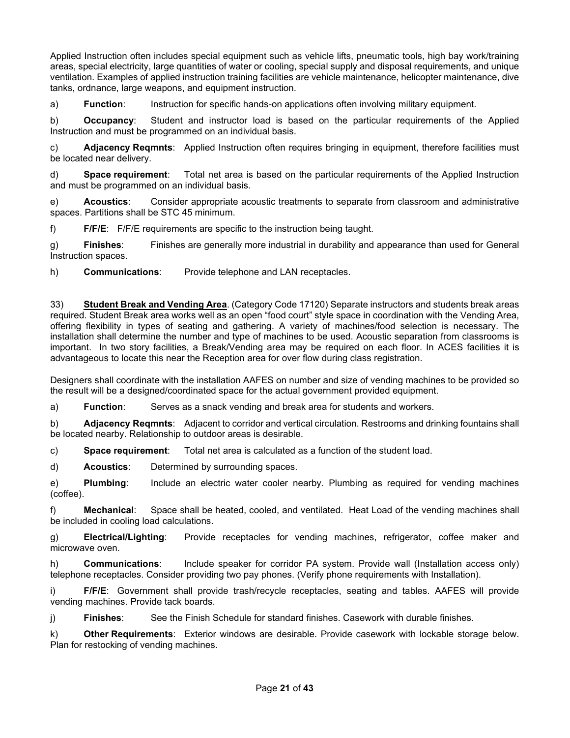Applied Instruction often includes special equipment such as vehicle lifts, pneumatic tools, high bay work/training areas, special electricity, large quantities of water or cooling, special supply and disposal requirements, and unique ventilation. Examples of applied instruction training facilities are vehicle maintenance, helicopter maintenance, dive tanks, ordnance, large weapons, and equipment instruction.

a) **Function**: Instruction for specific hands-on applications often involving military equipment.

b) **Occupancy**: Student and instructor load is based on the particular requirements of the Applied Instruction and must be programmed on an individual basis.

c) **Adjacency Reqmnts**: Applied Instruction often requires bringing in equipment, therefore facilities must be located near delivery.

d) **Space requirement**: Total net area is based on the particular requirements of the Applied Instruction and must be programmed on an individual basis.

e) **Acoustics**: Consider appropriate acoustic treatments to separate from classroom and administrative spaces. Partitions shall be STC 45 minimum.

f) **F/F/E**: F/F/E requirements are specific to the instruction being taught.

g) **Finishes**: Finishes are generally more industrial in durability and appearance than used for General Instruction spaces.

h) **Communications**: Provide telephone and LAN receptacles.

33) **Student Break and Vending Area**. (Category Code 17120) Separate instructors and students break areas required. Student Break area works well as an open "food court" style space in coordination with the Vending Area, offering flexibility in types of seating and gathering. A variety of machines/food selection is necessary. The installation shall determine the number and type of machines to be used. Acoustic separation from classrooms is important. In two story facilities, a Break/Vending area may be required on each floor. In ACES facilities it is advantageous to locate this near the Reception area for over flow during class registration.

Designers shall coordinate with the installation AAFES on number and size of vending machines to be provided so the result will be a designed/coordinated space for the actual government provided equipment.

a) **Function**: Serves as a snack vending and break area for students and workers.

b) **Adjacency Reqmnts**: Adjacent to corridor and vertical circulation. Restrooms and drinking fountains shall be located nearby. Relationship to outdoor areas is desirable.

c) **Space requirement**: Total net area is calculated as a function of the student load.

d) **Acoustics**: Determined by surrounding spaces.

e) **Plumbing**: Include an electric water cooler nearby. Plumbing as required for vending machines (coffee).

f) **Mechanical**: Space shall be heated, cooled, and ventilated. Heat Load of the vending machines shall be included in cooling load calculations.

g) **Electrical/Lighting**: Provide receptacles for vending machines, refrigerator, coffee maker and microwave oven.

h) **Communications**: Include speaker for corridor PA system. Provide wall (Installation access only) telephone receptacles. Consider providing two pay phones. (Verify phone requirements with Installation).

i) **F/F/E**: Government shall provide trash/recycle receptacles, seating and tables. AAFES will provide vending machines. Provide tack boards.

j) **Finishes**: See the Finish Schedule for standard finishes. Casework with durable finishes.

k) **Other Requirements**: Exterior windows are desirable. Provide casework with lockable storage below. Plan for restocking of vending machines.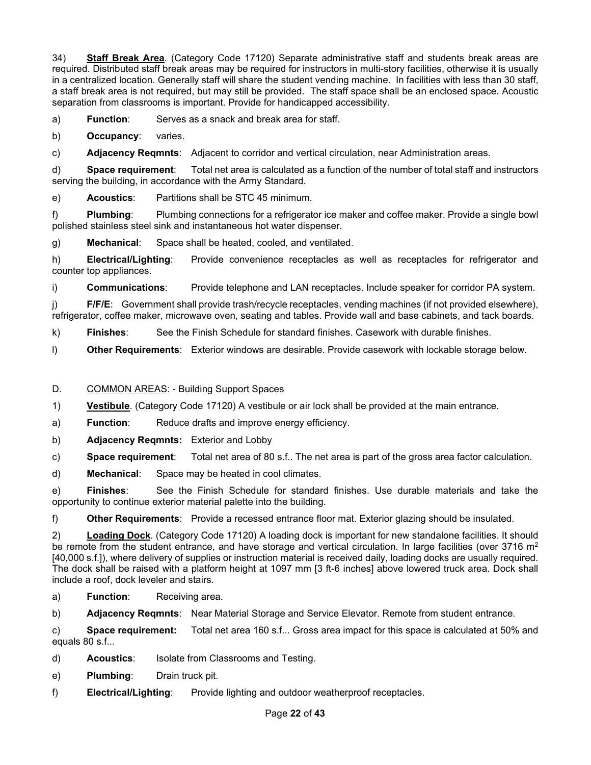34) **Staff Break Area**. (Category Code 17120) Separate administrative staff and students break areas are required. Distributed staff break areas may be required for instructors in multi-story facilities, otherwise it is usually in a centralized location. Generally staff will share the student vending machine. In facilities with less than 30 staff, a staff break area is not required, but may still be provided. The staff space shall be an enclosed space. Acoustic separation from classrooms is important. Provide for handicapped accessibility.

a) **Function**: Serves as a snack and break area for staff.

b) **Occupancy**: varies.

c) **Adjacency Reqmnts**: Adjacent to corridor and vertical circulation, near Administration areas.

d) **Space requirement**: Total net area is calculated as a function of the number of total staff and instructors serving the building, in accordance with the Army Standard.

e) **Acoustics**: Partitions shall be STC 45 minimum.

f) **Plumbing**: Plumbing connections for a refrigerator ice maker and coffee maker. Provide a single bowl polished stainless steel sink and instantaneous hot water dispenser.

g) **Mechanical**: Space shall be heated, cooled, and ventilated.

h) **Electrical/Lighting**: Provide convenience receptacles as well as receptacles for refrigerator and counter top appliances.

i) **Communications**: Provide telephone and LAN receptacles. Include speaker for corridor PA system.

j) **F/F/E**: Government shall provide trash/recycle receptacles, vending machines (if not provided elsewhere), refrigerator, coffee maker, microwave oven, seating and tables. Provide wall and base cabinets, and tack boards.

k) **Finishes**: See the Finish Schedule for standard finishes. Casework with durable finishes.

l) **Other Requirements**: Exterior windows are desirable. Provide casework with lockable storage below.

D. COMMON AREAS: - Building Support Spaces

1) **Vestibule**. (Category Code 17120) A vestibule or air lock shall be provided at the main entrance.

a) **Function**: Reduce drafts and improve energy efficiency.

b) **Adjacency Reqmnts:** Exterior and Lobby

c) **Space requirement**: Total net area of 80 s.f.. The net area is part of the gross area factor calculation.

d) **Mechanical**: Space may be heated in cool climates.

e) **Finishes**: See the Finish Schedule for standard finishes. Use durable materials and take the opportunity to continue exterior material palette into the building.

f) **Other Requirements**: Provide a recessed entrance floor mat. Exterior glazing should be insulated.

2) **Loading Dock**. (Category Code 17120) A loading dock is important for new standalone facilities. It should be remote from the student entrance, and have storage and vertical circulation. In large facilities (over 3716 m$^2$ [40,000 s.f.]), where delivery of supplies or instruction material is received daily, loading docks are usually required. The dock shall be raised with a platform height at 1097 mm [3 ft-6 inches] above lowered truck area. Dock shall include a roof, dock leveler and stairs.

a) **Function**: Receiving area.

b) **Adjacency Reqmnts**: Near Material Storage and Service Elevator. Remote from student entrance.

c) **Space requirement:** Total net area 160 s.f... Gross area impact for this space is calculated at 50% and equals 80 s.f...

d) **Acoustics**: Isolate from Classrooms and Testing.

e) **Plumbing**: Drain truck pit.

f) **Electrical/Lighting**: Provide lighting and outdoor weatherproof receptacles.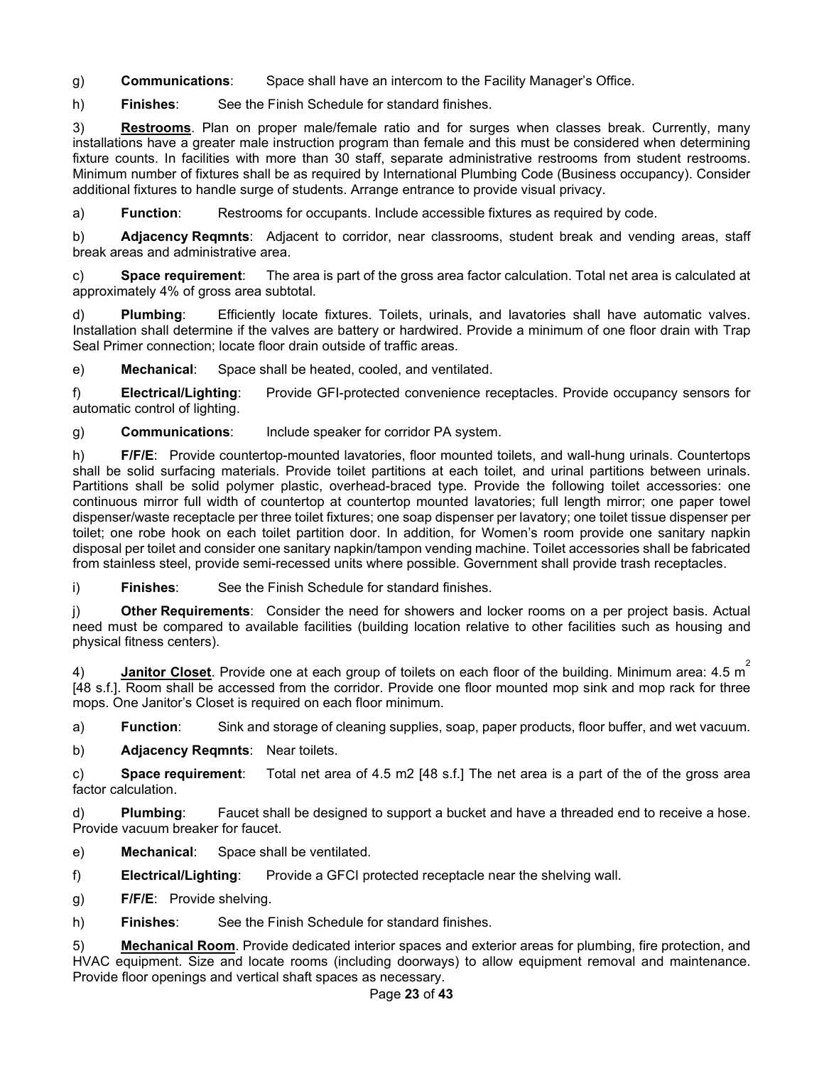g) **Communications**: Space shall have an intercom to the Facility Manager's Office.

h) **Finishes**: See the Finish Schedule for standard finishes.

3) **<u>Restrooms</u>**. Plan on proper male/female ratio and for surges when classes break. Currently, many installations have a greater male instruction program than female and this must be considered when determining fixture counts. In facilities with more than 30 staff, separate administrative restrooms from student restrooms. Minimum number of fixtures shall be as required by International Plumbing Code (Business occupancy). Consider additional fixtures to handle surge of students. Arrange entrance to provide visual privacy.

a) **Function**: Restrooms for occupants. Include accessible fixtures as required by code.

b) **Adjacency Reqmnts**: Adjacent to corridor, near classrooms, student break and vending areas, staff break areas and administrative area.

c) **Space requirement**: The area is part of the gross area factor calculation. Total net area is calculated at approximately 4% of gross area subtotal.

d) **Plumbing**: Efficiently locate fixtures. Toilets, urinals, and lavatories shall have automatic valves. Installation shall determine if the valves are battery or hardwired. Provide a minimum of one floor drain with Trap Seal Primer connection; locate floor drain outside of traffic areas.

e) **Mechanical**: Space shall be heated, cooled, and ventilated.

f) **Electrical/Lighting**: Provide GFI-protected convenience receptacles. Provide occupancy sensors for automatic control of lighting.

g) **Communications**: Include speaker for corridor PA system.

h) **F/F/E**: Provide countertop-mounted lavatories, floor mounted toilets, and wall-hung urinals. Countertops shall be solid surfacing materials. Provide toilet partitions at each toilet, and urinal partitions between urinals. Partitions shall be solid polymer plastic, overhead-braced type. Provide the following toilet accessories: one continuous mirror full width of countertop at countertop mounted lavatories; full length mirror; one paper towel dispenser/waste receptacle per three toilet fixtures; one soap dispenser per lavatory; one toilet tissue dispenser per toilet; one robe hook on each toilet partition door. In addition, for Women's room provide one sanitary napkin disposal per toilet and consider one sanitary napkin/tampon vending machine. Toilet accessories shall be fabricated from stainless steel, provide semi-recessed units where possible. Government shall provide trash receptacles.

i) **Finishes**: See the Finish Schedule for standard finishes.

j) **Other Requirements**: Consider the need for showers and locker rooms on a per project basis. Actual need must be compared to available facilities (building location relative to other facilities such as housing and physical fitness centers).

4) **<u>Janitor Closet</u>**. Provide one at each group of toilets on each floor of the building. Minimum area: 4.5 $m^2$ [48 s.f.]. Room shall be accessed from the corridor. Provide one floor mounted mop sink and mop rack for three mops. One Janitor's Closet is required on each floor minimum.

a) **Function**: Sink and storage of cleaning supplies, soap, paper products, floor buffer, and wet vacuum.

b) **Adjacency Reqmnts**: Near toilets.

c) **Space requirement**: Total net area of 4.5 m2 [48 s.f.] The net area is a part of the of the gross area factor calculation.

d) **Plumbing**: Faucet shall be designed to support a bucket and have a threaded end to receive a hose. Provide vacuum breaker for faucet.

e) **Mechanical**: Space shall be ventilated.

f) **Electrical/Lighting**: Provide a GFCI protected receptacle near the shelving wall.

g) **F/F/E**: Provide shelving.

h) **Finishes**: See the Finish Schedule for standard finishes.

5) **<u>Mechanical Room</u>**. Provide dedicated interior spaces and exterior areas for plumbing, fire protection, and HVAC equipment. Size and locate rooms (including doorways) to allow equipment removal and maintenance. Provide floor openings and vertical shaft spaces as necessary.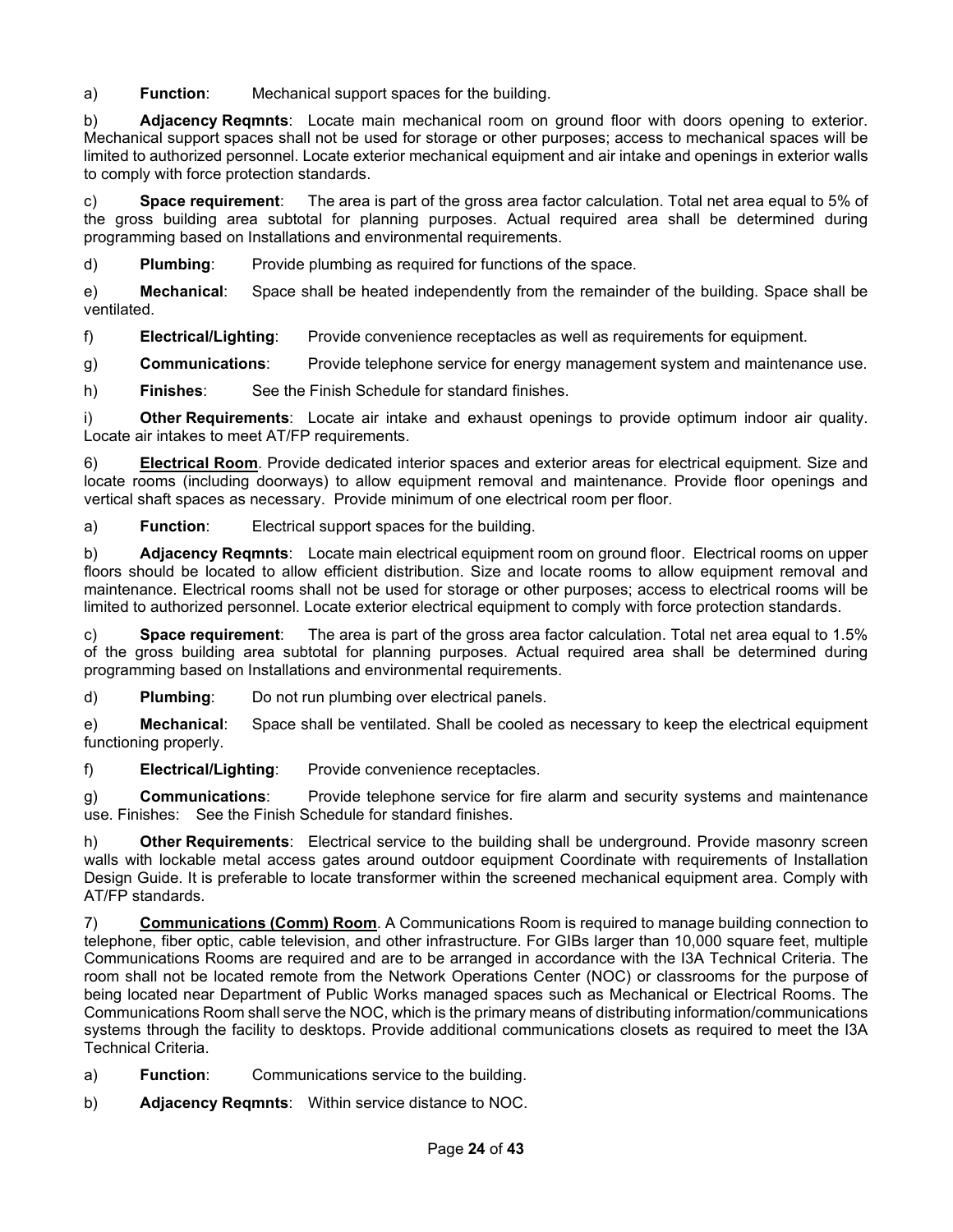a) **Function**: Mechanical support spaces for the building.

b) **Adjacency Reqmnts**: Locate main mechanical room on ground floor with doors opening to exterior. Mechanical support spaces shall not be used for storage or other purposes; access to mechanical spaces will be limited to authorized personnel. Locate exterior mechanical equipment and air intake and openings in exterior walls to comply with force protection standards.

c) **Space requirement**: The area is part of the gross area factor calculation. Total net area equal to 5% of the gross building area subtotal for planning purposes. Actual required area shall be determined during programming based on Installations and environmental requirements.

d) **Plumbing**: Provide plumbing as required for functions of the space.

e) **Mechanical**: Space shall be heated independently from the remainder of the building. Space shall be ventilated.

f) **Electrical/Lighting**: Provide convenience receptacles as well as requirements for equipment.

g) **Communications**: Provide telephone service for energy management system and maintenance use.

h) **Finishes**: See the Finish Schedule for standard finishes.

i) **Other Requirements**: Locate air intake and exhaust openings to provide optimum indoor air quality. Locate air intakes to meet AT/FP requirements.

6) **<u>Electrical Room</u>**. Provide dedicated interior spaces and exterior areas for electrical equipment. Size and locate rooms (including doorways) to allow equipment removal and maintenance. Provide floor openings and vertical shaft spaces as necessary. Provide minimum of one electrical room per floor.

a) **Function**: Electrical support spaces for the building.

b) **Adjacency Reqmnts**: Locate main electrical equipment room on ground floor. Electrical rooms on upper floors should be located to allow efficient distribution. Size and locate rooms to allow equipment removal and maintenance. Electrical rooms shall not be used for storage or other purposes; access to electrical rooms will be limited to authorized personnel. Locate exterior electrical equipment to comply with force protection standards.

c) **Space requirement**: The area is part of the gross area factor calculation. Total net area equal to 1.5% of the gross building area subtotal for planning purposes. Actual required area shall be determined during programming based on Installations and environmental requirements.

d) **Plumbing**: Do not run plumbing over electrical panels.

e) **Mechanical**: Space shall be ventilated. Shall be cooled as necessary to keep the electrical equipment functioning properly.

f) **Electrical/Lighting**: Provide convenience receptacles.

g) **Communications**: Provide telephone service for fire alarm and security systems and maintenance use. Finishes: See the Finish Schedule for standard finishes.

h) **Other Requirements**: Electrical service to the building shall be underground. Provide masonry screen walls with lockable metal access gates around outdoor equipment Coordinate with requirements of Installation Design Guide. It is preferable to locate transformer within the screened mechanical equipment area. Comply with AT/FP standards.

7) **<u>Communications (Comm) Room</u>**. A Communications Room is required to manage building connection to telephone, fiber optic, cable television, and other infrastructure. For GIBs larger than 10,000 square feet, multiple Communications Rooms are required and are to be arranged in accordance with the I3A Technical Criteria. The room shall not be located remote from the Network Operations Center (NOC) or classrooms for the purpose of being located near Department of Public Works managed spaces such as Mechanical or Electrical Rooms. The Communications Room shall serve the NOC, which is the primary means of distributing information/communications systems through the facility to desktops. Provide additional communications closets as required to meet the I3A Technical Criteria.

a) **Function**: Communications service to the building.

b) **Adjacency Reqmnts**: Within service distance to NOC.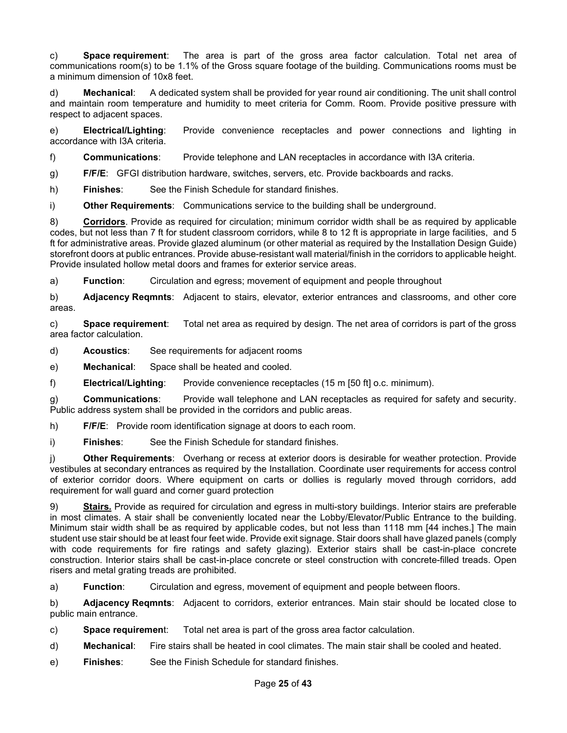c) **Space requirement**: The area is part of the gross area factor calculation. Total net area of communications room(s) to be 1.1% of the Gross square footage of the building. Communications rooms must be a minimum dimension of 10x8 feet.

d) **Mechanical**: A dedicated system shall be provided for year round air conditioning. The unit shall control and maintain room temperature and humidity to meet criteria for Comm. Room. Provide positive pressure with respect to adjacent spaces.

e) **Electrical/Lighting**: Provide convenience receptacles and power connections and lighting in accordance with I3A criteria.

f) **Communications**: Provide telephone and LAN receptacles in accordance with I3A criteria.

g) **F/F/E**: GFGI distribution hardware, switches, servers, etc. Provide backboards and racks.

h) **Finishes**: See the Finish Schedule for standard finishes.

i) **Other Requirements**: Communications service to the building shall be underground.

8) **Corridors**. Provide as required for circulation; minimum corridor width shall be as required by applicable codes, but not less than 7 ft for student classroom corridors, while 8 to 12 ft is appropriate in large facilities, and 5 ft for administrative areas. Provide glazed aluminum (or other material as required by the Installation Design Guide) storefront doors at public entrances. Provide abuse-resistant wall material/finish in the corridors to applicable height. Provide insulated hollow metal doors and frames for exterior service areas.

a) **Function**: Circulation and egress; movement of equipment and people throughout

b) **Adjacency Reqmnts**: Adjacent to stairs, elevator, exterior entrances and classrooms, and other core areas.

c) **Space requirement**: Total net area as required by design. The net area of corridors is part of the gross area factor calculation.

d) **Acoustics**: See requirements for adjacent rooms

e) **Mechanical**: Space shall be heated and cooled.

f) **Electrical/Lighting**: Provide convenience receptacles (15 m [50 ft] o.c. minimum).

g) **Communications**: Provide wall telephone and LAN receptacles as required for safety and security. Public address system shall be provided in the corridors and public areas.

h) **F/F/E**: Provide room identification signage at doors to each room.

i) **Finishes**: See the Finish Schedule for standard finishes.

j) **Other Requirements**: Overhang or recess at exterior doors is desirable for weather protection. Provide vestibules at secondary entrances as required by the Installation. Coordinate user requirements for access control of exterior corridor doors. Where equipment on carts or dollies is regularly moved through corridors, add requirement for wall guard and corner guard protection

9) **Stairs.** Provide as required for circulation and egress in multi-story buildings. Interior stairs are preferable in most climates. A stair shall be conveniently located near the Lobby/Elevator/Public Entrance to the building. Minimum stair width shall be as required by applicable codes, but not less than 1118 mm [44 inches.] The main student use stair should be at least four feet wide. Provide exit signage. Stair doors shall have glazed panels (comply with code requirements for fire ratings and safety glazing). Exterior stairs shall be cast-in-place concrete construction. Interior stairs shall be cast-in-place concrete or steel construction with concrete-filled treads. Open risers and metal grating treads are prohibited.

a) **Function**: Circulation and egress, movement of equipment and people between floors.

b) **Adjacency Reqmnts**: Adjacent to corridors, exterior entrances. Main stair should be located close to public main entrance.

c) **Space requirement**: Total net area is part of the gross area factor calculation.

d) **Mechanical**: Fire stairs shall be heated in cool climates. The main stair shall be cooled and heated.

e) **Finishes**: See the Finish Schedule for standard finishes.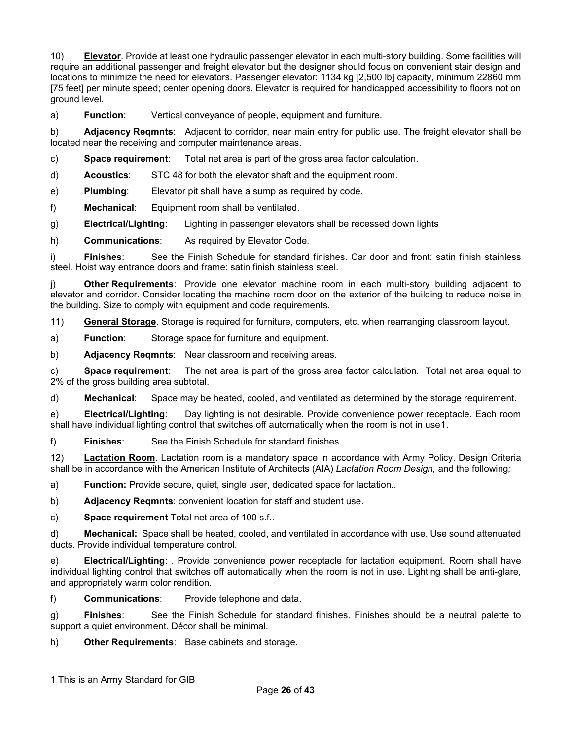10) **<u>Elevator</u>**. Provide at least one hydraulic passenger elevator in each multi-story building. Some facilities will require an additional passenger and freight elevator but the designer should focus on convenient stair design and locations to minimize the need for elevators. Passenger elevator: 1134 kg [2,500 lb] capacity, minimum 22860 mm [75 feet] per minute speed; center opening doors. Elevator is required for handicapped accessibility to floors not on ground level.

a) **Function**: Vertical conveyance of people, equipment and furniture.

b) **Adjacency Reqmnts**: Adjacent to corridor, near main entry for public use. The freight elevator shall be located near the receiving and computer maintenance areas.

c) **Space requirement**: Total net area is part of the gross area factor calculation.

d) **Acoustics**: STC 48 for both the elevator shaft and the equipment room.

e) **Plumbing**: Elevator pit shall have a sump as required by code.

f) **Mechanical**: Equipment room shall be ventilated.

g) **Electrical/Lighting**: Lighting in passenger elevators shall be recessed down lights

h) **Communications**: As required by Elevator Code.

i) **Finishes**: See the Finish Schedule for standard finishes. Car door and front: satin finish stainless steel. Hoist way entrance doors and frame: satin finish stainless steel.

j) **Other Requirements**: Provide one elevator machine room in each multi-story building adjacent to elevator and corridor. Consider locating the machine room door on the exterior of the building to reduce noise in the building. Size to comply with equipment and code requirements.

11) **<u>General Storage</u>**. Storage is required for furniture, computers, etc. when rearranging classroom layout.

a) **Function**: Storage space for furniture and equipment.

b) **Adjacency Reqmnts**: Near classroom and receiving areas.

c) **Space requirement**: The net area is part of the gross area factor calculation. Total net area equal to 2% of the gross building area subtotal.

d) **Mechanical**: Space may be heated, cooled, and ventilated as determined by the storage requirement.

e) **Electrical/Lighting**: Day lighting is not desirable. Provide convenience power receptacle. Each room shall have individual lighting control that switches off automatically when the room is not in use[1].

f) **Finishes**: See the Finish Schedule for standard finishes.

12) **<u>Lactation Room</u>**. Lactation room is a mandatory space in accordance with Army Policy. Design Criteria shall be in accordance with the American Institute of Architects (AIA) *Lactation Room Design,* and the following*;*

a) **Function:** Provide secure, quiet, single user, dedicated space for lactation..

b) **Adjacency Reqmnts**: convenient location for staff and student use.

c) **Space requirement** Total net area of 100 s.f..

d) **Mechanical:** Space shall be heated, cooled, and ventilated in accordance with use. Use sound attenuated ducts. Provide individual temperature control.

e) **Electrical/Lighting**: . Provide convenience power receptacle for lactation equipment. Room shall have individual lighting control that switches off automatically when the room is not in use. Lighting shall be anti-glare, and appropriately warm color rendition.

f) **Communications**: Provide telephone and data.

g) **Finishes**: See the Finish Schedule for standard finishes. Finishes should be a neutral palette to support a quiet environment. Décor shall be minimal.

h) **Other Requirements**: Base cabinets and storage.

---

[1] This is an Army Standard for GIB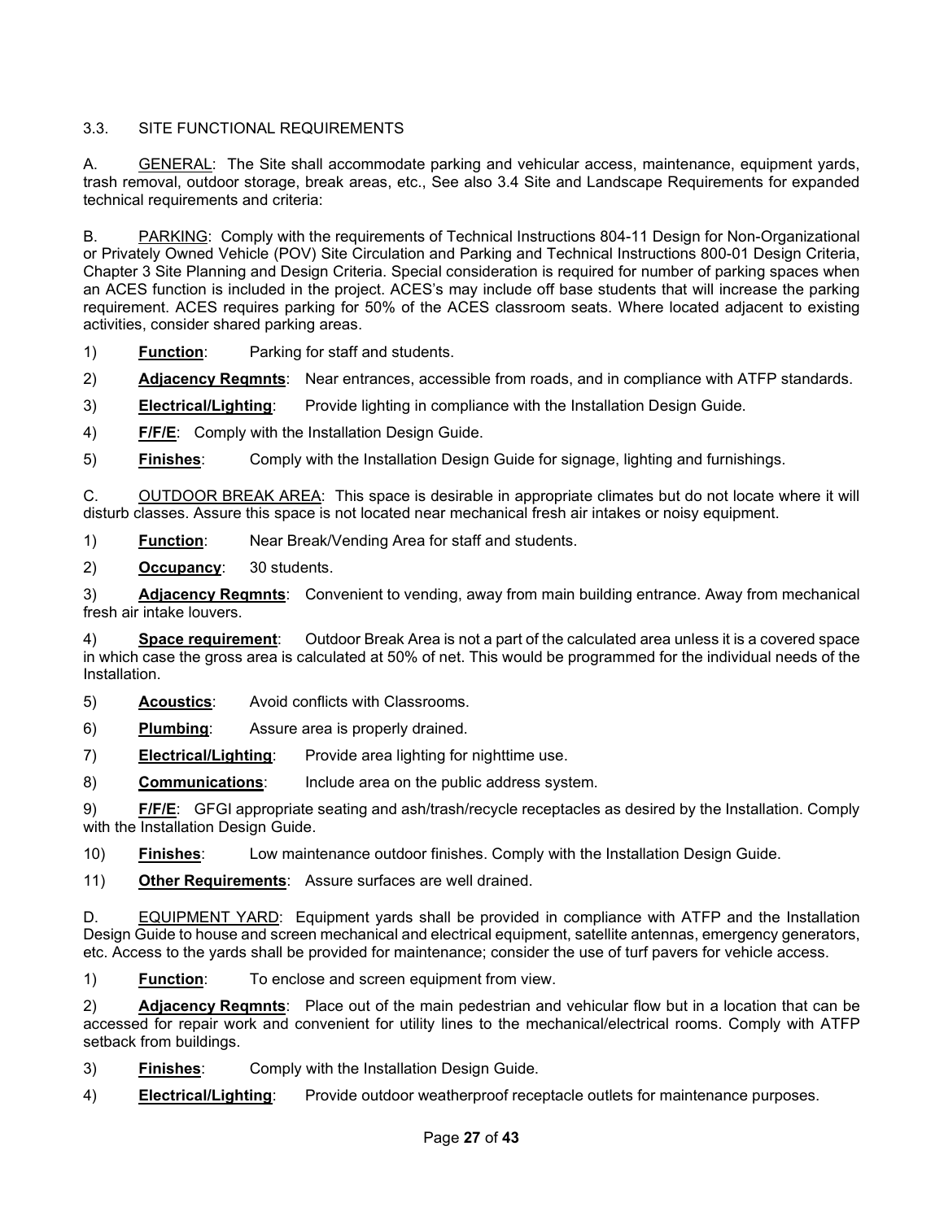## 3.3. SITE FUNCTIONAL REQUIREMENTS

A. <u>GENERAL</u>: The Site shall accommodate parking and vehicular access, maintenance, equipment yards, trash removal, outdoor storage, break areas, etc., See also 3.4 Site and Landscape Requirements for expanded technical requirements and criteria:

B. <u>PARKING</u>: Comply with the requirements of Technical Instructions 804-11 Design for Non-Organizational or Privately Owned Vehicle (POV) Site Circulation and Parking and Technical Instructions 800-01 Design Criteria, Chapter 3 Site Planning and Design Criteria. Special consideration is required for number of parking spaces when an ACES function is included in the project. ACES's may include off base students that will increase the parking requirement. ACES requires parking for 50% of the ACES classroom seats. Where located adjacent to existing activities, consider shared parking areas.

1) **<u>Function</u>**: Parking for staff and students.

2) **<u>Adjacency Reqmnts</u>**: Near entrances, accessible from roads, and in compliance with ATFP standards.

3) **<u>Electrical/Lighting</u>**: Provide lighting in compliance with the Installation Design Guide.

4) **<u>F/F/E</u>**: Comply with the Installation Design Guide.

5) **<u>Finishes</u>**: Comply with the Installation Design Guide for signage, lighting and furnishings.

C. <u>OUTDOOR BREAK AREA</u>: This space is desirable in appropriate climates but do not locate where it will disturb classes. Assure this space is not located near mechanical fresh air intakes or noisy equipment.

1) **<u>Function</u>**: Near Break/Vending Area for staff and students.

2) **<u>Occupancy</u>**: 30 students.

3) **<u>Adjacency Reqmnts</u>**: Convenient to vending, away from main building entrance. Away from mechanical fresh air intake louvers.

4) **<u>Space requirement</u>**: Outdoor Break Area is not a part of the calculated area unless it is a covered space in which case the gross area is calculated at 50% of net. This would be programmed for the individual needs of the Installation.

5) **<u>Acoustics</u>**: Avoid conflicts with Classrooms.

6) **<u>Plumbing</u>**: Assure area is properly drained.

7) **<u>Electrical/Lighting</u>**: Provide area lighting for nighttime use.

8) **<u>Communications</u>**: Include area on the public address system.

9) **<u>F/F/E</u>**: GFGI appropriate seating and ash/trash/recycle receptacles as desired by the Installation. Comply with the Installation Design Guide.

10) **<u>Finishes</u>**: Low maintenance outdoor finishes. Comply with the Installation Design Guide.

11) **<u>Other Requirements</u>**: Assure surfaces are well drained.

D. <u>EQUIPMENT YARD</u>: Equipment yards shall be provided in compliance with ATFP and the Installation Design Guide to house and screen mechanical and electrical equipment, satellite antennas, emergency generators, etc. Access to the yards shall be provided for maintenance; consider the use of turf pavers for vehicle access.

1) **<u>Function</u>**: To enclose and screen equipment from view.

2) **<u>Adjacency Reqmnts</u>**: Place out of the main pedestrian and vehicular flow but in a location that can be accessed for repair work and convenient for utility lines to the mechanical/electrical rooms. Comply with ATFP setback from buildings.

3) **<u>Finishes</u>**: Comply with the Installation Design Guide.

4) **<u>Electrical/Lighting</u>**: Provide outdoor weatherproof receptacle outlets for maintenance purposes.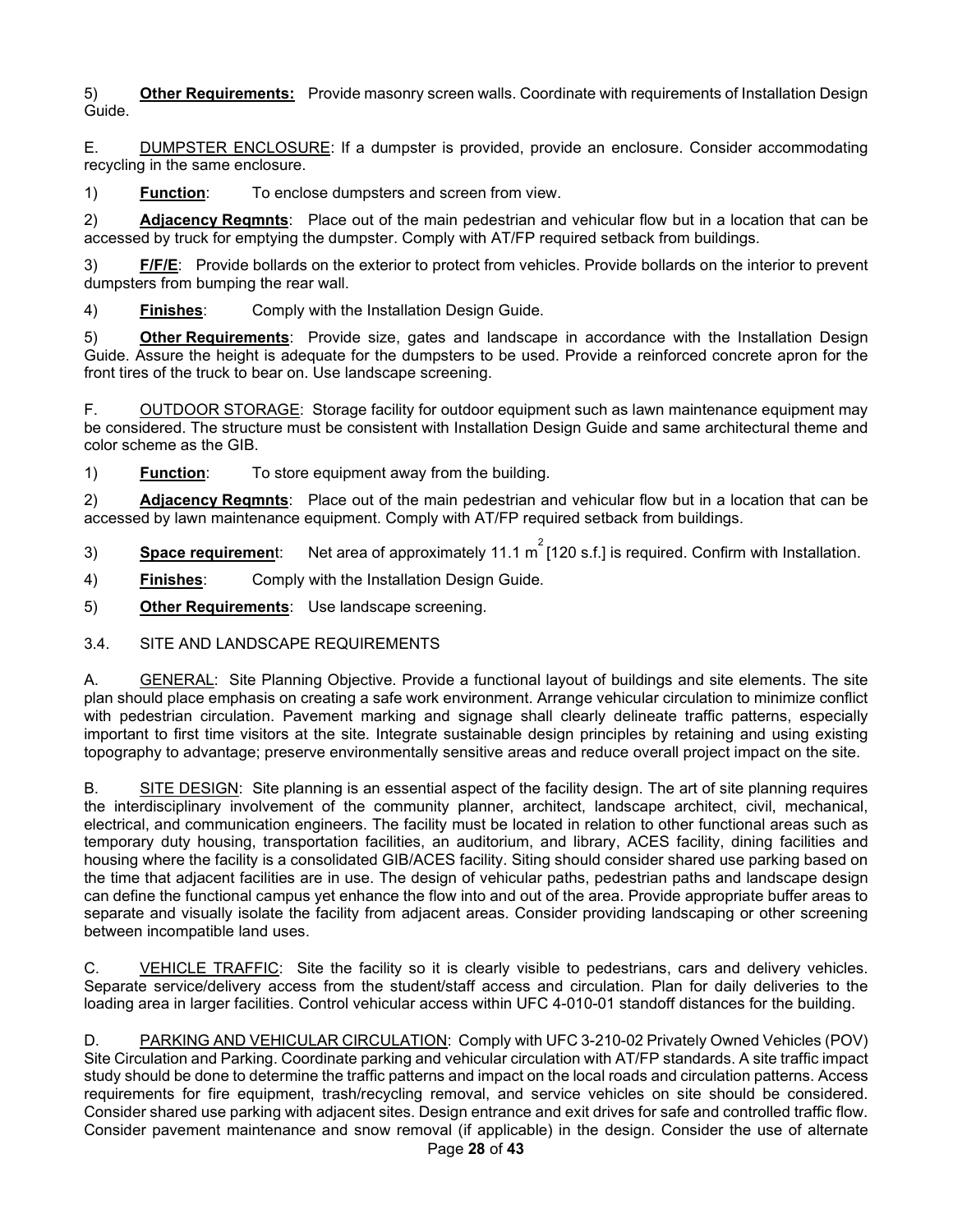5) **Other Requirements:** Provide masonry screen walls. Coordinate with requirements of Installation Design Guide.

E. DUMPSTER ENCLOSURE: If a dumpster is provided, provide an enclosure. Consider accommodating recycling in the same enclosure.

1) **Function**: To enclose dumpsters and screen from view.

2) **Adjacency Reqmnts**: Place out of the main pedestrian and vehicular flow but in a location that can be accessed by truck for emptying the dumpster. Comply with AT/FP required setback from buildings.

3) **F/F/E**: Provide bollards on the exterior to protect from vehicles. Provide bollards on the interior to prevent dumpsters from bumping the rear wall.

4) **Finishes**: Comply with the Installation Design Guide.

5) **Other Requirements**: Provide size, gates and landscape in accordance with the Installation Design Guide. Assure the height is adequate for the dumpsters to be used. Provide a reinforced concrete apron for the front tires of the truck to bear on. Use landscape screening.

F. OUTDOOR STORAGE: Storage facility for outdoor equipment such as lawn maintenance equipment may be considered. The structure must be consistent with Installation Design Guide and same architectural theme and color scheme as the GIB.

1) **Function**: To store equipment away from the building.

2) **Adjacency Reqmnts**: Place out of the main pedestrian and vehicular flow but in a location that can be accessed by lawn maintenance equipment. Comply with AT/FP required setback from buildings.

3) **Space requirement**: Net area of approximately 11.1 $m^2$ [120 s.f.] is required. Confirm with Installation.

4) **Finishes**: Comply with the Installation Design Guide.

5) **Other Requirements**: Use landscape screening.

3.4. SITE AND LANDSCAPE REQUIREMENTS

A. GENERAL: Site Planning Objective. Provide a functional layout of buildings and site elements. The site plan should place emphasis on creating a safe work environment. Arrange vehicular circulation to minimize conflict with pedestrian circulation. Pavement marking and signage shall clearly delineate traffic patterns, especially important to first time visitors at the site. Integrate sustainable design principles by retaining and using existing topography to advantage; preserve environmentally sensitive areas and reduce overall project impact on the site.

B. SITE DESIGN: Site planning is an essential aspect of the facility design. The art of site planning requires the interdisciplinary involvement of the community planner, architect, landscape architect, civil, mechanical, electrical, and communication engineers. The facility must be located in relation to other functional areas such as temporary duty housing, transportation facilities, an auditorium, and library, ACES facility, dining facilities and housing where the facility is a consolidated GIB/ACES facility. Siting should consider shared use parking based on the time that adjacent facilities are in use. The design of vehicular paths, pedestrian paths and landscape design can define the functional campus yet enhance the flow into and out of the area. Provide appropriate buffer areas to separate and visually isolate the facility from adjacent areas. Consider providing landscaping or other screening between incompatible land uses.

C. VEHICLE TRAFFIC: Site the facility so it is clearly visible to pedestrians, cars and delivery vehicles. Separate service/delivery access from the student/staff access and circulation. Plan for daily deliveries to the loading area in larger facilities. Control vehicular access within UFC 4-010-01 standoff distances for the building.

D. PARKING AND VEHICULAR CIRCULATION: Comply with UFC 3-210-02 Privately Owned Vehicles (POV) Site Circulation and Parking. Coordinate parking and vehicular circulation with AT/FP standards. A site traffic impact study should be done to determine the traffic patterns and impact on the local roads and circulation patterns. Access requirements for fire equipment, trash/recycling removal, and service vehicles on site should be considered. Consider shared use parking with adjacent sites. Design entrance and exit drives for safe and controlled traffic flow. Consider pavement maintenance and snow removal (if applicable) in the design. Consider the use of alternate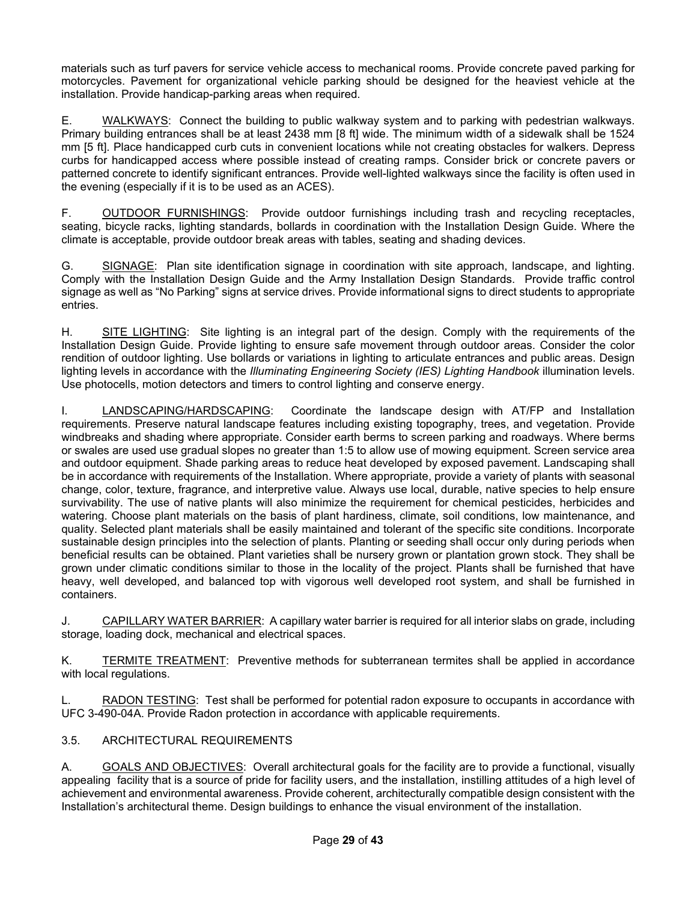materials such as turf pavers for service vehicle access to mechanical rooms. Provide concrete paved parking for motorcycles. Pavement for organizational vehicle parking should be designed for the heaviest vehicle at the installation. Provide handicap-parking areas when required.

E. WALKWAYS: Connect the building to public walkway system and to parking with pedestrian walkways. Primary building entrances shall be at least 2438 mm [8 ft] wide. The minimum width of a sidewalk shall be 1524 mm [5 ft]. Place handicapped curb cuts in convenient locations while not creating obstacles for walkers. Depress curbs for handicapped access where possible instead of creating ramps. Consider brick or concrete pavers or patterned concrete to identify significant entrances. Provide well-lighted walkways since the facility is often used in the evening (especially if it is to be used as an ACES).

F. OUTDOOR FURNISHINGS: Provide outdoor furnishings including trash and recycling receptacles, seating, bicycle racks, lighting standards, bollards in coordination with the Installation Design Guide. Where the climate is acceptable, provide outdoor break areas with tables, seating and shading devices.

G. SIGNAGE: Plan site identification signage in coordination with site approach, landscape, and lighting. Comply with the Installation Design Guide and the Army Installation Design Standards. Provide traffic control signage as well as "No Parking" signs at service drives. Provide informational signs to direct students to appropriate entries.

H. SITE LIGHTING: Site lighting is an integral part of the design. Comply with the requirements of the Installation Design Guide. Provide lighting to ensure safe movement through outdoor areas. Consider the color rendition of outdoor lighting. Use bollards or variations in lighting to articulate entrances and public areas. Design lighting levels in accordance with the *Illuminating Engineering Society (IES) Lighting Handbook* illumination levels. Use photocells, motion detectors and timers to control lighting and conserve energy.

I. LANDSCAPING/HARDSCAPING: Coordinate the landscape design with AT/FP and Installation requirements. Preserve natural landscape features including existing topography, trees, and vegetation. Provide windbreaks and shading where appropriate. Consider earth berms to screen parking and roadways. Where berms or swales are used use gradual slopes no greater than 1:5 to allow use of mowing equipment. Screen service area and outdoor equipment. Shade parking areas to reduce heat developed by exposed pavement. Landscaping shall be in accordance with requirements of the Installation. Where appropriate, provide a variety of plants with seasonal change, color, texture, fragrance, and interpretive value. Always use local, durable, native species to help ensure survivability. The use of native plants will also minimize the requirement for chemical pesticides, herbicides and watering. Choose plant materials on the basis of plant hardiness, climate, soil conditions, low maintenance, and quality. Selected plant materials shall be easily maintained and tolerant of the specific site conditions. Incorporate sustainable design principles into the selection of plants. Planting or seeding shall occur only during periods when beneficial results can be obtained. Plant varieties shall be nursery grown or plantation grown stock. They shall be grown under climatic conditions similar to those in the locality of the project. Plants shall be furnished that have heavy, well developed, and balanced top with vigorous well developed root system, and shall be furnished in containers.

J. CAPILLARY WATER BARRIER: A capillary water barrier is required for all interior slabs on grade, including storage, loading dock, mechanical and electrical spaces.

K. TERMITE TREATMENT: Preventive methods for subterranean termites shall be applied in accordance with local regulations.

L. RADON TESTING: Test shall be performed for potential radon exposure to occupants in accordance with UFC 3-490-04A. Provide Radon protection in accordance with applicable requirements.

## 3.5. ARCHITECTURAL REQUIREMENTS

A. GOALS AND OBJECTIVES: Overall architectural goals for the facility are to provide a functional, visually appealing facility that is a source of pride for facility users, and the installation, instilling attitudes of a high level of achievement and environmental awareness. Provide coherent, architecturally compatible design consistent with the Installation's architectural theme. Design buildings to enhance the visual environment of the installation.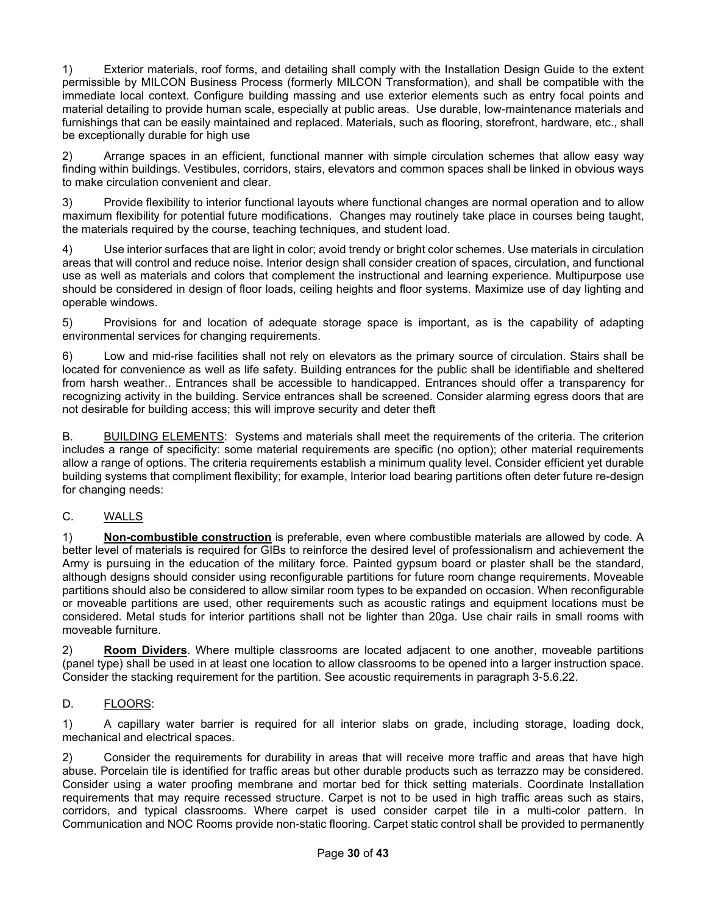1) Exterior materials, roof forms, and detailing shall comply with the Installation Design Guide to the extent permissible by MILCON Business Process (formerly MILCON Transformation), and shall be compatible with the immediate local context. Configure building massing and use exterior elements such as entry focal points and material detailing to provide human scale, especially at public areas. Use durable, low-maintenance materials and furnishings that can be easily maintained and replaced. Materials, such as flooring, storefront, hardware, etc., shall be exceptionally durable for high use

2) Arrange spaces in an efficient, functional manner with simple circulation schemes that allow easy way finding within buildings. Vestibules, corridors, stairs, elevators and common spaces shall be linked in obvious ways to make circulation convenient and clear.

3) Provide flexibility to interior functional layouts where functional changes are normal operation and to allow maximum flexibility for potential future modifications. Changes may routinely take place in courses being taught, the materials required by the course, teaching techniques, and student load.

4) Use interior surfaces that are light in color; avoid trendy or bright color schemes. Use materials in circulation areas that will control and reduce noise. Interior design shall consider creation of spaces, circulation, and functional use as well as materials and colors that complement the instructional and learning experience. Multipurpose use should be considered in design of floor loads, ceiling heights and floor systems. Maximize use of day lighting and operable windows.

5) Provisions for and location of adequate storage space is important, as is the capability of adapting environmental services for changing requirements.

6) Low and mid-rise facilities shall not rely on elevators as the primary source of circulation. Stairs shall be located for convenience as well as life safety. Building entrances for the public shall be identifiable and sheltered from harsh weather.. Entrances shall be accessible to handicapped. Entrances should offer a transparency for recognizing activity in the building. Service entrances shall be screened. Consider alarming egress doors that are not desirable for building access; this will improve security and deter theft

B. BUILDING ELEMENTS: Systems and materials shall meet the requirements of the criteria. The criterion includes a range of specificity: some material requirements are specific (no option); other material requirements allow a range of options. The criteria requirements establish a minimum quality level. Consider efficient yet durable building systems that compliment flexibility; for example, Interior load bearing partitions often deter future re-design for changing needs:

C. WALLS

1) **Non-combustible construction** is preferable, even where combustible materials are allowed by code. A better level of materials is required for GIBs to reinforce the desired level of professionalism and achievement the Army is pursuing in the education of the military force. Painted gypsum board or plaster shall be the standard, although designs should consider using reconfigurable partitions for future room change requirements. Moveable partitions should also be considered to allow similar room types to be expanded on occasion. When reconfigurable or moveable partitions are used, other requirements such as acoustic ratings and equipment locations must be considered. Metal studs for interior partitions shall not be lighter than 20ga. Use chair rails in small rooms with moveable furniture.

2) **Room Dividers**. Where multiple classrooms are located adjacent to one another, moveable partitions (panel type) shall be used in at least one location to allow classrooms to be opened into a larger instruction space. Consider the stacking requirement for the partition. See acoustic requirements in paragraph 3-5.6.22.

D. FLOORS:

1) A capillary water barrier is required for all interior slabs on grade, including storage, loading dock, mechanical and electrical spaces.

2) Consider the requirements for durability in areas that will receive more traffic and areas that have high abuse. Porcelain tile is identified for traffic areas but other durable products such as terrazzo may be considered. Consider using a water proofing membrane and mortar bed for thick setting materials. Coordinate Installation requirements that may require recessed structure. Carpet is not to be used in high traffic areas such as stairs, corridors, and typical classrooms. Where carpet is used consider carpet tile in a multi-color pattern. In Communication and NOC Rooms provide non-static flooring. Carpet static control shall be provided to permanently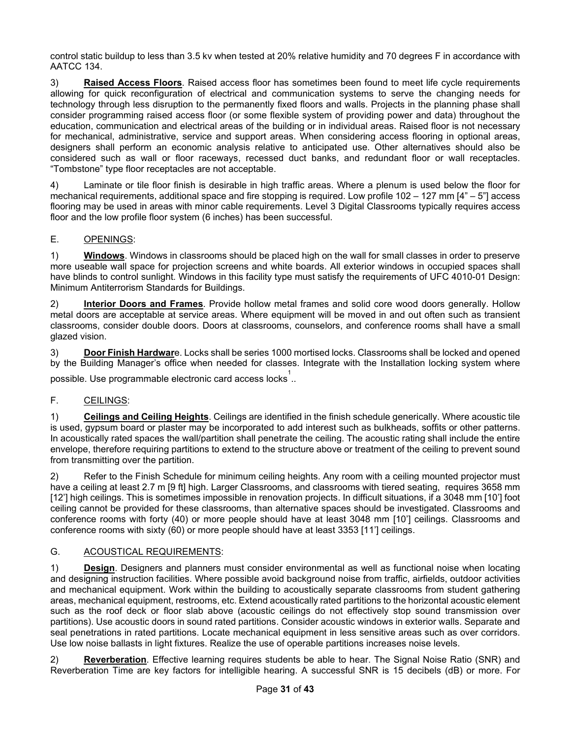control static buildup to less than 3.5 kv when tested at 20% relative humidity and 70 degrees F in accordance with AATCC 134.

3) **Raised Access Floors**. Raised access floor has sometimes been found to meet life cycle requirements allowing for quick reconfiguration of electrical and communication systems to serve the changing needs for technology through less disruption to the permanently fixed floors and walls. Projects in the planning phase shall consider programming raised access floor (or some flexible system of providing power and data) throughout the education, communication and electrical areas of the building or in individual areas. Raised floor is not necessary for mechanical, administrative, service and support areas. When considering access flooring in optional areas, designers shall perform an economic analysis relative to anticipated use. Other alternatives should also be considered such as wall or floor raceways, recessed duct banks, and redundant floor or wall receptacles. "Tombstone" type floor receptacles are not acceptable.

4) Laminate or tile floor finish is desirable in high traffic areas. Where a plenum is used below the floor for mechanical requirements, additional space and fire stopping is required. Low profile 102 – 127 mm [4" – 5"] access flooring may be used in areas with minor cable requirements. Level 3 Digital Classrooms typically requires access floor and the low profile floor system (6 inches) has been successful.

## E. OPENINGS:

1) **Windows**. Windows in classrooms should be placed high on the wall for small classes in order to preserve more useable wall space for projection screens and white boards. All exterior windows in occupied spaces shall have blinds to control sunlight. Windows in this facility type must satisfy the requirements of UFC 4010-01 Design: Minimum Antiterrorism Standards for Buildings.

2) **Interior Doors and Frames**. Provide hollow metal frames and solid core wood doors generally. Hollow metal doors are acceptable at service areas. Where equipment will be moved in and out often such as transient classrooms, consider double doors. Doors at classrooms, counselors, and conference rooms shall have a small glazed vision.

3) **Door Finish Hardware**. Locks shall be series 1000 mortised locks. Classrooms shall be locked and opened by the Building Manager's office when needed for classes. Integrate with the Installation locking system where possible. Use programmable electronic card access locks[1]..

## F. CEILINGS:

1) **Ceilings and Ceiling Heights**. Ceilings are identified in the finish schedule generically. Where acoustic tile is used, gypsum board or plaster may be incorporated to add interest such as bulkheads, soffits or other patterns. In acoustically rated spaces the wall/partition shall penetrate the ceiling. The acoustic rating shall include the entire envelope, therefore requiring partitions to extend to the structure above or treatment of the ceiling to prevent sound from transmitting over the partition.

2) Refer to the Finish Schedule for minimum ceiling heights. Any room with a ceiling mounted projector must have a ceiling at least 2.7 m [9 ft] high. Larger Classrooms, and classrooms with tiered seating, requires 3658 mm [12'] high ceilings. This is sometimes impossible in renovation projects. In difficult situations, if a 3048 mm [10'] foot ceiling cannot be provided for these classrooms, than alternative spaces should be investigated. Classrooms and conference rooms with forty (40) or more people should have at least 3048 mm [10'] ceilings. Classrooms and conference rooms with sixty (60) or more people should have at least 3353 [11'] ceilings.

## G. ACOUSTICAL REQUIREMENTS:

1) **Design**. Designers and planners must consider environmental as well as functional noise when locating and designing instruction facilities. Where possible avoid background noise from traffic, airfields, outdoor activities and mechanical equipment. Work within the building to acoustically separate classrooms from student gathering areas, mechanical equipment, restrooms, etc. Extend acoustically rated partitions to the horizontal acoustic element such as the roof deck or floor slab above (acoustic ceilings do not effectively stop sound transmission over partitions). Use acoustic doors in sound rated partitions. Consider acoustic windows in exterior walls. Separate and seal penetrations in rated partitions. Locate mechanical equipment in less sensitive areas such as over corridors. Use low noise ballasts in light fixtures. Realize the use of operable partitions increases noise levels.

2) **Reverberation**. Effective learning requires students be able to hear. The Signal Noise Ratio (SNR) and Reverberation Time are key factors for intelligible hearing. A successful SNR is 15 decibels (dB) or more. For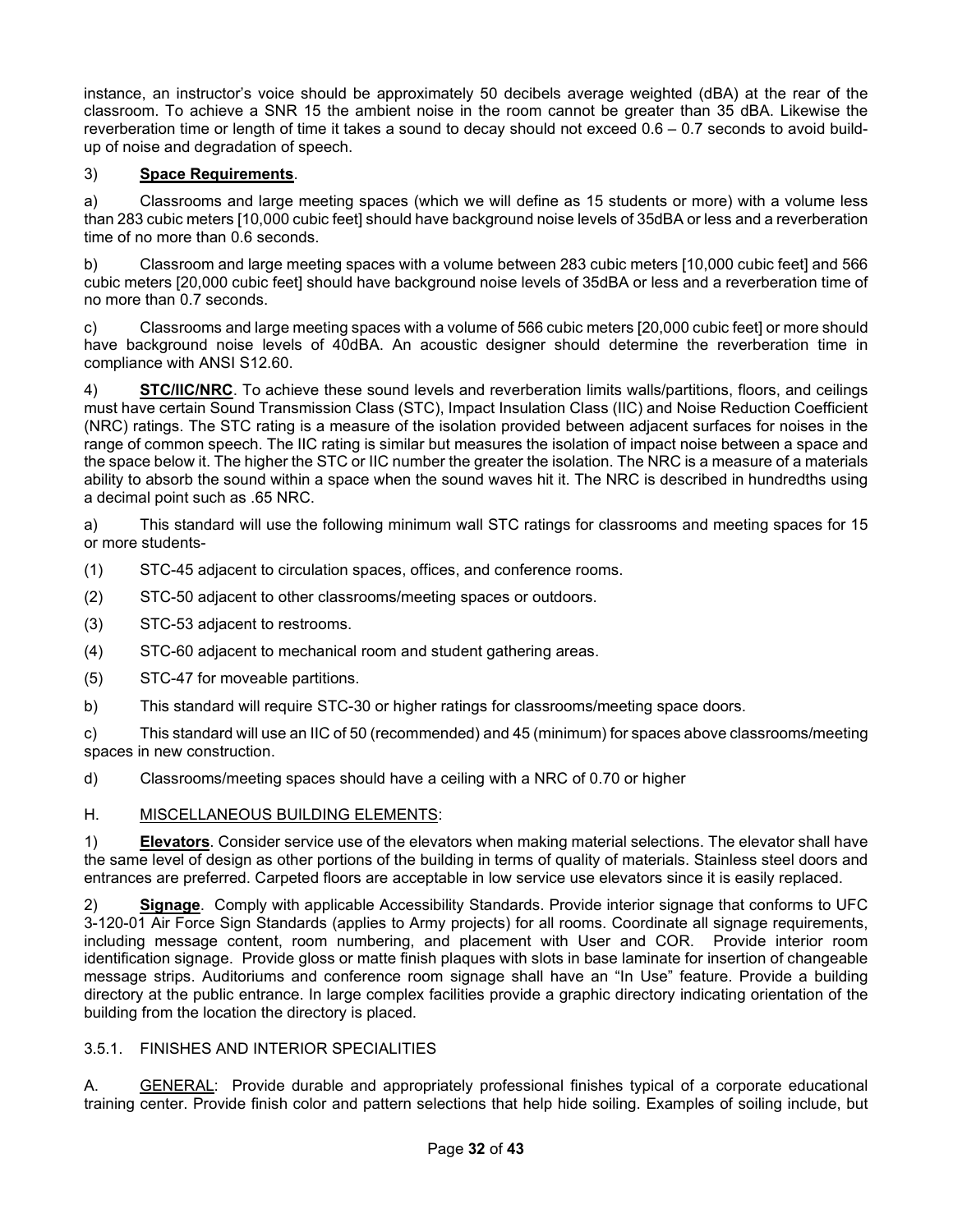instance, an instructor's voice should be approximately 50 decibels average weighted (dBA) at the rear of the classroom. To achieve a SNR 15 the ambient noise in the room cannot be greater than 35 dBA. Likewise the reverberation time or length of time it takes a sound to decay should not exceed 0.6 – 0.7 seconds to avoid build-up of noise and degradation of speech.

3) **Space Requirements**.

a) Classrooms and large meeting spaces (which we will define as 15 students or more) with a volume less than 283 cubic meters [10,000 cubic feet] should have background noise levels of 35dBA or less and a reverberation time of no more than 0.6 seconds.

b) Classroom and large meeting spaces with a volume between 283 cubic meters [10,000 cubic feet] and 566 cubic meters [20,000 cubic feet] should have background noise levels of 35dBA or less and a reverberation time of no more than 0.7 seconds.

c) Classrooms and large meeting spaces with a volume of 566 cubic meters [20,000 cubic feet] or more should have background noise levels of 40dBA. An acoustic designer should determine the reverberation time in compliance with ANSI S12.60.

4) **STC/IIC/NRC**. To achieve these sound levels and reverberation limits walls/partitions, floors, and ceilings must have certain Sound Transmission Class (STC), Impact Insulation Class (IIC) and Noise Reduction Coefficient (NRC) ratings. The STC rating is a measure of the isolation provided between adjacent surfaces for noises in the range of common speech. The IIC rating is similar but measures the isolation of impact noise between a space and the space below it. The higher the STC or IIC number the greater the isolation. The NRC is a measure of a materials ability to absorb the sound within a space when the sound waves hit it. The NRC is described in hundredths using a decimal point such as .65 NRC.

a) This standard will use the following minimum wall STC ratings for classrooms and meeting spaces for 15 or more students-

(1) STC-45 adjacent to circulation spaces, offices, and conference rooms.

(2) STC-50 adjacent to other classrooms/meeting spaces or outdoors.

(3) STC-53 adjacent to restrooms.

(4) STC-60 adjacent to mechanical room and student gathering areas.

(5) STC-47 for moveable partitions.

b) This standard will require STC-30 or higher ratings for classrooms/meeting space doors.

c) This standard will use an IIC of 50 (recommended) and 45 (minimum) for spaces above classrooms/meeting spaces in new construction.

d) Classrooms/meeting spaces should have a ceiling with a NRC of 0.70 or higher

H. MISCELLANEOUS BUILDING ELEMENTS:

1) **Elevators**. Consider service use of the elevators when making material selections. The elevator shall have the same level of design as other portions of the building in terms of quality of materials. Stainless steel doors and entrances are preferred. Carpeted floors are acceptable in low service use elevators since it is easily replaced.

2) **Signage**. Comply with applicable Accessibility Standards. Provide interior signage that conforms to UFC 3-120-01 Air Force Sign Standards (applies to Army projects) for all rooms. Coordinate all signage requirements, including message content, room numbering, and placement with User and COR. Provide interior room identification signage. Provide gloss or matte finish plaques with slots in base laminate for insertion of changeable message strips. Auditoriums and conference room signage shall have an "In Use" feature. Provide a building directory at the public entrance. In large complex facilities provide a graphic directory indicating orientation of the building from the location the directory is placed.

3.5.1. FINISHES AND INTERIOR SPECIALITIES

A. GENERAL: Provide durable and appropriately professional finishes typical of a corporate educational training center. Provide finish color and pattern selections that help hide soiling. Examples of soiling include, but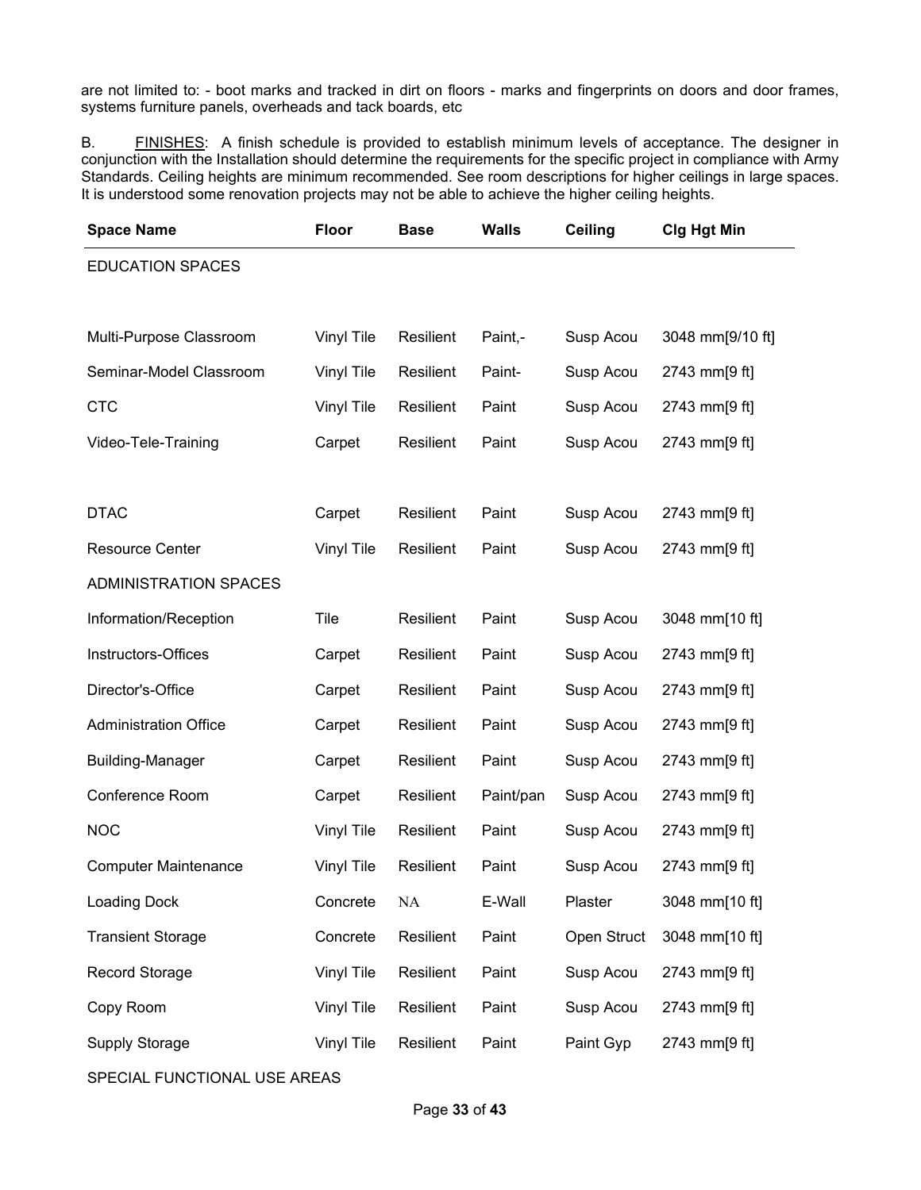are not limited to: - boot marks and tracked in dirt on floors - marks and fingerprints on doors and door frames, systems furniture panels, overheads and tack boards, etc

B. FINISHES: A finish schedule is provided to establish minimum levels of acceptance. The designer in conjunction with the Installation should determine the requirements for the specific project in compliance with Army Standards. Ceiling heights are minimum recommended. See room descriptions for higher ceilings in large spaces. It is understood some renovation projects may not be able to achieve the higher ceiling heights.

| Space Name | Floor | Base | Walls | Ceiling | Clg Hgt Min |
|---|---|---|---|---|---|
| EDUCATION SPACES | | | | | |
| Multi-Purpose Classroom | Vinyl Tile | Resilient | Paint,- | Susp Acou | 3048 mm[9/10 ft] |
| Seminar-Model Classroom | Vinyl Tile | Resilient | Paint- | Susp Acou | 2743 mm[9 ft] |
| CTC | Vinyl Tile | Resilient | Paint | Susp Acou | 2743 mm[9 ft] |
| Video-Tele-Training | Carpet | Resilient | Paint | Susp Acou | 2743 mm[9 ft] |
| DTAC | Carpet | Resilient | Paint | Susp Acou | 2743 mm[9 ft] |
| Resource Center | Vinyl Tile | Resilient | Paint | Susp Acou | 2743 mm[9 ft] |
| ADMINISTRATION SPACES | | | | | |
| Information/Reception | Tile | Resilient | Paint | Susp Acou | 3048 mm[10 ft] |
| Instructors-Offices | Carpet | Resilient | Paint | Susp Acou | 2743 mm[9 ft] |
| Director's-Office | Carpet | Resilient | Paint | Susp Acou | 2743 mm[9 ft] |
| Administration Office | Carpet | Resilient | Paint | Susp Acou | 2743 mm[9 ft] |
| Building-Manager | Carpet | Resilient | Paint | Susp Acou | 2743 mm[9 ft] |
| Conference Room | Carpet | Resilient | Paint/pan | Susp Acou | 2743 mm[9 ft] |
| NOC | Vinyl Tile | Resilient | Paint | Susp Acou | 2743 mm[9 ft] |
| Computer Maintenance | Vinyl Tile | Resilient | Paint | Susp Acou | 2743 mm[9 ft] |
| Loading Dock | Concrete | NA | E-Wall | Plaster | 3048 mm[10 ft] |
| Transient Storage | Concrete | Resilient | Paint | Open Struct | 3048 mm[10 ft] |
| Record Storage | Vinyl Tile | Resilient | Paint | Susp Acou | 2743 mm[9 ft] |
| Copy Room | Vinyl Tile | Resilient | Paint | Susp Acou | 2743 mm[9 ft] |
| Supply Storage | Vinyl Tile | Resilient | Paint | Paint Gyp | 2743 mm[9 ft] |
| SPECIAL FUNCTIONAL USE AREAS | | | | | |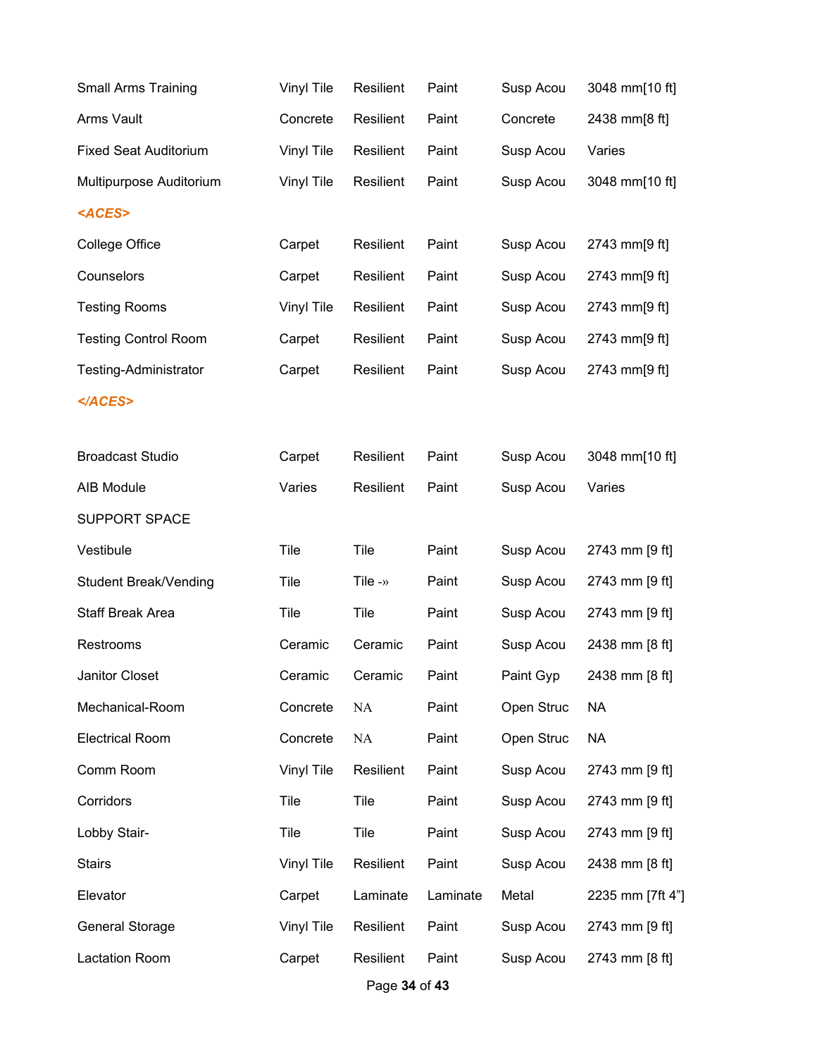| | | | | | |
|---|---|---|---|---|---|
| Small Arms Training | Vinyl Tile | Resilient | Paint | Susp Acou | 3048 mm[10 ft] |
| Arms Vault | Concrete | Resilient | Paint | Concrete | 2438 mm[8 ft] |
| Fixed Seat Auditorium | Vinyl Tile | Resilient | Paint | Susp Acou | Varies |
| Multipurpose Auditorium | Vinyl Tile | Resilient | Paint | Susp Acou | 3048 mm[10 ft] |
| ***<ACES>*** | | | | | |
| College Office | Carpet | Resilient | Paint | Susp Acou | 2743 mm[9 ft] |
| Counselors | Carpet | Resilient | Paint | Susp Acou | 2743 mm[9 ft] |
| Testing Rooms | Vinyl Tile | Resilient | Paint | Susp Acou | 2743 mm[9 ft] |
| Testing Control Room | Carpet | Resilient | Paint | Susp Acou | 2743 mm[9 ft] |
| Testing-Administrator | Carpet | Resilient | Paint | Susp Acou | 2743 mm[9 ft] |
| ***</ACES>*** | | | | | |
| Broadcast Studio | Carpet | Resilient | Paint | Susp Acou | 3048 mm[10 ft] |
| AIB Module | Varies | Resilient | Paint | Susp Acou | Varies |
| SUPPORT SPACE | | | | | |
| Vestibule | Tile | Tile | Paint | Susp Acou | 2743 mm [9 ft] |
| Student Break/Vending | Tile | Tile -» | Paint | Susp Acou | 2743 mm [9 ft] |
| Staff Break Area | Tile | Tile | Paint | Susp Acou | 2743 mm [9 ft] |
| Restrooms | Ceramic | Ceramic | Paint | Susp Acou | 2438 mm [8 ft] |
| Janitor Closet | Ceramic | Ceramic | Paint | Paint Gyp | 2438 mm [8 ft] |
| Mechanical-Room | Concrete | NA | Paint | Open Struc | NA |
| Electrical Room | Concrete | NA | Paint | Open Struc | NA |
| Comm Room | Vinyl Tile | Resilient | Paint | Susp Acou | 2743 mm [9 ft] |
| Corridors | Tile | Tile | Paint | Susp Acou | 2743 mm [9 ft] |
| Lobby Stair- | Tile | Tile | Paint | Susp Acou | 2743 mm [9 ft] |
| Stairs | Vinyl Tile | Resilient | Paint | Susp Acou | 2438 mm [8 ft] |
| Elevator | Carpet | Laminate | Laminate | Metal | 2235 mm [7ft 4”] |
| General Storage | Vinyl Tile | Resilient | Paint | Susp Acou | 2743 mm [9 ft] |
| Lactation Room | Carpet | Resilient | Paint | Susp Acou | 2743 mm [8 ft] |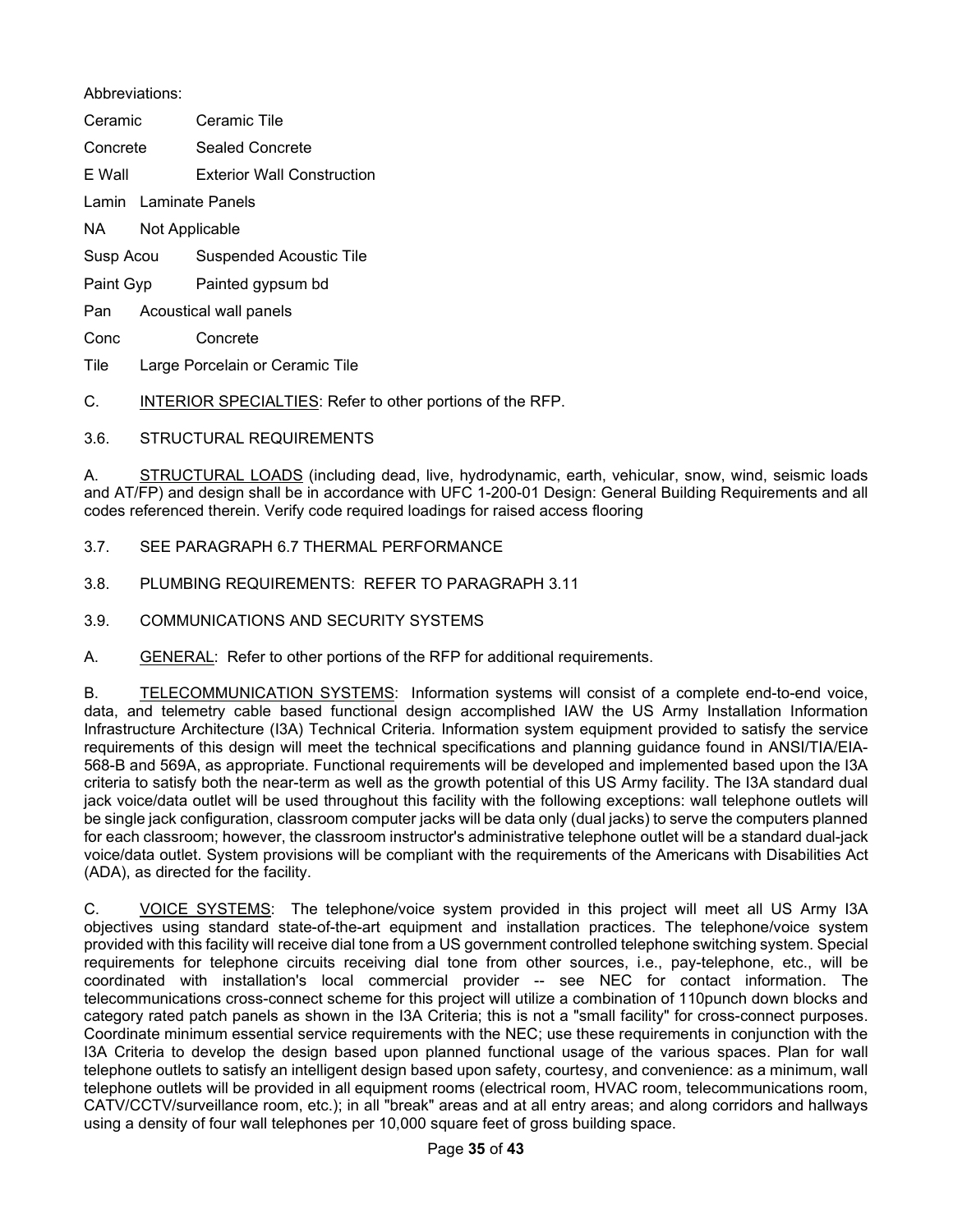Abbreviations:

| | |
|---|---|
| Ceramic | Ceramic Tile |
| Concrete | Sealed Concrete |
| E Wall | Exterior Wall Construction |
| Lamin | Laminate Panels |
| NA | Not Applicable |
| Susp Acou | Suspended Acoustic Tile |
| Paint Gyp | Painted gypsum bd |
| Pan | Acoustical wall panels |
| Conc | Concrete |
| Tile | Large Porcelain or Ceramic Tile |

C. INTERIOR SPECIALTIES: Refer to other portions of the RFP.

3.6. STRUCTURAL REQUIREMENTS

A. STRUCTURAL LOADS (including dead, live, hydrodynamic, earth, vehicular, snow, wind, seismic loads and AT/FP) and design shall be in accordance with UFC 1-200-01 Design: General Building Requirements and all codes referenced therein. Verify code required loadings for raised access flooring

3.7. SEE PARAGRAPH 6.7 THERMAL PERFORMANCE

3.8. PLUMBING REQUIREMENTS: REFER TO PARAGRAPH 3.11

3.9. COMMUNICATIONS AND SECURITY SYSTEMS

A. GENERAL: Refer to other portions of the RFP for additional requirements.

B. TELECOMMUNICATION SYSTEMS: Information systems will consist of a complete end-to-end voice, data, and telemetry cable based functional design accomplished IAW the US Army Installation Information Infrastructure Architecture (I3A) Technical Criteria. Information system equipment provided to satisfy the service requirements of this design will meet the technical specifications and planning guidance found in ANSI/TIA/EIA-568-B and 569A, as appropriate. Functional requirements will be developed and implemented based upon the I3A criteria to satisfy both the near-term as well as the growth potential of this US Army facility. The I3A standard dual jack voice/data outlet will be used throughout this facility with the following exceptions: wall telephone outlets will be single jack configuration, classroom computer jacks will be data only (dual jacks) to serve the computers planned for each classroom; however, the classroom instructor's administrative telephone outlet will be a standard dual-jack voice/data outlet. System provisions will be compliant with the requirements of the Americans with Disabilities Act (ADA), as directed for the facility.

C. VOICE SYSTEMS: The telephone/voice system provided in this project will meet all US Army I3A objectives using standard state-of-the-art equipment and installation practices. The telephone/voice system provided with this facility will receive dial tone from a US government controlled telephone switching system. Special requirements for telephone circuits receiving dial tone from other sources, i.e., pay-telephone, etc., will be coordinated with installation's local commercial provider -- see NEC for contact information. The telecommunications cross-connect scheme for this project will utilize a combination of 110punch down blocks and category rated patch panels as shown in the I3A Criteria; this is not a "small facility" for cross-connect purposes. Coordinate minimum essential service requirements with the NEC; use these requirements in conjunction with the I3A Criteria to develop the design based upon planned functional usage of the various spaces. Plan for wall telephone outlets to satisfy an intelligent design based upon safety, courtesy, and convenience: as a minimum, wall telephone outlets will be provided in all equipment rooms (electrical room, HVAC room, telecommunications room, CATV/CCTV/surveillance room, etc.); in all "break" areas and at all entry areas; and along corridors and hallways using a density of four wall telephones per 10,000 square feet of gross building space.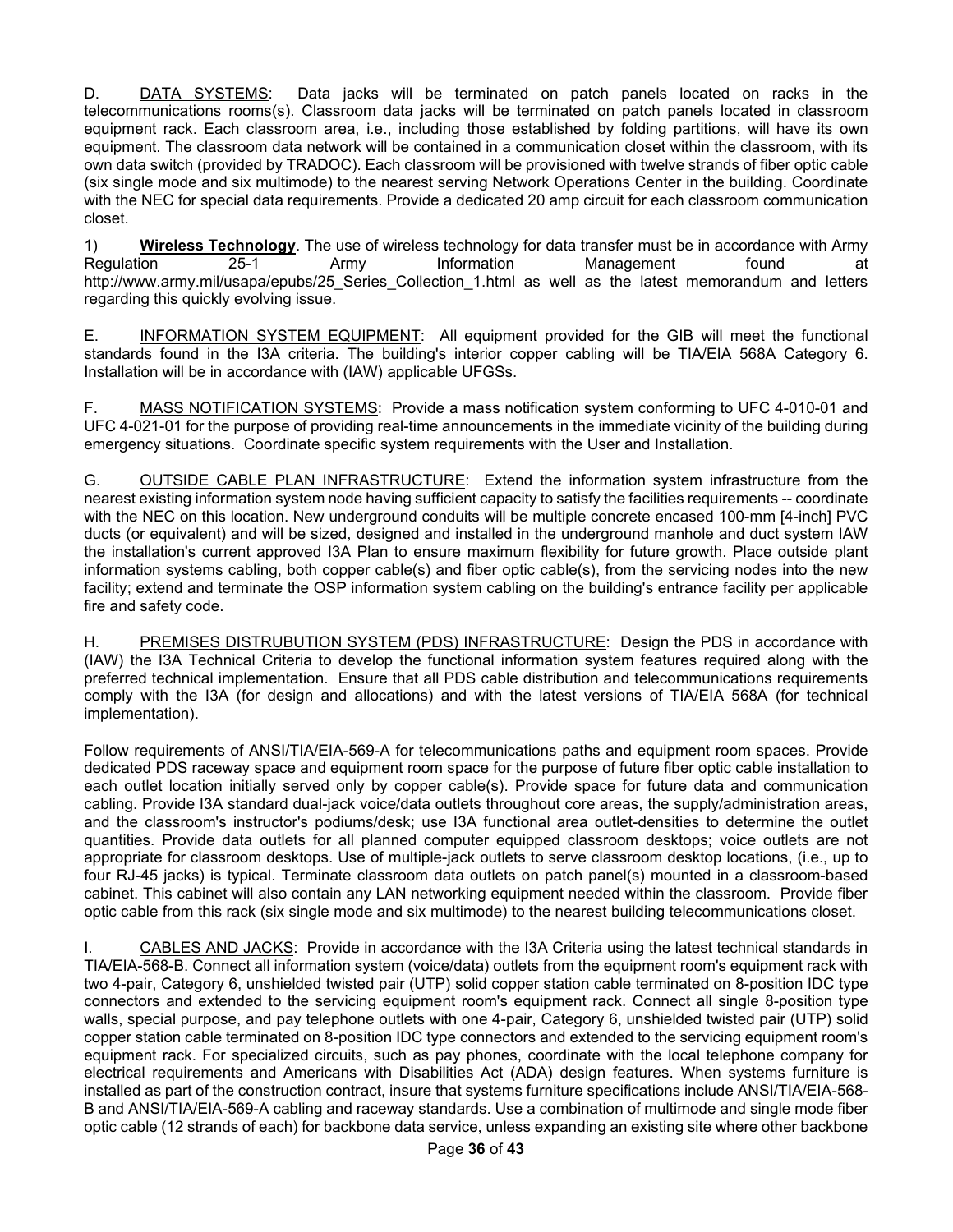D. DATA SYSTEMS: Data jacks will be terminated on patch panels located on racks in the telecommunications rooms(s). Classroom data jacks will be terminated on patch panels located in classroom equipment rack. Each classroom area, i.e., including those established by folding partitions, will have its own equipment. The classroom data network will be contained in a communication closet within the classroom, with its own data switch (provided by TRADOC). Each classroom will be provisioned with twelve strands of fiber optic cable (six single mode and six multimode) to the nearest serving Network Operations Center in the building. Coordinate with the NEC for special data requirements. Provide a dedicated 20 amp circuit for each classroom communication closet.

1) **Wireless Technology**. The use of wireless technology for data transfer must be in accordance with Army Regulation 25-1 Army Information Management found at http://www.army.mil/usapa/epubs/25_Series_Collection_1.html as well as the latest memorandum and letters regarding this quickly evolving issue.

E. INFORMATION SYSTEM EQUIPMENT: All equipment provided for the GIB will meet the functional standards found in the I3A criteria. The building's interior copper cabling will be TIA/EIA 568A Category 6. Installation will be in accordance with (IAW) applicable UFGSs.

F. MASS NOTIFICATION SYSTEMS: Provide a mass notification system conforming to UFC 4-010-01 and UFC 4-021-01 for the purpose of providing real-time announcements in the immediate vicinity of the building during emergency situations. Coordinate specific system requirements with the User and Installation.

G. OUTSIDE CABLE PLAN INFRASTRUCTURE: Extend the information system infrastructure from the nearest existing information system node having sufficient capacity to satisfy the facilities requirements -- coordinate with the NEC on this location. New underground conduits will be multiple concrete encased 100-mm [4-inch] PVC ducts (or equivalent) and will be sized, designed and installed in the underground manhole and duct system IAW the installation's current approved I3A Plan to ensure maximum flexibility for future growth. Place outside plant information systems cabling, both copper cable(s) and fiber optic cable(s), from the servicing nodes into the new facility; extend and terminate the OSP information system cabling on the building's entrance facility per applicable fire and safety code.

H. PREMISES DISTRUBUTION SYSTEM (PDS) INFRASTRUCTURE: Design the PDS in accordance with (IAW) the I3A Technical Criteria to develop the functional information system features required along with the preferred technical implementation. Ensure that all PDS cable distribution and telecommunications requirements comply with the I3A (for design and allocations) and with the latest versions of TIA/EIA 568A (for technical implementation).

Follow requirements of ANSI/TIA/EIA-569-A for telecommunications paths and equipment room spaces. Provide dedicated PDS raceway space and equipment room space for the purpose of future fiber optic cable installation to each outlet location initially served only by copper cable(s). Provide space for future data and communication cabling. Provide I3A standard dual-jack voice/data outlets throughout core areas, the supply/administration areas, and the classroom's instructor's podiums/desk; use I3A functional area outlet-densities to determine the outlet quantities. Provide data outlets for all planned computer equipped classroom desktops; voice outlets are not appropriate for classroom desktops. Use of multiple-jack outlets to serve classroom desktop locations, (i.e., up to four RJ-45 jacks) is typical. Terminate classroom data outlets on patch panel(s) mounted in a classroom-based cabinet. This cabinet will also contain any LAN networking equipment needed within the classroom. Provide fiber optic cable from this rack (six single mode and six multimode) to the nearest building telecommunications closet.

I. CABLES AND JACKS: Provide in accordance with the I3A Criteria using the latest technical standards in TIA/EIA-568-B. Connect all information system (voice/data) outlets from the equipment room's equipment rack with two 4-pair, Category 6, unshielded twisted pair (UTP) solid copper station cable terminated on 8-position IDC type connectors and extended to the servicing equipment room's equipment rack. Connect all single 8-position type walls, special purpose, and pay telephone outlets with one 4-pair, Category 6, unshielded twisted pair (UTP) solid copper station cable terminated on 8-position IDC type connectors and extended to the servicing equipment room's equipment rack. For specialized circuits, such as pay phones, coordinate with the local telephone company for electrical requirements and Americans with Disabilities Act (ADA) design features. When systems furniture is installed as part of the construction contract, insure that systems furniture specifications include ANSI/TIA/EIA-568-B and ANSI/TIA/EIA-569-A cabling and raceway standards. Use a combination of multimode and single mode fiber optic cable (12 strands of each) for backbone data service, unless expanding an existing site where other backbone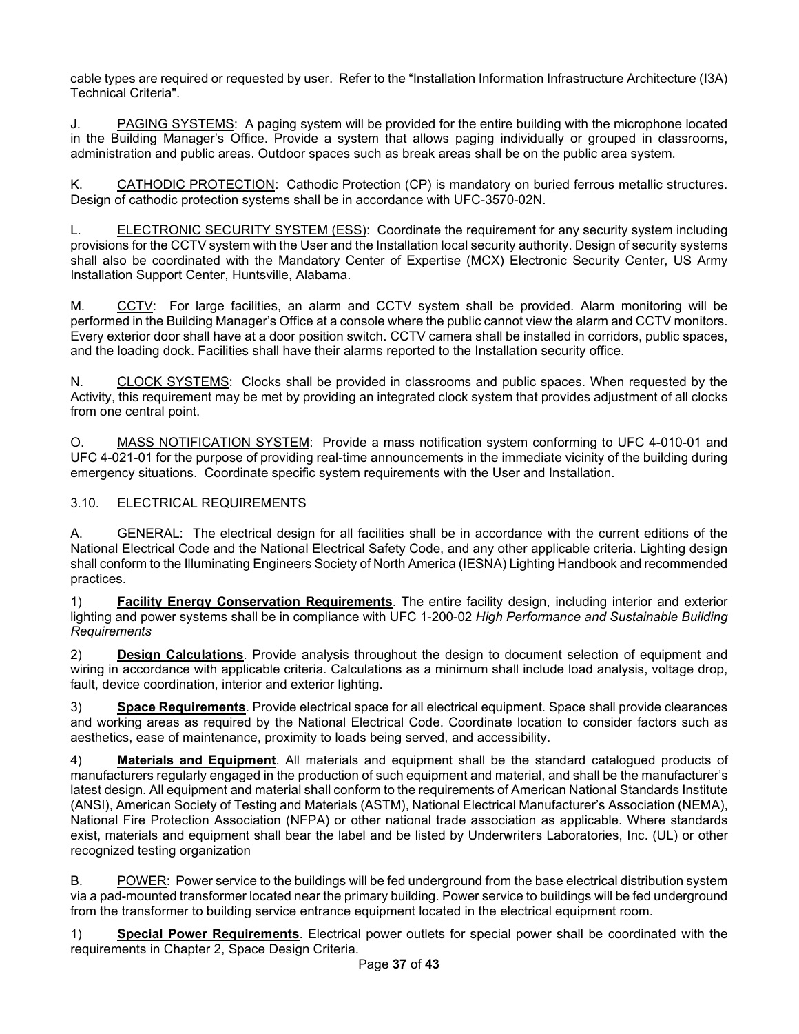cable types are required or requested by user. Refer to the "Installation Information Infrastructure Architecture (I3A) Technical Criteria".

J. PAGING SYSTEMS: A paging system will be provided for the entire building with the microphone located in the Building Manager's Office. Provide a system that allows paging individually or grouped in classrooms, administration and public areas. Outdoor spaces such as break areas shall be on the public area system.

K. CATHODIC PROTECTION: Cathodic Protection (CP) is mandatory on buried ferrous metallic structures. Design of cathodic protection systems shall be in accordance with UFC-3570-02N.

L. ELECTRONIC SECURITY SYSTEM (ESS): Coordinate the requirement for any security system including provisions for the CCTV system with the User and the Installation local security authority. Design of security systems shall also be coordinated with the Mandatory Center of Expertise (MCX) Electronic Security Center, US Army Installation Support Center, Huntsville, Alabama.

M. CCTV: For large facilities, an alarm and CCTV system shall be provided. Alarm monitoring will be performed in the Building Manager's Office at a console where the public cannot view the alarm and CCTV monitors. Every exterior door shall have at a door position switch. CCTV camera shall be installed in corridors, public spaces, and the loading dock. Facilities shall have their alarms reported to the Installation security office.

N. CLOCK SYSTEMS: Clocks shall be provided in classrooms and public spaces. When requested by the Activity, this requirement may be met by providing an integrated clock system that provides adjustment of all clocks from one central point.

O. MASS NOTIFICATION SYSTEM: Provide a mass notification system conforming to UFC 4-010-01 and UFC 4-021-01 for the purpose of providing real-time announcements in the immediate vicinity of the building during emergency situations. Coordinate specific system requirements with the User and Installation.

## 3.10. ELECTRICAL REQUIREMENTS

A. GENERAL: The electrical design for all facilities shall be in accordance with the current editions of the National Electrical Code and the National Electrical Safety Code, and any other applicable criteria. Lighting design shall conform to the Illuminating Engineers Society of North America (IESNA) Lighting Handbook and recommended practices.

1) **Facility Energy Conservation Requirements**. The entire facility design, including interior and exterior lighting and power systems shall be in compliance with UFC 1-200-02 *High Performance and Sustainable Building Requirements*

2) **Design Calculations**. Provide analysis throughout the design to document selection of equipment and wiring in accordance with applicable criteria. Calculations as a minimum shall include load analysis, voltage drop, fault, device coordination, interior and exterior lighting.

3) **Space Requirements**. Provide electrical space for all electrical equipment. Space shall provide clearances and working areas as required by the National Electrical Code. Coordinate location to consider factors such as aesthetics, ease of maintenance, proximity to loads being served, and accessibility.

4) **Materials and Equipment**. All materials and equipment shall be the standard catalogued products of manufacturers regularly engaged in the production of such equipment and material, and shall be the manufacturer's latest design. All equipment and material shall conform to the requirements of American National Standards Institute (ANSI), American Society of Testing and Materials (ASTM), National Electrical Manufacturer's Association (NEMA), National Fire Protection Association (NFPA) or other national trade association as applicable. Where standards exist, materials and equipment shall bear the label and be listed by Underwriters Laboratories, Inc. (UL) or other recognized testing organization

B. POWER: Power service to the buildings will be fed underground from the base electrical distribution system via a pad-mounted transformer located near the primary building. Power service to buildings will be fed underground from the transformer to building service entrance equipment located in the electrical equipment room.

1) **Special Power Requirements**. Electrical power outlets for special power shall be coordinated with the requirements in Chapter 2, Space Design Criteria.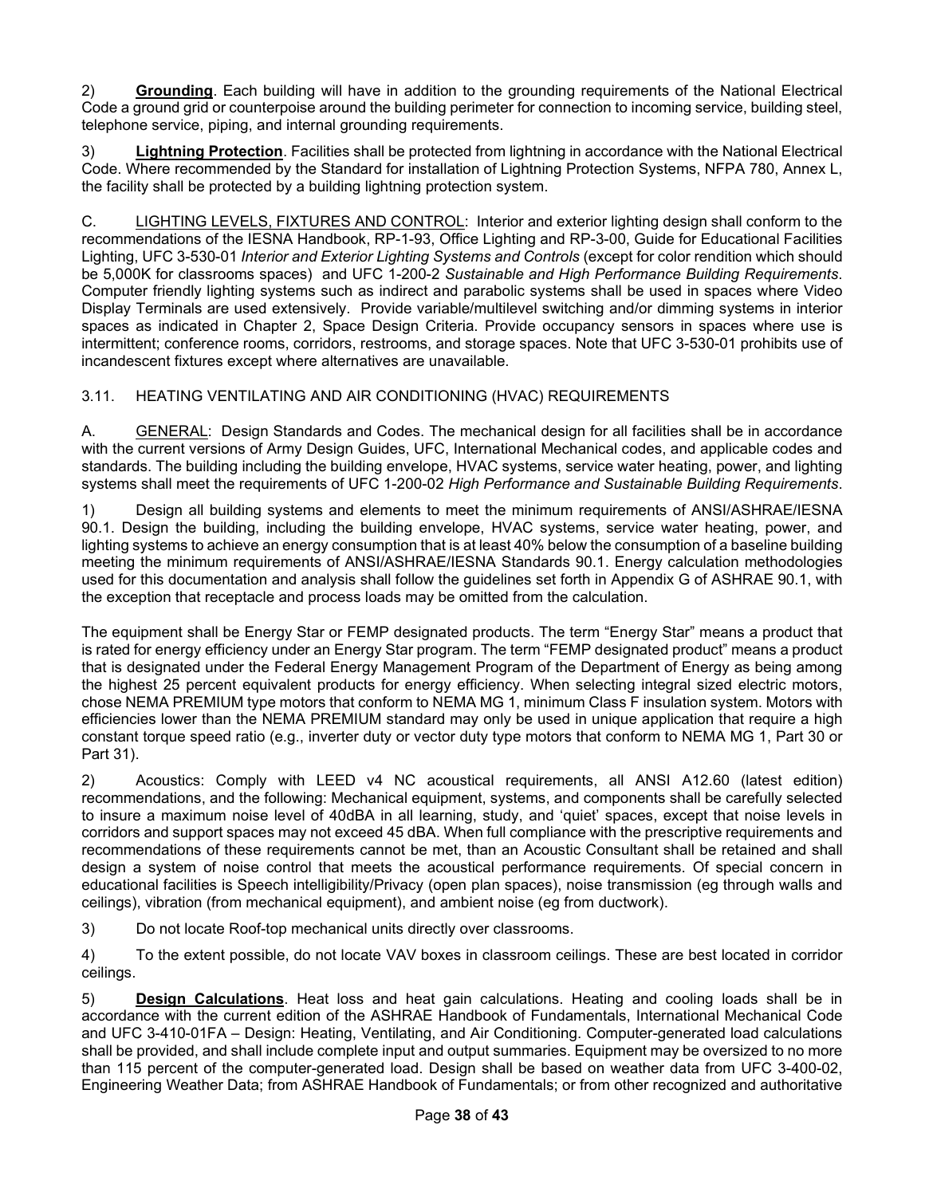2) **Grounding**. Each building will have in addition to the grounding requirements of the National Electrical Code a ground grid or counterpoise around the building perimeter for connection to incoming service, building steel, telephone service, piping, and internal grounding requirements.

3) **Lightning Protection**. Facilities shall be protected from lightning in accordance with the National Electrical Code. Where recommended by the Standard for installation of Lightning Protection Systems, NFPA 780, Annex L, the facility shall be protected by a building lightning protection system.

C. LIGHTING LEVELS, FIXTURES AND CONTROL: Interior and exterior lighting design shall conform to the recommendations of the IESNA Handbook, RP-1-93, Office Lighting and RP-3-00, Guide for Educational Facilities Lighting, UFC 3-530-01 *Interior and Exterior Lighting Systems and Controls* (except for color rendition which should be 5,000K for classrooms spaces) and UFC 1-200-2 *Sustainable and High Performance Building Requirements*. Computer friendly lighting systems such as indirect and parabolic systems shall be used in spaces where Video Display Terminals are used extensively. Provide variable/multilevel switching and/or dimming systems in interior spaces as indicated in Chapter 2, Space Design Criteria. Provide occupancy sensors in spaces where use is intermittent; conference rooms, corridors, restrooms, and storage spaces. Note that UFC 3-530-01 prohibits use of incandescent fixtures except where alternatives are unavailable.

## 3.11. HEATING VENTILATING AND AIR CONDITIONING (HVAC) REQUIREMENTS

A. GENERAL: Design Standards and Codes. The mechanical design for all facilities shall be in accordance with the current versions of Army Design Guides, UFC, International Mechanical codes, and applicable codes and standards. The building including the building envelope, HVAC systems, service water heating, power, and lighting systems shall meet the requirements of UFC 1-200-02 *High Performance and Sustainable Building Requirements*.

1) Design all building systems and elements to meet the minimum requirements of ANSI/ASHRAE/IESNA 90.1. Design the building, including the building envelope, HVAC systems, service water heating, power, and lighting systems to achieve an energy consumption that is at least 40% below the consumption of a baseline building meeting the minimum requirements of ANSI/ASHRAE/IESNA Standards 90.1. Energy calculation methodologies used for this documentation and analysis shall follow the guidelines set forth in Appendix G of ASHRAE 90.1, with the exception that receptacle and process loads may be omitted from the calculation.

The equipment shall be Energy Star or FEMP designated products. The term "Energy Star" means a product that is rated for energy efficiency under an Energy Star program. The term "FEMP designated product" means a product that is designated under the Federal Energy Management Program of the Department of Energy as being among the highest 25 percent equivalent products for energy efficiency. When selecting integral sized electric motors, chose NEMA PREMIUM type motors that conform to NEMA MG 1, minimum Class F insulation system. Motors with efficiencies lower than the NEMA PREMIUM standard may only be used in unique application that require a high constant torque speed ratio (e.g., inverter duty or vector duty type motors that conform to NEMA MG 1, Part 30 or Part 31).

2) Acoustics: Comply with LEED v4 NC acoustical requirements, all ANSI A12.60 (latest edition) recommendations, and the following: Mechanical equipment, systems, and components shall be carefully selected to insure a maximum noise level of 40dBA in all learning, study, and 'quiet' spaces, except that noise levels in corridors and support spaces may not exceed 45 dBA. When full compliance with the prescriptive requirements and recommendations of these requirements cannot be met, than an Acoustic Consultant shall be retained and shall design a system of noise control that meets the acoustical performance requirements. Of special concern in educational facilities is Speech intelligibility/Privacy (open plan spaces), noise transmission (eg through walls and ceilings), vibration (from mechanical equipment), and ambient noise (eg from ductwork).

3) Do not locate Roof-top mechanical units directly over classrooms.

4) To the extent possible, do not locate VAV boxes in classroom ceilings. These are best located in corridor ceilings.

5) **Design Calculations**. Heat loss and heat gain calculations. Heating and cooling loads shall be in accordance with the current edition of the ASHRAE Handbook of Fundamentals, International Mechanical Code and UFC 3-410-01FA – Design: Heating, Ventilating, and Air Conditioning. Computer-generated load calculations shall be provided, and shall include complete input and output summaries. Equipment may be oversized to no more than 115 percent of the computer-generated load. Design shall be based on weather data from UFC 3-400-02, Engineering Weather Data; from ASHRAE Handbook of Fundamentals; or from other recognized and authoritative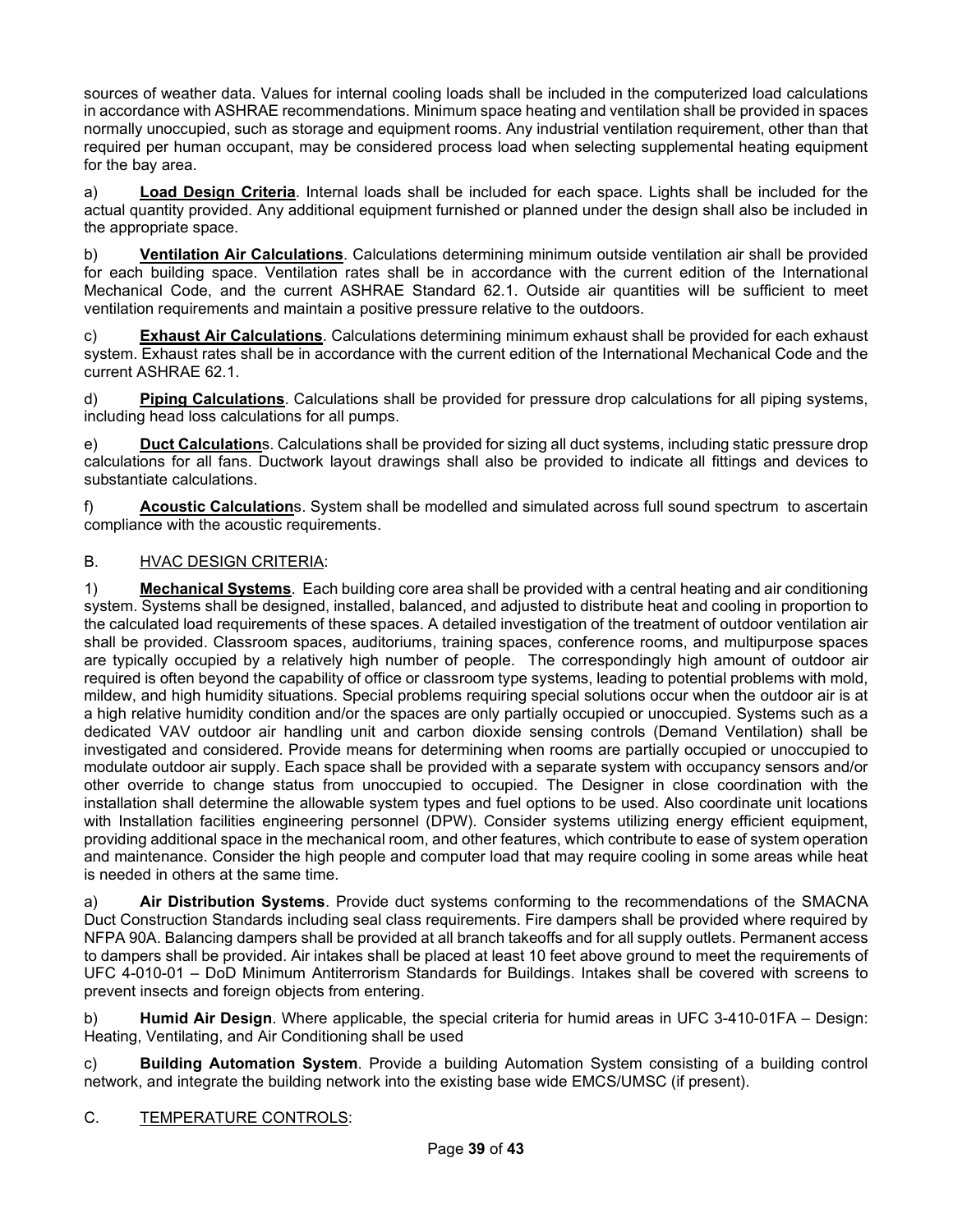sources of weather data. Values for internal cooling loads shall be included in the computerized load calculations in accordance with ASHRAE recommendations. Minimum space heating and ventilation shall be provided in spaces normally unoccupied, such as storage and equipment rooms. Any industrial ventilation requirement, other than that required per human occupant, may be considered process load when selecting supplemental heating equipment for the bay area.

a) **<u>Load Design Criteria</u>**. Internal loads shall be included for each space. Lights shall be included for the actual quantity provided. Any additional equipment furnished or planned under the design shall also be included in the appropriate space.

b) **<u>Ventilation Air Calculations</u>**. Calculations determining minimum outside ventilation air shall be provided for each building space. Ventilation rates shall be in accordance with the current edition of the International Mechanical Code, and the current ASHRAE Standard 62.1. Outside air quantities will be sufficient to meet ventilation requirements and maintain a positive pressure relative to the outdoors.

c) **<u>Exhaust Air Calculations</u>**. Calculations determining minimum exhaust shall be provided for each exhaust system. Exhaust rates shall be in accordance with the current edition of the International Mechanical Code and the current ASHRAE 62.1.

d) **<u>Piping Calculations</u>**. Calculations shall be provided for pressure drop calculations for all piping systems, including head loss calculations for all pumps.

e) **<u>Duct Calculation</u>**s. Calculations shall be provided for sizing all duct systems, including static pressure drop calculations for all fans. Ductwork layout drawings shall also be provided to indicate all fittings and devices to substantiate calculations.

f) **<u>Acoustic Calculation</u>**s. System shall be modelled and simulated across full sound spectrum to ascertain compliance with the acoustic requirements.

B. <u>HVAC DESIGN CRITERIA</u>:

1) **<u>Mechanical Systems</u>**. Each building core area shall be provided with a central heating and air conditioning system. Systems shall be designed, installed, balanced, and adjusted to distribute heat and cooling in proportion to the calculated load requirements of these spaces. A detailed investigation of the treatment of outdoor ventilation air shall be provided. Classroom spaces, auditoriums, training spaces, conference rooms, and multipurpose spaces are typically occupied by a relatively high number of people. The correspondingly high amount of outdoor air required is often beyond the capability of office or classroom type systems, leading to potential problems with mold, mildew, and high humidity situations. Special problems requiring special solutions occur when the outdoor air is at a high relative humidity condition and/or the spaces are only partially occupied or unoccupied. Systems such as a dedicated VAV outdoor air handling unit and carbon dioxide sensing controls (Demand Ventilation) shall be investigated and considered. Provide means for determining when rooms are partially occupied or unoccupied to modulate outdoor air supply. Each space shall be provided with a separate system with occupancy sensors and/or other override to change status from unoccupied to occupied. The Designer in close coordination with the installation shall determine the allowable system types and fuel options to be used. Also coordinate unit locations with Installation facilities engineering personnel (DPW). Consider systems utilizing energy efficient equipment, providing additional space in the mechanical room, and other features, which contribute to ease of system operation and maintenance. Consider the high people and computer load that may require cooling in some areas while heat is needed in others at the same time.

a) **Air Distribution Systems**. Provide duct systems conforming to the recommendations of the SMACNA Duct Construction Standards including seal class requirements. Fire dampers shall be provided where required by NFPA 90A. Balancing dampers shall be provided at all branch takeoffs and for all supply outlets. Permanent access to dampers shall be provided. Air intakes shall be placed at least 10 feet above ground to meet the requirements of UFC 4-010-01 – DoD Minimum Antiterrorism Standards for Buildings. Intakes shall be covered with screens to prevent insects and foreign objects from entering.

b) **Humid Air Design**. Where applicable, the special criteria for humid areas in UFC 3-410-01FA – Design: Heating, Ventilating, and Air Conditioning shall be used

c) **Building Automation System**. Provide a building Automation System consisting of a building control network, and integrate the building network into the existing base wide EMCS/UMSC (if present).

C. <u>TEMPERATURE CONTROLS</u>: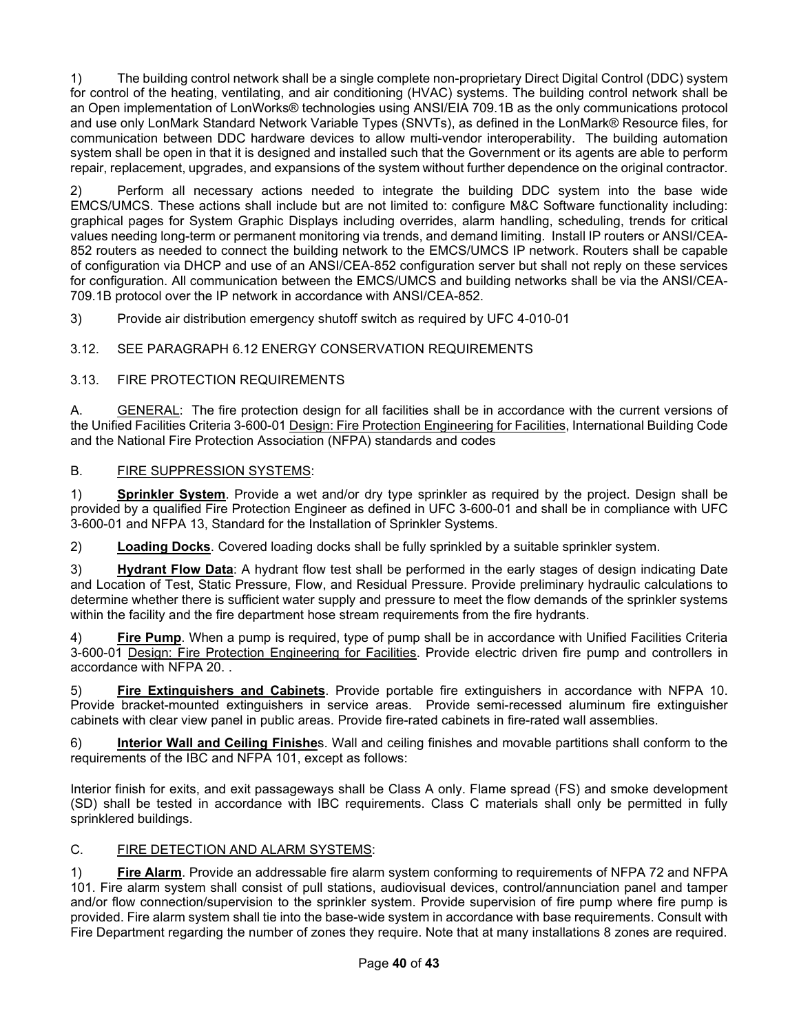1) The building control network shall be a single complete non-proprietary Direct Digital Control (DDC) system for control of the heating, ventilating, and air conditioning (HVAC) systems. The building control network shall be an Open implementation of LonWorks® technologies using ANSI/EIA 709.1B as the only communications protocol and use only LonMark Standard Network Variable Types (SNVTs), as defined in the LonMark® Resource files, for communication between DDC hardware devices to allow multi-vendor interoperability. The building automation system shall be open in that it is designed and installed such that the Government or its agents are able to perform repair, replacement, upgrades, and expansions of the system without further dependence on the original contractor.

2) Perform all necessary actions needed to integrate the building DDC system into the base wide EMCS/UMCS. These actions shall include but are not limited to: configure M&C Software functionality including: graphical pages for System Graphic Displays including overrides, alarm handling, scheduling, trends for critical values needing long-term or permanent monitoring via trends, and demand limiting. Install IP routers or ANSI/CEA-852 routers as needed to connect the building network to the EMCS/UMCS IP network. Routers shall be capable of configuration via DHCP and use of an ANSI/CEA-852 configuration server but shall not reply on these services for configuration. All communication between the EMCS/UMCS and building networks shall be via the ANSI/CEA-709.1B protocol over the IP network in accordance with ANSI/CEA-852.

3) Provide air distribution emergency shutoff switch as required by UFC 4-010-01

3.12. SEE PARAGRAPH 6.12 ENERGY CONSERVATION REQUIREMENTS

3.13. FIRE PROTECTION REQUIREMENTS

A. GENERAL: The fire protection design for all facilities shall be in accordance with the current versions of the Unified Facilities Criteria 3-600-01 Design: Fire Protection Engineering for Facilities, International Building Code and the National Fire Protection Association (NFPA) standards and codes

B. FIRE SUPPRESSION SYSTEMS:

1) **Sprinkler System**. Provide a wet and/or dry type sprinkler as required by the project. Design shall be provided by a qualified Fire Protection Engineer as defined in UFC 3-600-01 and shall be in compliance with UFC 3-600-01 and NFPA 13, Standard for the Installation of Sprinkler Systems.

2) **Loading Docks**. Covered loading docks shall be fully sprinkled by a suitable sprinkler system.

3) **Hydrant Flow Data**: A hydrant flow test shall be performed in the early stages of design indicating Date and Location of Test, Static Pressure, Flow, and Residual Pressure. Provide preliminary hydraulic calculations to determine whether there is sufficient water supply and pressure to meet the flow demands of the sprinkler systems within the facility and the fire department hose stream requirements from the fire hydrants.

4) **Fire Pump**. When a pump is required, type of pump shall be in accordance with Unified Facilities Criteria 3-600-01 Design: Fire Protection Engineering for Facilities. Provide electric driven fire pump and controllers in accordance with NFPA 20. .

5) **Fire Extinguishers and Cabinets**. Provide portable fire extinguishers in accordance with NFPA 10. Provide bracket-mounted extinguishers in service areas. Provide semi-recessed aluminum fire extinguisher cabinets with clear view panel in public areas. Provide fire-rated cabinets in fire-rated wall assemblies.

6) **Interior Wall and Ceiling Finishe**s. Wall and ceiling finishes and movable partitions shall conform to the requirements of the IBC and NFPA 101, except as follows:

Interior finish for exits, and exit passageways shall be Class A only. Flame spread (FS) and smoke development (SD) shall be tested in accordance with IBC requirements. Class C materials shall only be permitted in fully sprinklered buildings.

C. FIRE DETECTION AND ALARM SYSTEMS:

1) **Fire Alarm**. Provide an addressable fire alarm system conforming to requirements of NFPA 72 and NFPA 101. Fire alarm system shall consist of pull stations, audiovisual devices, control/annunciation panel and tamper and/or flow connection/supervision to the sprinkler system. Provide supervision of fire pump where fire pump is provided. Fire alarm system shall tie into the base-wide system in accordance with base requirements. Consult with Fire Department regarding the number of zones they require. Note that at many installations 8 zones are required.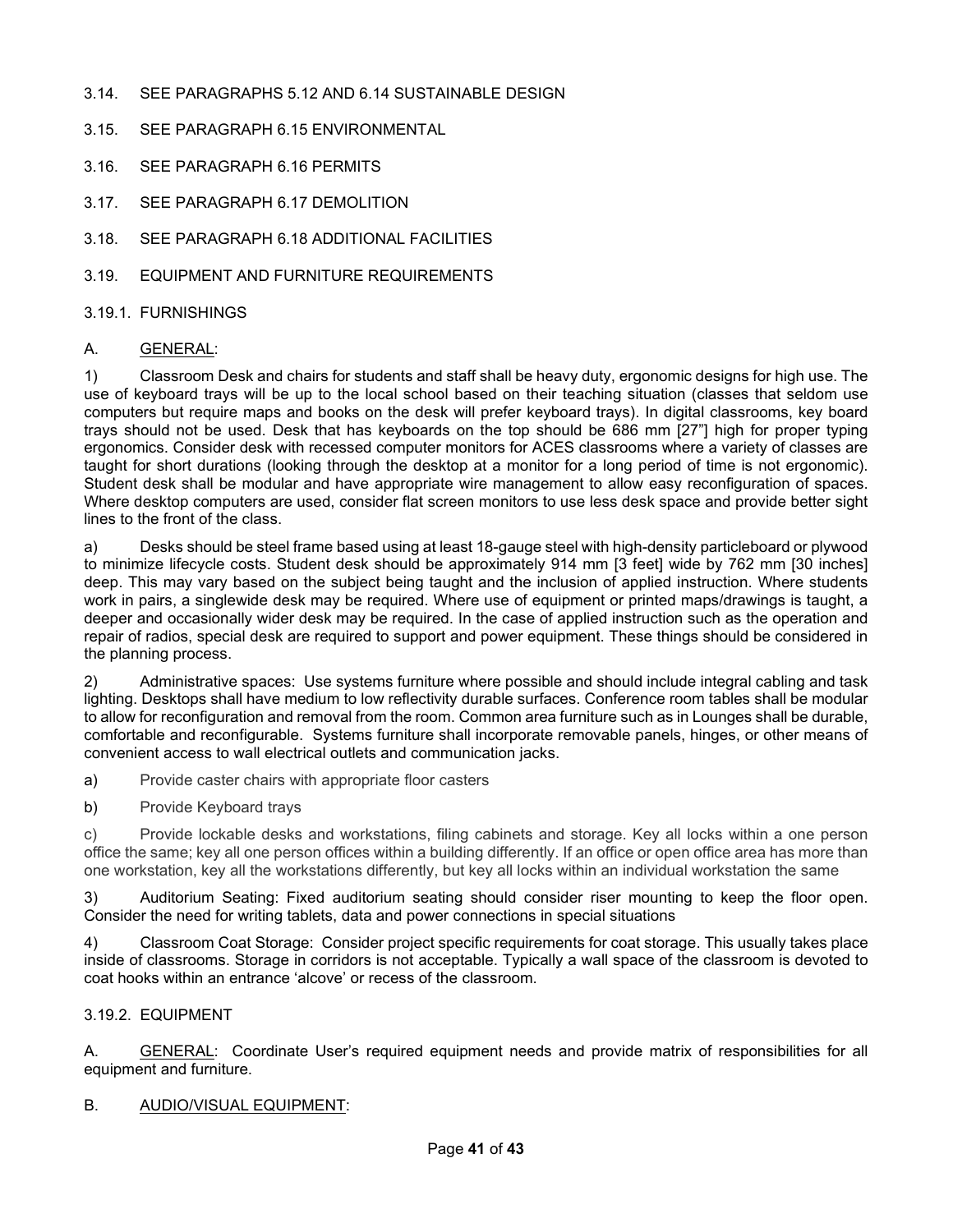### 3.14. SEE PARAGRAPHS 5.12 AND 6.14 SUSTAINABLE DESIGN

### 3.15. SEE PARAGRAPH 6.15 ENVIRONMENTAL

### 3.16. SEE PARAGRAPH 6.16 PERMITS

### 3.17. SEE PARAGRAPH 6.17 DEMOLITION

### 3.18. SEE PARAGRAPH 6.18 ADDITIONAL FACILITIES

### 3.19. EQUIPMENT AND FURNITURE REQUIREMENTS

#### 3.19.1. FURNISHINGS

A. GENERAL:

1) Classroom Desk and chairs for students and staff shall be heavy duty, ergonomic designs for high use. The use of keyboard trays will be up to the local school based on their teaching situation (classes that seldom use computers but require maps and books on the desk will prefer keyboard trays). In digital classrooms, key board trays should not be used. Desk that has keyboards on the top should be 686 mm [27"] high for proper typing ergonomics. Consider desk with recessed computer monitors for ACES classrooms where a variety of classes are taught for short durations (looking through the desktop at a monitor for a long period of time is not ergonomic). Student desk shall be modular and have appropriate wire management to allow easy reconfiguration of spaces. Where desktop computers are used, consider flat screen monitors to use less desk space and provide better sight lines to the front of the class.

a) Desks should be steel frame based using at least 18-gauge steel with high-density particleboard or plywood to minimize lifecycle costs. Student desk should be approximately 914 mm [3 feet] wide by 762 mm [30 inches] deep. This may vary based on the subject being taught and the inclusion of applied instruction. Where students work in pairs, a singlewide desk may be required. Where use of equipment or printed maps/drawings is taught, a deeper and occasionally wider desk may be required. In the case of applied instruction such as the operation and repair of radios, special desk are required to support and power equipment. These things should be considered in the planning process.

2) Administrative spaces: Use systems furniture where possible and should include integral cabling and task lighting. Desktops shall have medium to low reflectivity durable surfaces. Conference room tables shall be modular to allow for reconfiguration and removal from the room. Common area furniture such as in Lounges shall be durable, comfortable and reconfigurable. Systems furniture shall incorporate removable panels, hinges, or other means of convenient access to wall electrical outlets and communication jacks.

a) Provide caster chairs with appropriate floor casters

b) Provide Keyboard trays

c) Provide lockable desks and workstations, filing cabinets and storage. Key all locks within a one person office the same; key all one person offices within a building differently. If an office or open office area has more than one workstation, key all the workstations differently, but key all locks within an individual workstation the same

3) Auditorium Seating: Fixed auditorium seating should consider riser mounting to keep the floor open. Consider the need for writing tablets, data and power connections in special situations

4) Classroom Coat Storage: Consider project specific requirements for coat storage. This usually takes place inside of classrooms. Storage in corridors is not acceptable. Typically a wall space of the classroom is devoted to coat hooks within an entrance 'alcove' or recess of the classroom.

#### 3.19.2. EQUIPMENT

A. GENERAL: Coordinate User's required equipment needs and provide matrix of responsibilities for all equipment and furniture.

B. AUDIO/VISUAL EQUIPMENT: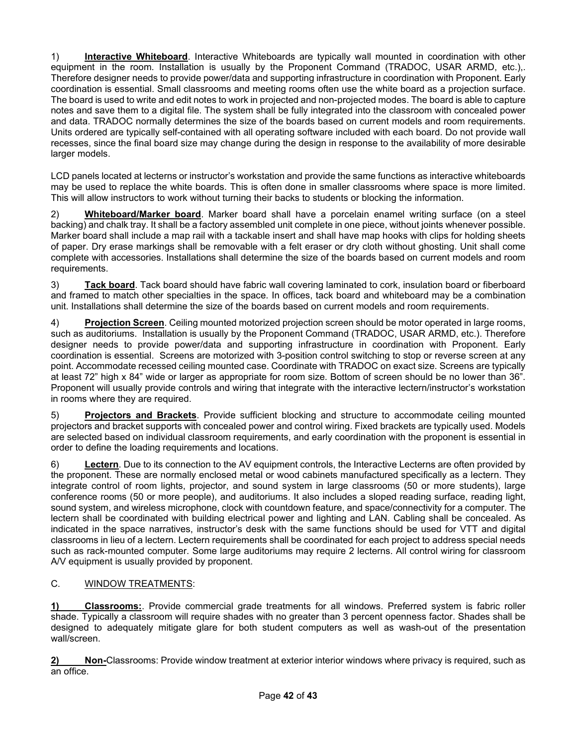1) **Interactive Whiteboard**. Interactive Whiteboards are typically wall mounted in coordination with other equipment in the room. Installation is usually by the Proponent Command (TRADOC, USAR ARMD, etc.),. Therefore designer needs to provide power/data and supporting infrastructure in coordination with Proponent. Early coordination is essential. Small classrooms and meeting rooms often use the white board as a projection surface. The board is used to write and edit notes to work in projected and non-projected modes. The board is able to capture notes and save them to a digital file. The system shall be fully integrated into the classroom with concealed power and data. TRADOC normally determines the size of the boards based on current models and room requirements. Units ordered are typically self-contained with all operating software included with each board. Do not provide wall recesses, since the final board size may change during the design in response to the availability of more desirable larger models.

LCD panels located at lecterns or instructor's workstation and provide the same functions as interactive whiteboards may be used to replace the white boards. This is often done in smaller classrooms where space is more limited. This will allow instructors to work without turning their backs to students or blocking the information.

2) **Whiteboard/Marker board**. Marker board shall have a porcelain enamel writing surface (on a steel backing) and chalk tray. It shall be a factory assembled unit complete in one piece, without joints whenever possible. Marker board shall include a map rail with a tackable insert and shall have map hooks with clips for holding sheets of paper. Dry erase markings shall be removable with a felt eraser or dry cloth without ghosting. Unit shall come complete with accessories. Installations shall determine the size of the boards based on current models and room requirements.

3) **Tack board**. Tack board should have fabric wall covering laminated to cork, insulation board or fiberboard and framed to match other specialties in the space. In offices, tack board and whiteboard may be a combination unit. Installations shall determine the size of the boards based on current models and room requirements.

4) **Projection Screen**. Ceiling mounted motorized projection screen should be motor operated in large rooms, such as auditoriums. Installation is usually by the Proponent Command (TRADOC, USAR ARMD, etc.). Therefore designer needs to provide power/data and supporting infrastructure in coordination with Proponent. Early coordination is essential. Screens are motorized with 3-position control switching to stop or reverse screen at any point. Accommodate recessed ceiling mounted case. Coordinate with TRADOC on exact size. Screens are typically at least 72" high x 84" wide or larger as appropriate for room size. Bottom of screen should be no lower than 36". Proponent will usually provide controls and wiring that integrate with the interactive lectern/instructor's workstation in rooms where they are required.

5) **Projectors and Brackets**. Provide sufficient blocking and structure to accommodate ceiling mounted projectors and bracket supports with concealed power and control wiring. Fixed brackets are typically used. Models are selected based on individual classroom requirements, and early coordination with the proponent is essential in order to define the loading requirements and locations.

6) **Lectern**. Due to its connection to the AV equipment controls, the Interactive Lecterns are often provided by the proponent. These are normally enclosed metal or wood cabinets manufactured specifically as a lectern. They integrate control of room lights, projector, and sound system in large classrooms (50 or more students), large conference rooms (50 or more people), and auditoriums. It also includes a sloped reading surface, reading light, sound system, and wireless microphone, clock with countdown feature, and space/connectivity for a computer. The lectern shall be coordinated with building electrical power and lighting and LAN. Cabling shall be concealed. As indicated in the space narratives, instructor's desk with the same functions should be used for VTT and digital classrooms in lieu of a lectern. Lectern requirements shall be coordinated for each project to address special needs such as rack-mounted computer. Some large auditoriums may require 2 lecterns. All control wiring for classroom A/V equipment is usually provided by proponent.

C. WINDOW TREATMENTS:

**1) Classrooms:**. Provide commercial grade treatments for all windows. Preferred system is fabric roller shade. Typically a classroom will require shades with no greater than 3 percent openness factor. Shades shall be designed to adequately mitigate glare for both student computers as well as wash-out of the presentation wall/screen.

**2) Non-**Classrooms: Provide window treatment at exterior interior windows where privacy is required, such as an office.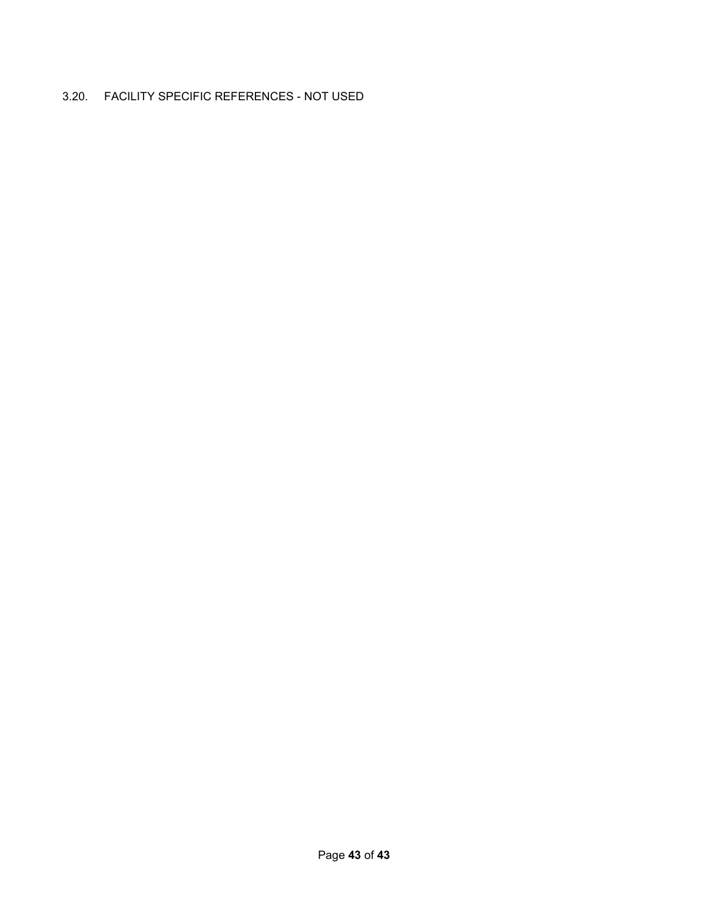## 3.20. FACILITY SPECIFIC REFERENCES - NOT USED